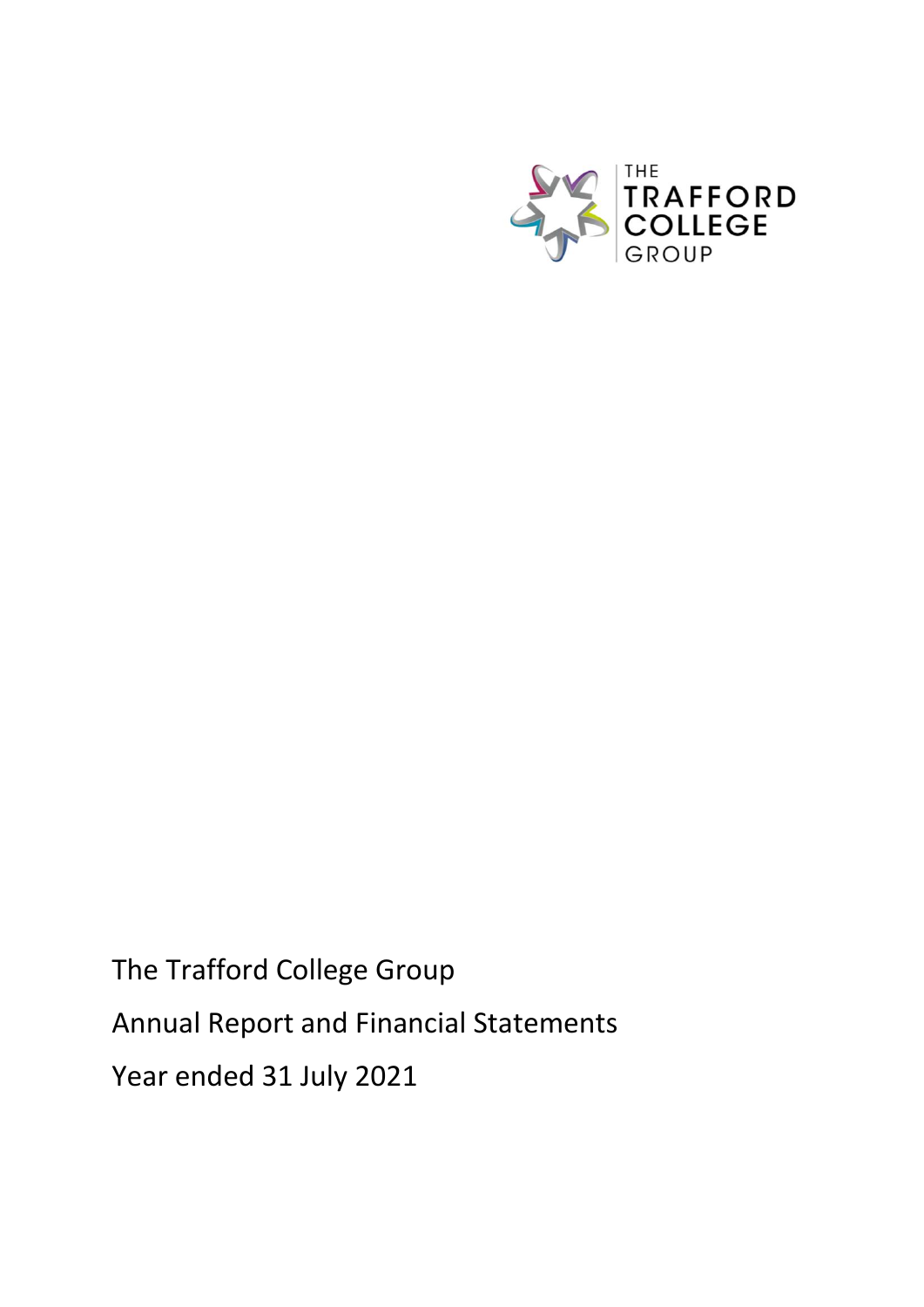THE TRAFFORD COLLEGE GROUP

The Trafford College Group

Annual Report and Financial Statements

Year ended 31 July 2021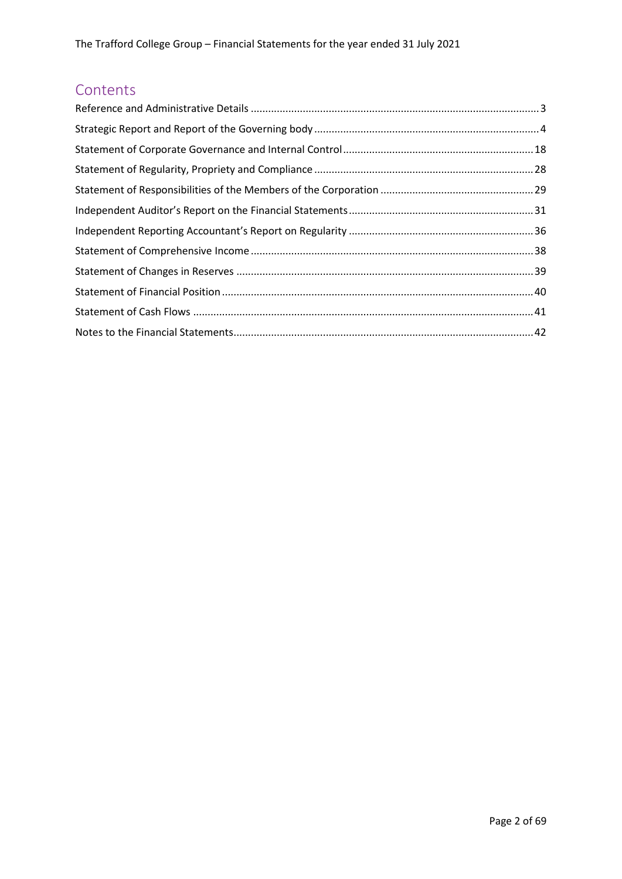## Contents

| | |
|---|---|
| Reference and Administrative Details | 3 |
| Strategic Report and Report of the Governing body | 4 |
| Statement of Corporate Governance and Internal Control | 18 |
| Statement of Regularity, Propriety and Compliance | 28 |
| Statement of Responsibilities of the Members of the Corporation | 29 |
| Independent Auditor's Report on the Financial Statements | 31 |
| Independent Reporting Accountant's Report on Regularity | 36 |
| Statement of Comprehensive Income | 38 |
| Statement of Changes in Reserves | 39 |
| Statement of Financial Position | 40 |
| Statement of Cash Flows | 41 |
| Notes to the Financial Statements | 42 |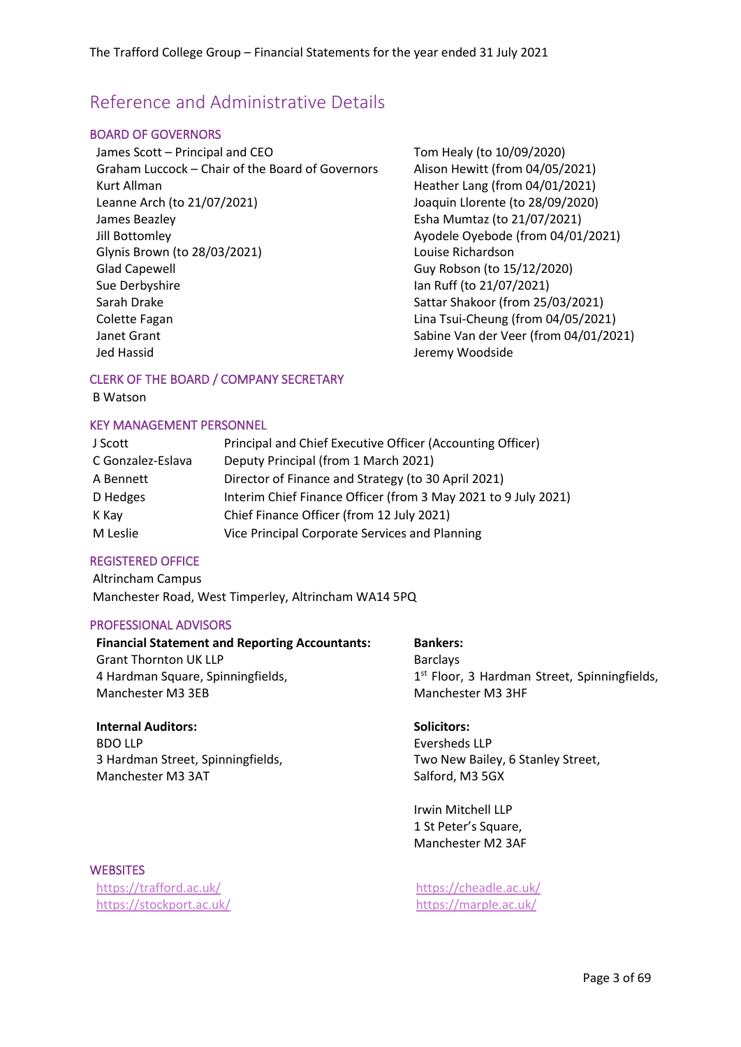# Reference and Administrative Details

## BOARD OF GOVERNORS

- James Scott – Principal and CEO
- Graham Luccock – Chair of the Board of Governors
- Kurt Allman
- Leanne Arch (to 21/07/2021)
- James Beazley
- Jill Bottomley
- Glynis Brown (to 28/03/2021)
- Glad Capewell
- Sue Derbyshire
- Sarah Drake
- Colette Fagan
- Janet Grant
- Jed Hassid
- Tom Healy (to 10/09/2020)
- Alison Hewitt (from 04/05/2021)
- Heather Lang (from 04/01/2021)
- Joaquin Llorente (to 28/09/2020)
- Esha Mumtaz (to 21/07/2021)
- Ayodele Oyebode (from 04/01/2021)
- Louise Richardson
- Guy Robson (to 15/12/2020)
- Ian Ruff (to 21/07/2021)
- Sattar Shakoor (from 25/03/2021)
- Lina Tsui-Cheung (from 04/05/2021)
- Sabine Van der Veer (from 04/01/2021)
- Jeremy Woodside

## CLERK OF THE BOARD / COMPANY SECRETARY

B Watson

## KEY MANAGEMENT PERSONNEL

| | |
|---|---|
| J Scott | Principal and Chief Executive Officer (Accounting Officer) |
| C Gonzalez-Eslava | Deputy Principal (from 1 March 2021) |
| A Bennett | Director of Finance and Strategy (to 30 April 2021) |
| D Hedges | Interim Chief Finance Officer (from 3 May 2021 to 9 July 2021) |
| K Kay | Chief Finance Officer (from 12 July 2021) |
| M Leslie | Vice Principal Corporate Services and Planning |

## REGISTERED OFFICE

Altrincham Campus
Manchester Road, West Timperley, Altrincham WA14 5PQ

## PROFESSIONAL ADVISORS

**Financial Statement and Reporting Accountants:**
Grant Thornton UK LLP
4 Hardman Square, Spinningfields,
Manchester M3 3EB

**Internal Auditors:**
BDO LLP
3 Hardman Street, Spinningfields,
Manchester M3 3AT

**Bankers:**
Barclays
1st Floor, 3 Hardman Street, Spinningfields,
Manchester M3 3HF

**Solicitors:**
Eversheds LLP
Two New Bailey, 6 Stanley Street,
Salford, M3 5GX

Irwin Mitchell LLP
1 St Peter's Square,
Manchester M2 3AF

## WEBSITES

- https://trafford.ac.uk/
- https://stockport.ac.uk/
- https://cheadle.ac.uk/
- https://marple.ac.uk/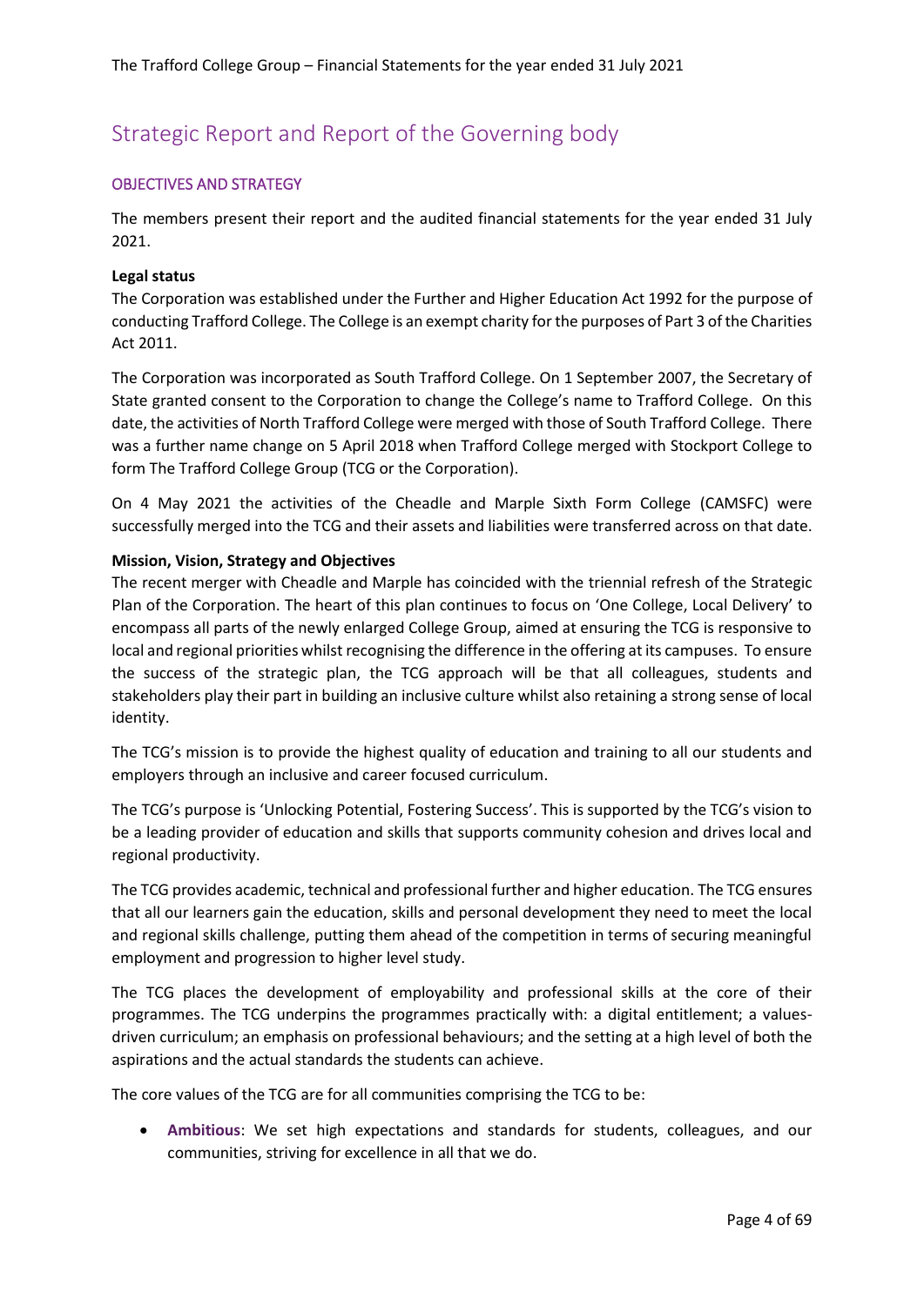# Strategic Report and Report of the Governing body

## OBJECTIVES AND STRATEGY

The members present their report and the audited financial statements for the year ended 31 July 2021.

**Legal status**

The Corporation was established under the Further and Higher Education Act 1992 for the purpose of conducting Trafford College. The College is an exempt charity for the purposes of Part 3 of the Charities Act 2011.

The Corporation was incorporated as South Trafford College. On 1 September 2007, the Secretary of State granted consent to the Corporation to change the College's name to Trafford College. On this date, the activities of North Trafford College were merged with those of South Trafford College. There was a further name change on 5 April 2018 when Trafford College merged with Stockport College to form The Trafford College Group (TCG or the Corporation).

On 4 May 2021 the activities of the Cheadle and Marple Sixth Form College (CAMSFC) were successfully merged into the TCG and their assets and liabilities were transferred across on that date.

**Mission, Vision, Strategy and Objectives**

The recent merger with Cheadle and Marple has coincided with the triennial refresh of the Strategic Plan of the Corporation. The heart of this plan continues to focus on 'One College, Local Delivery' to encompass all parts of the newly enlarged College Group, aimed at ensuring the TCG is responsive to local and regional priorities whilst recognising the difference in the offering at its campuses. To ensure the success of the strategic plan, the TCG approach will be that all colleagues, students and stakeholders play their part in building an inclusive culture whilst also retaining a strong sense of local identity.

The TCG's mission is to provide the highest quality of education and training to all our students and employers through an inclusive and career focused curriculum.

The TCG's purpose is 'Unlocking Potential, Fostering Success'. This is supported by the TCG's vision to be a leading provider of education and skills that supports community cohesion and drives local and regional productivity.

The TCG provides academic, technical and professional further and higher education. The TCG ensures that all our learners gain the education, skills and personal development they need to meet the local and regional skills challenge, putting them ahead of the competition in terms of securing meaningful employment and progression to higher level study.

The TCG places the development of employability and professional skills at the core of their programmes. The TCG underpins the programmes practically with: a digital entitlement; a values-driven curriculum; an emphasis on professional behaviours; and the setting at a high level of both the aspirations and the actual standards the students can achieve.

The core values of the TCG are for all communities comprising the TCG to be:

- **Ambitious**: We set high expectations and standards for students, colleagues, and our communities, striving for excellence in all that we do.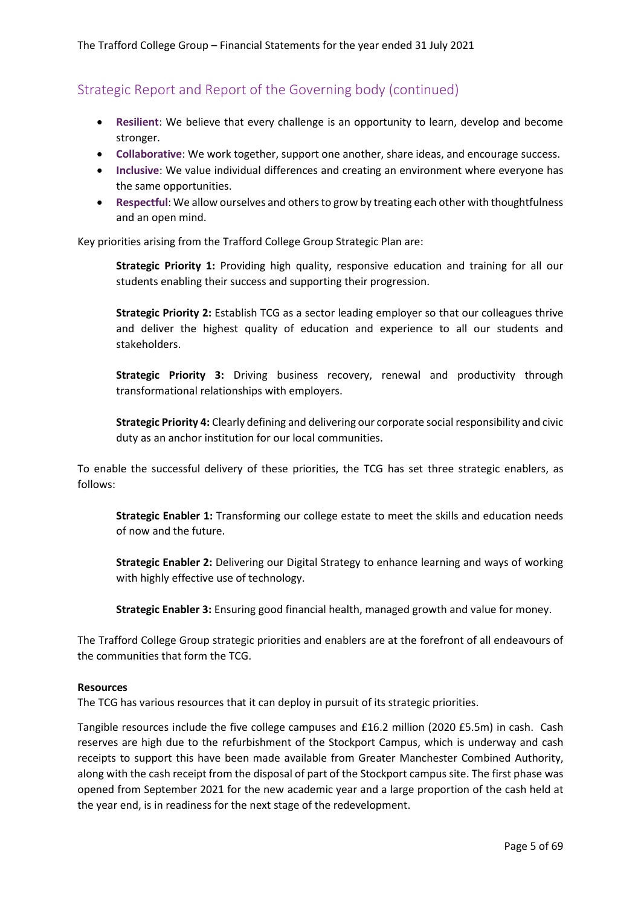## Strategic Report and Report of the Governing body (continued)

- **Resilient**: We believe that every challenge is an opportunity to learn, develop and become stronger.
- **Collaborative**: We work together, support one another, share ideas, and encourage success.
- **Inclusive**: We value individual differences and creating an environment where everyone has the same opportunities.
- **Respectful**: We allow ourselves and others to grow by treating each other with thoughtfulness and an open mind.

Key priorities arising from the Trafford College Group Strategic Plan are:

> **Strategic Priority 1:** Providing high quality, responsive education and training for all our students enabling their success and supporting their progression.
>
> **Strategic Priority 2:** Establish TCG as a sector leading employer so that our colleagues thrive and deliver the highest quality of education and experience to all our students and stakeholders.
>
> **Strategic Priority 3:** Driving business recovery, renewal and productivity through transformational relationships with employers.
>
> **Strategic Priority 4:** Clearly defining and delivering our corporate social responsibility and civic duty as an anchor institution for our local communities.

To enable the successful delivery of these priorities, the TCG has set three strategic enablers, as follows:

> **Strategic Enabler 1:** Transforming our college estate to meet the skills and education needs of now and the future.
>
> **Strategic Enabler 2:** Delivering our Digital Strategy to enhance learning and ways of working with highly effective use of technology.
>
> **Strategic Enabler 3:** Ensuring good financial health, managed growth and value for money.

The Trafford College Group strategic priorities and enablers are at the forefront of all endeavours of the communities that form the TCG.

**Resources**

The TCG has various resources that it can deploy in pursuit of its strategic priorities.

Tangible resources include the five college campuses and £16.2 million (2020 £5.5m) in cash. Cash reserves are high due to the refurbishment of the Stockport Campus, which is underway and cash receipts to support this have been made available from Greater Manchester Combined Authority, along with the cash receipt from the disposal of part of the Stockport campus site. The first phase was opened from September 2021 for the new academic year and a large proportion of the cash held at the year end, is in readiness for the next stage of the redevelopment.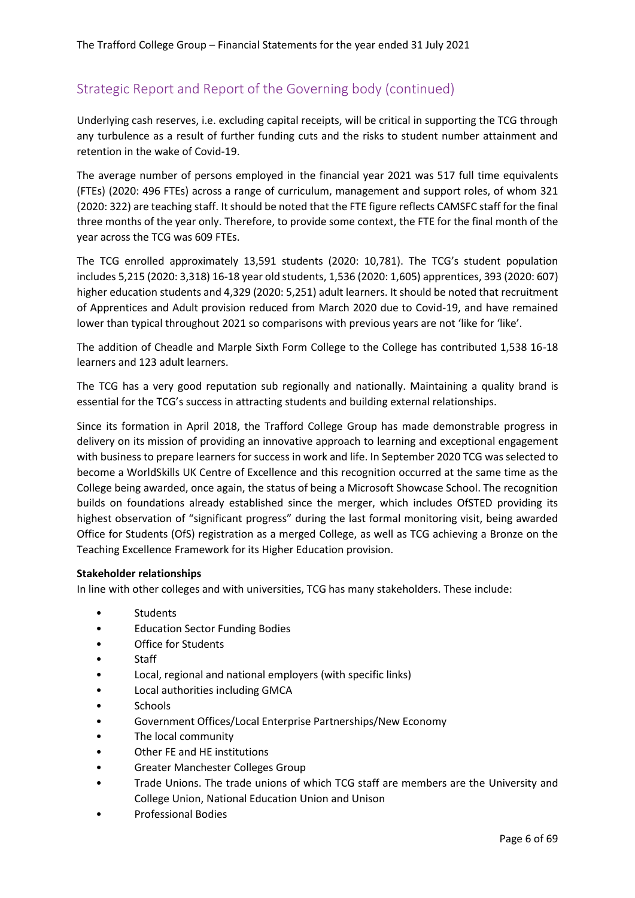## Strategic Report and Report of the Governing body (continued)

Underlying cash reserves, i.e. excluding capital receipts, will be critical in supporting the TCG through any turbulence as a result of further funding cuts and the risks to student number attainment and retention in the wake of Covid-19.

The average number of persons employed in the financial year 2021 was 517 full time equivalents (FTEs) (2020: 496 FTEs) across a range of curriculum, management and support roles, of whom 321 (2020: 322) are teaching staff. It should be noted that the FTE figure reflects CAMSFC staff for the final three months of the year only. Therefore, to provide some context, the FTE for the final month of the year across the TCG was 609 FTEs.

The TCG enrolled approximately 13,591 students (2020: 10,781). The TCG's student population includes 5,215 (2020: 3,318) 16-18 year old students, 1,536 (2020: 1,605) apprentices, 393 (2020: 607) higher education students and 4,329 (2020: 5,251) adult learners. It should be noted that recruitment of Apprentices and Adult provision reduced from March 2020 due to Covid-19, and have remained lower than typical throughout 2021 so comparisons with previous years are not 'like for 'like'.

The addition of Cheadle and Marple Sixth Form College to the College has contributed 1,538 16-18 learners and 123 adult learners.

The TCG has a very good reputation sub regionally and nationally. Maintaining a quality brand is essential for the TCG's success in attracting students and building external relationships.

Since its formation in April 2018, the Trafford College Group has made demonstrable progress in delivery on its mission of providing an innovative approach to learning and exceptional engagement with business to prepare learners for success in work and life. In September 2020 TCG was selected to become a WorldSkills UK Centre of Excellence and this recognition occurred at the same time as the College being awarded, once again, the status of being a Microsoft Showcase School. The recognition builds on foundations already established since the merger, which includes OfSTED providing its highest observation of "significant progress" during the last formal monitoring visit, being awarded Office for Students (OfS) registration as a merged College, as well as TCG achieving a Bronze on the Teaching Excellence Framework for its Higher Education provision.

**Stakeholder relationships**

In line with other colleges and with universities, TCG has many stakeholders. These include:

- Students
- Education Sector Funding Bodies
- Office for Students
- Staff
- Local, regional and national employers (with specific links)
- Local authorities including GMCA
- Schools
- Government Offices/Local Enterprise Partnerships/New Economy
- The local community
- Other FE and HE institutions
- Greater Manchester Colleges Group
- Trade Unions. The trade unions of which TCG staff are members are the University and College Union, National Education Union and Unison
- Professional Bodies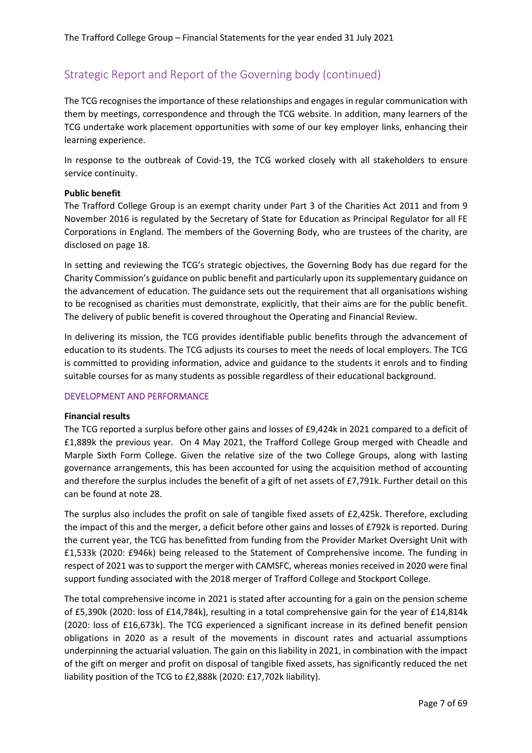## Strategic Report and Report of the Governing body (continued)

The TCG recognises the importance of these relationships and engages in regular communication with them by meetings, correspondence and through the TCG website. In addition, many learners of the TCG undertake work placement opportunities with some of our key employer links, enhancing their learning experience.

In response to the outbreak of Covid-19, the TCG worked closely with all stakeholders to ensure service continuity.

**Public benefit**

The Trafford College Group is an exempt charity under Part 3 of the Charities Act 2011 and from 9 November 2016 is regulated by the Secretary of State for Education as Principal Regulator for all FE Corporations in England. The members of the Governing Body, who are trustees of the charity, are disclosed on page 18.

In setting and reviewing the TCG's strategic objectives, the Governing Body has due regard for the Charity Commission's guidance on public benefit and particularly upon its supplementary guidance on the advancement of education. The guidance sets out the requirement that all organisations wishing to be recognised as charities must demonstrate, explicitly, that their aims are for the public benefit. The delivery of public benefit is covered throughout the Operating and Financial Review.

In delivering its mission, the TCG provides identifiable public benefits through the advancement of education to its students. The TCG adjusts its courses to meet the needs of local employers. The TCG is committed to providing information, advice and guidance to the students it enrols and to finding suitable courses for as many students as possible regardless of their educational background.

### DEVELOPMENT AND PERFORMANCE

**Financial results**

The TCG reported a surplus before other gains and losses of £9,424k in 2021 compared to a deficit of £1,889k the previous year. On 4 May 2021, the Trafford College Group merged with Cheadle and Marple Sixth Form College. Given the relative size of the two College Groups, along with lasting governance arrangements, this has been accounted for using the acquisition method of accounting and therefore the surplus includes the benefit of a gift of net assets of £7,791k. Further detail on this can be found at note 28.

The surplus also includes the profit on sale of tangible fixed assets of £2,425k. Therefore, excluding the impact of this and the merger, a deficit before other gains and losses of £792k is reported. During the current year, the TCG has benefitted from funding from the Provider Market Oversight Unit with £1,533k (2020: £946k) being released to the Statement of Comprehensive income. The funding in respect of 2021 was to support the merger with CAMSFC, whereas monies received in 2020 were final support funding associated with the 2018 merger of Trafford College and Stockport College.

The total comprehensive income in 2021 is stated after accounting for a gain on the pension scheme of £5,390k (2020: loss of £14,784k), resulting in a total comprehensive gain for the year of £14,814k (2020: loss of £16,673k). The TCG experienced a significant increase in its defined benefit pension obligations in 2020 as a result of the movements in discount rates and actuarial assumptions underpinning the actuarial valuation. The gain on this liability in 2021, in combination with the impact of the gift on merger and profit on disposal of tangible fixed assets, has significantly reduced the net liability position of the TCG to £2,888k (2020: £17,702k liability).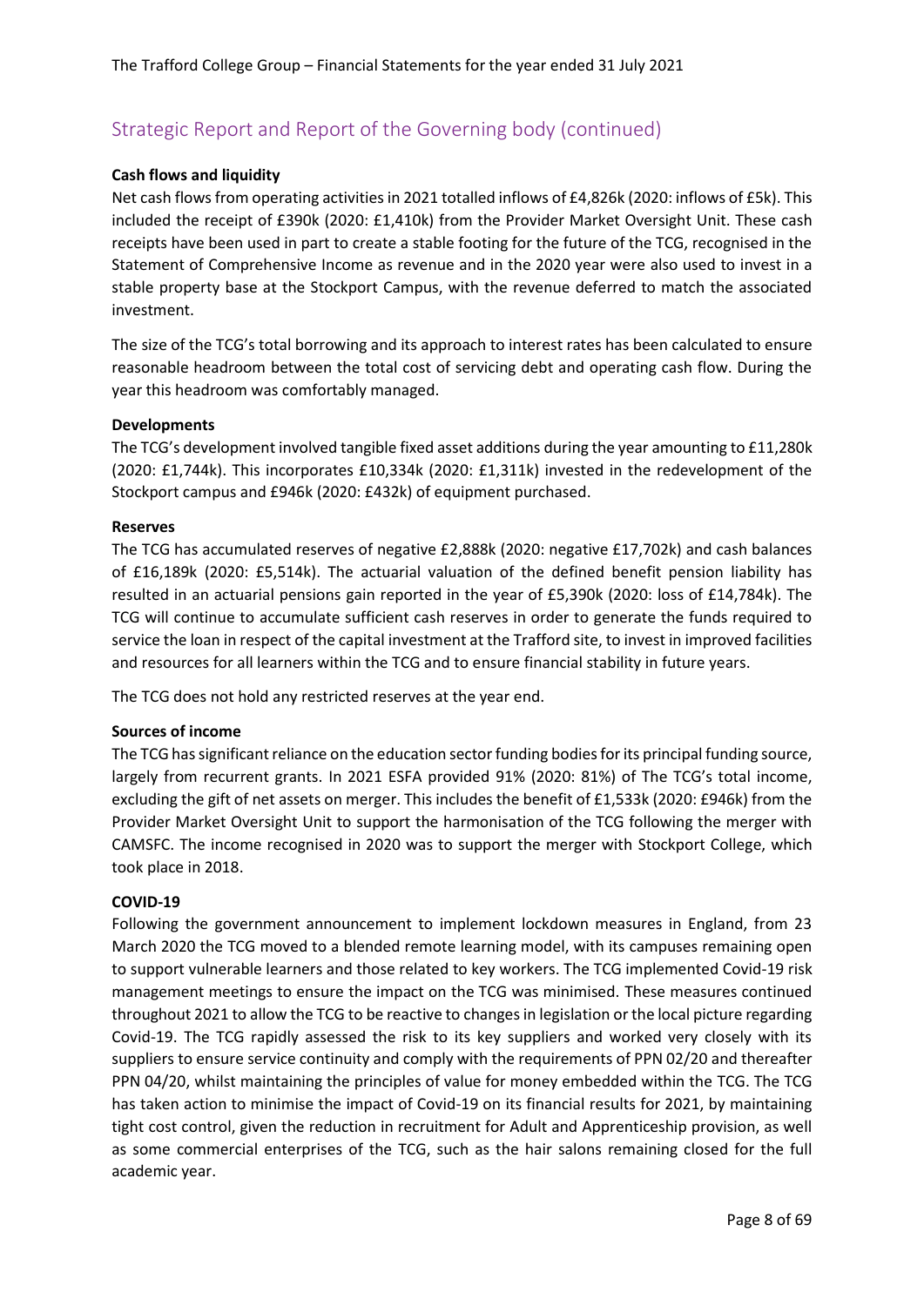## Strategic Report and Report of the Governing body (continued)

**Cash flows and liquidity**

Net cash flows from operating activities in 2021 totalled inflows of £4,826k (2020: inflows of £5k). This included the receipt of £390k (2020: £1,410k) from the Provider Market Oversight Unit. These cash receipts have been used in part to create a stable footing for the future of the TCG, recognised in the Statement of Comprehensive Income as revenue and in the 2020 year were also used to invest in a stable property base at the Stockport Campus, with the revenue deferred to match the associated investment.

The size of the TCG's total borrowing and its approach to interest rates has been calculated to ensure reasonable headroom between the total cost of servicing debt and operating cash flow. During the year this headroom was comfortably managed.

**Developments**

The TCG's development involved tangible fixed asset additions during the year amounting to £11,280k (2020: £1,744k). This incorporates £10,334k (2020: £1,311k) invested in the redevelopment of the Stockport campus and £946k (2020: £432k) of equipment purchased.

**Reserves**

The TCG has accumulated reserves of negative £2,888k (2020: negative £17,702k) and cash balances of £16,189k (2020: £5,514k). The actuarial valuation of the defined benefit pension liability has resulted in an actuarial pensions gain reported in the year of £5,390k (2020: loss of £14,784k). The TCG will continue to accumulate sufficient cash reserves in order to generate the funds required to service the loan in respect of the capital investment at the Trafford site, to invest in improved facilities and resources for all learners within the TCG and to ensure financial stability in future years.

The TCG does not hold any restricted reserves at the year end.

**Sources of income**

The TCG has significant reliance on the education sector funding bodies for its principal funding source, largely from recurrent grants. In 2021 ESFA provided 91% (2020: 81%) of The TCG's total income, excluding the gift of net assets on merger. This includes the benefit of £1,533k (2020: £946k) from the Provider Market Oversight Unit to support the harmonisation of the TCG following the merger with CAMSFC. The income recognised in 2020 was to support the merger with Stockport College, which took place in 2018.

**COVID-19**

Following the government announcement to implement lockdown measures in England, from 23 March 2020 the TCG moved to a blended remote learning model, with its campuses remaining open to support vulnerable learners and those related to key workers. The TCG implemented Covid-19 risk management meetings to ensure the impact on the TCG was minimised. These measures continued throughout 2021 to allow the TCG to be reactive to changes in legislation or the local picture regarding Covid-19. The TCG rapidly assessed the risk to its key suppliers and worked very closely with its suppliers to ensure service continuity and comply with the requirements of PPN 02/20 and thereafter PPN 04/20, whilst maintaining the principles of value for money embedded within the TCG. The TCG has taken action to minimise the impact of Covid-19 on its financial results for 2021, by maintaining tight cost control, given the reduction in recruitment for Adult and Apprenticeship provision, as well as some commercial enterprises of the TCG, such as the hair salons remaining closed for the full academic year.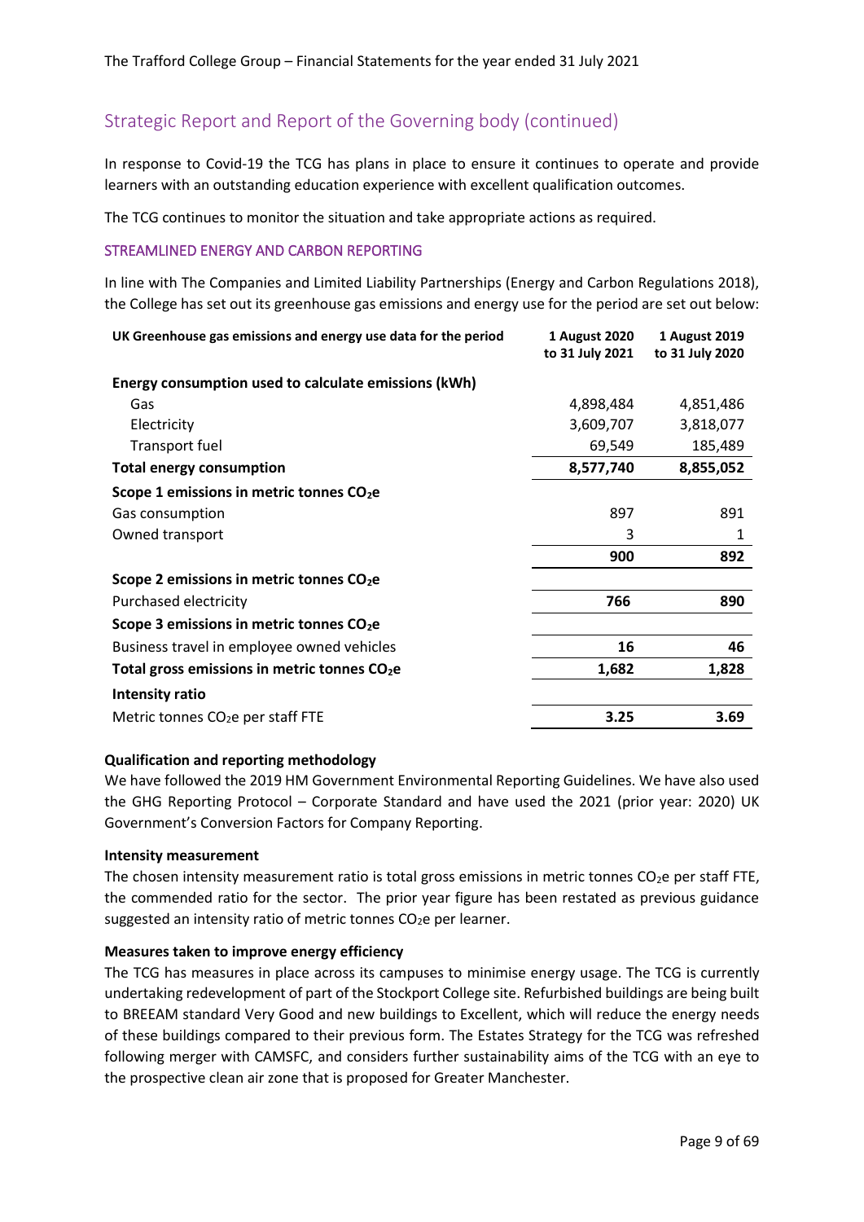## Strategic Report and Report of the Governing body (continued)

In response to Covid-19 the TCG has plans in place to ensure it continues to operate and provide learners with an outstanding education experience with excellent qualification outcomes.

The TCG continues to monitor the situation and take appropriate actions as required.

### STREAMLINED ENERGY AND CARBON REPORTING

In line with The Companies and Limited Liability Partnerships (Energy and Carbon Regulations 2018), the College has set out its greenhouse gas emissions and energy use for the period are set out below:

| UK Greenhouse gas emissions and energy use data for the period | 1 August 2020 to 31 July 2021 | 1 August 2019 to 31 July 2020 |
|---|---|---|
| **Energy consumption used to calculate emissions (kWh)** | | |
| Gas | 4,898,484 | 4,851,486 |
| Electricity | 3,609,707 | 3,818,077 |
| Transport fuel | 69,549 | 185,489 |
| **Total energy consumption** | **8,577,740** | **8,855,052** |
| **Scope 1 emissions in metric tonnes $CO_2e$** | | |
| Gas consumption | 897 | 891 |
| Owned transport | 3 | 1 |
| | **900** | **892** |
| **Scope 2 emissions in metric tonnes $CO_2e$** | | |
| Purchased electricity | **766** | **890** |
| **Scope 3 emissions in metric tonnes $CO_2e$** | | |
| Business travel in employee owned vehicles | **16** | **46** |
| **Total gross emissions in metric tonnes $CO_2e$** | **1,682** | **1,828** |
| **Intensity ratio** | | |
| Metric tonnes $CO_2e$ per staff FTE | **3.25** | **3.69** |

**Qualification and reporting methodology**

We have followed the 2019 HM Government Environmental Reporting Guidelines. We have also used the GHG Reporting Protocol – Corporate Standard and have used the 2021 (prior year: 2020) UK Government's Conversion Factors for Company Reporting.

**Intensity measurement**

The chosen intensity measurement ratio is total gross emissions in metric tonnes $CO_2e$ per staff FTE, the commended ratio for the sector. The prior year figure has been restated as previous guidance suggested an intensity ratio of metric tonnes $CO_2e$ per learner.

**Measures taken to improve energy efficiency**

The TCG has measures in place across its campuses to minimise energy usage. The TCG is currently undertaking redevelopment of part of the Stockport College site. Refurbished buildings are being built to BREEAM standard Very Good and new buildings to Excellent, which will reduce the energy needs of these buildings compared to their previous form. The Estates Strategy for the TCG was refreshed following merger with CAMSFC, and considers further sustainability aims of the TCG with an eye to the prospective clean air zone that is proposed for Greater Manchester.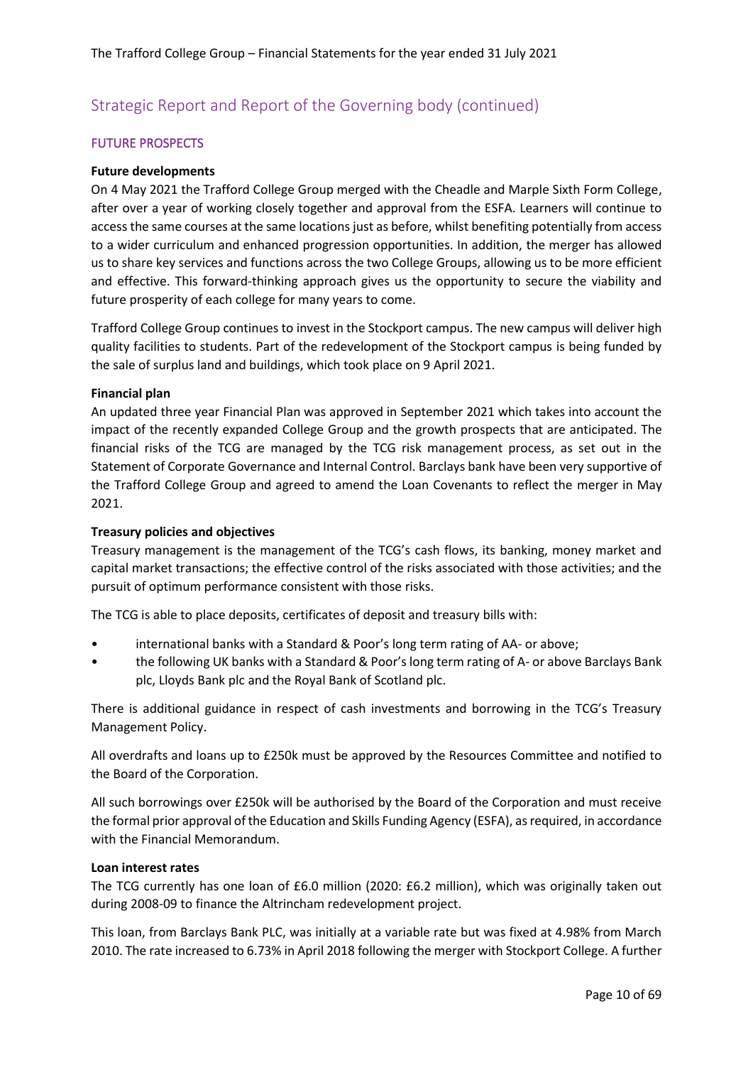## Strategic Report and Report of the Governing body (continued)

### FUTURE PROSPECTS

**Future developments**

On 4 May 2021 the Trafford College Group merged with the Cheadle and Marple Sixth Form College, after over a year of working closely together and approval from the ESFA. Learners will continue to access the same courses at the same locations just as before, whilst benefiting potentially from access to a wider curriculum and enhanced progression opportunities. In addition, the merger has allowed us to share key services and functions across the two College Groups, allowing us to be more efficient and effective. This forward-thinking approach gives us the opportunity to secure the viability and future prosperity of each college for many years to come.

Trafford College Group continues to invest in the Stockport campus. The new campus will deliver high quality facilities to students. Part of the redevelopment of the Stockport campus is being funded by the sale of surplus land and buildings, which took place on 9 April 2021.

**Financial plan**

An updated three year Financial Plan was approved in September 2021 which takes into account the impact of the recently expanded College Group and the growth prospects that are anticipated. The financial risks of the TCG are managed by the TCG risk management process, as set out in the Statement of Corporate Governance and Internal Control. Barclays bank have been very supportive of the Trafford College Group and agreed to amend the Loan Covenants to reflect the merger in May 2021.

**Treasury policies and objectives**

Treasury management is the management of the TCG's cash flows, its banking, money market and capital market transactions; the effective control of the risks associated with those activities; and the pursuit of optimum performance consistent with those risks.

The TCG is able to place deposits, certificates of deposit and treasury bills with:

- international banks with a Standard & Poor's long term rating of AA- or above;
- the following UK banks with a Standard & Poor's long term rating of A- or above Barclays Bank plc, Lloyds Bank plc and the Royal Bank of Scotland plc.

There is additional guidance in respect of cash investments and borrowing in the TCG's Treasury Management Policy.

All overdrafts and loans up to £250k must be approved by the Resources Committee and notified to the Board of the Corporation.

All such borrowings over £250k will be authorised by the Board of the Corporation and must receive the formal prior approval of the Education and Skills Funding Agency (ESFA), as required, in accordance with the Financial Memorandum.

**Loan interest rates**

The TCG currently has one loan of £6.0 million (2020: £6.2 million), which was originally taken out during 2008-09 to finance the Altrincham redevelopment project.

This loan, from Barclays Bank PLC, was initially at a variable rate but was fixed at 4.98% from March 2010. The rate increased to 6.73% in April 2018 following the merger with Stockport College. A further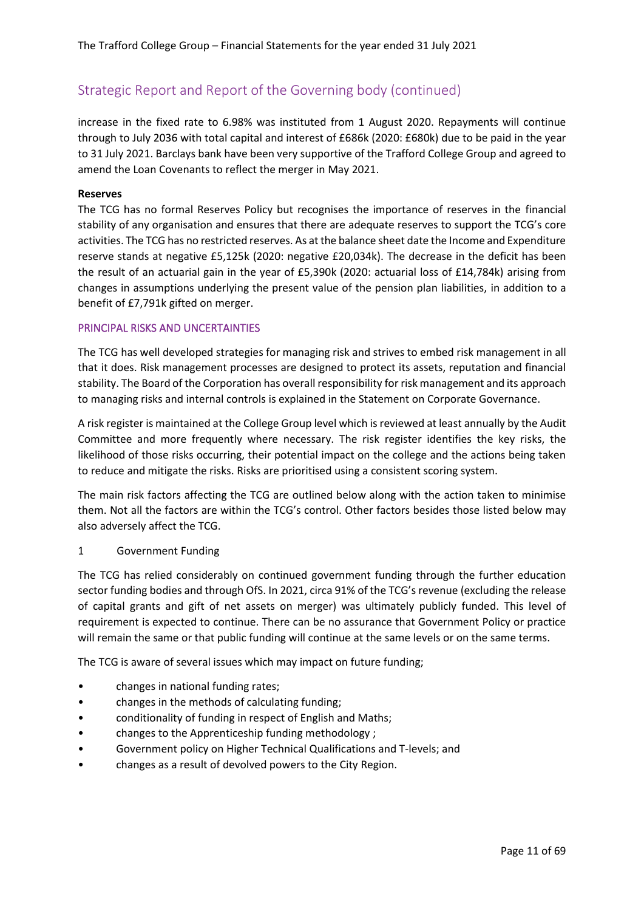## Strategic Report and Report of the Governing body (continued)

increase in the fixed rate to 6.98% was instituted from 1 August 2020. Repayments will continue through to July 2036 with total capital and interest of £686k (2020: £680k) due to be paid in the year to 31 July 2021. Barclays bank have been very supportive of the Trafford College Group and agreed to amend the Loan Covenants to reflect the merger in May 2021.

**Reserves**

The TCG has no formal Reserves Policy but recognises the importance of reserves in the financial stability of any organisation and ensures that there are adequate reserves to support the TCG's core activities. The TCG has no restricted reserves. As at the balance sheet date the Income and Expenditure reserve stands at negative £5,125k (2020: negative £20,034k). The decrease in the deficit has been the result of an actuarial gain in the year of £5,390k (2020: actuarial loss of £14,784k) arising from changes in assumptions underlying the present value of the pension plan liabilities, in addition to a benefit of £7,791k gifted on merger.

### PRINCIPAL RISKS AND UNCERTAINTIES

The TCG has well developed strategies for managing risk and strives to embed risk management in all that it does. Risk management processes are designed to protect its assets, reputation and financial stability. The Board of the Corporation has overall responsibility for risk management and its approach to managing risks and internal controls is explained in the Statement on Corporate Governance.

A risk register is maintained at the College Group level which is reviewed at least annually by the Audit Committee and more frequently where necessary. The risk register identifies the key risks, the likelihood of those risks occurring, their potential impact on the college and the actions being taken to reduce and mitigate the risks. Risks are prioritised using a consistent scoring system.

The main risk factors affecting the TCG are outlined below along with the action taken to minimise them. Not all the factors are within the TCG's control. Other factors besides those listed below may also adversely affect the TCG.

1 Government Funding

The TCG has relied considerably on continued government funding through the further education sector funding bodies and through OfS. In 2021, circa 91% of the TCG's revenue (excluding the release of capital grants and gift of net assets on merger) was ultimately publicly funded. This level of requirement is expected to continue. There can be no assurance that Government Policy or practice will remain the same or that public funding will continue at the same levels or on the same terms.

The TCG is aware of several issues which may impact on future funding;

- changes in national funding rates;
- changes in the methods of calculating funding;
- conditionality of funding in respect of English and Maths;
- changes to the Apprenticeship funding methodology ;
- Government policy on Higher Technical Qualifications and T-levels; and
- changes as a result of devolved powers to the City Region.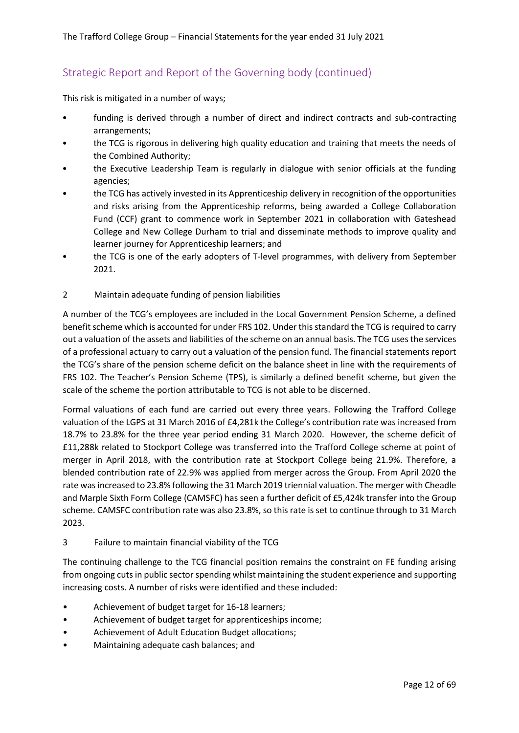## Strategic Report and Report of the Governing body (continued)

This risk is mitigated in a number of ways;

- funding is derived through a number of direct and indirect contracts and sub-contracting arrangements;
- the TCG is rigorous in delivering high quality education and training that meets the needs of the Combined Authority;
- the Executive Leadership Team is regularly in dialogue with senior officials at the funding agencies;
- the TCG has actively invested in its Apprenticeship delivery in recognition of the opportunities and risks arising from the Apprenticeship reforms, being awarded a College Collaboration Fund (CCF) grant to commence work in September 2021 in collaboration with Gateshead College and New College Durham to trial and disseminate methods to improve quality and learner journey for Apprenticeship learners; and
- the TCG is one of the early adopters of T-level programmes, with delivery from September 2021.

2 Maintain adequate funding of pension liabilities

A number of the TCG's employees are included in the Local Government Pension Scheme, a defined benefit scheme which is accounted for under FRS 102. Under this standard the TCG is required to carry out a valuation of the assets and liabilities of the scheme on an annual basis. The TCG uses the services of a professional actuary to carry out a valuation of the pension fund. The financial statements report the TCG's share of the pension scheme deficit on the balance sheet in line with the requirements of FRS 102. The Teacher's Pension Scheme (TPS), is similarly a defined benefit scheme, but given the scale of the scheme the portion attributable to TCG is not able to be discerned.

Formal valuations of each fund are carried out every three years. Following the Trafford College valuation of the LGPS at 31 March 2016 of £4,281k the College's contribution rate was increased from 18.7% to 23.8% for the three year period ending 31 March 2020. However, the scheme deficit of £11,288k related to Stockport College was transferred into the Trafford College scheme at point of merger in April 2018, with the contribution rate at Stockport College being 21.9%. Therefore, a blended contribution rate of 22.9% was applied from merger across the Group. From April 2020 the rate was increased to 23.8% following the 31 March 2019 triennial valuation. The merger with Cheadle and Marple Sixth Form College (CAMSFC) has seen a further deficit of £5,424k transfer into the Group scheme. CAMSFC contribution rate was also 23.8%, so this rate is set to continue through to 31 March 2023.

3 Failure to maintain financial viability of the TCG

The continuing challenge to the TCG financial position remains the constraint on FE funding arising from ongoing cuts in public sector spending whilst maintaining the student experience and supporting increasing costs. A number of risks were identified and these included:

- Achievement of budget target for 16-18 learners;
- Achievement of budget target for apprenticeships income;
- Achievement of Adult Education Budget allocations;
- Maintaining adequate cash balances; and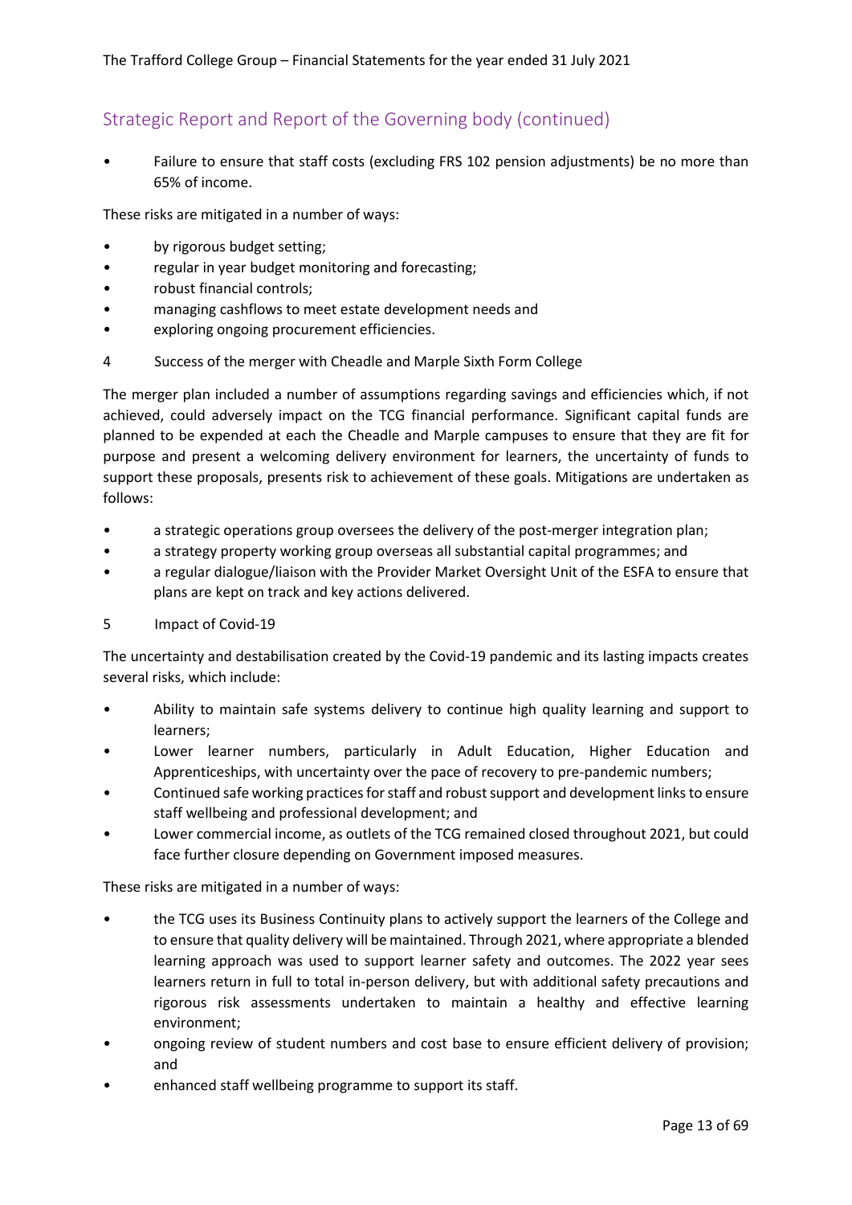## Strategic Report and Report of the Governing body (continued)

- Failure to ensure that staff costs (excluding FRS 102 pension adjustments) be no more than 65% of income.

These risks are mitigated in a number of ways:

- by rigorous budget setting;
- regular in year budget monitoring and forecasting;
- robust financial controls;
- managing cashflows to meet estate development needs and
- exploring ongoing procurement efficiencies.

4 Success of the merger with Cheadle and Marple Sixth Form College

The merger plan included a number of assumptions regarding savings and efficiencies which, if not achieved, could adversely impact on the TCG financial performance. Significant capital funds are planned to be expended at each the Cheadle and Marple campuses to ensure that they are fit for purpose and present a welcoming delivery environment for learners, the uncertainty of funds to support these proposals, presents risk to achievement of these goals. Mitigations are undertaken as follows:

- a strategic operations group oversees the delivery of the post-merger integration plan;
- a strategy property working group overseas all substantial capital programmes; and
- a regular dialogue/liaison with the Provider Market Oversight Unit of the ESFA to ensure that plans are kept on track and key actions delivered.

5 Impact of Covid-19

The uncertainty and destabilisation created by the Covid-19 pandemic and its lasting impacts creates several risks, which include:

- Ability to maintain safe systems delivery to continue high quality learning and support to learners;
- Lower learner numbers, particularly in Adult Education, Higher Education and Apprenticeships, with uncertainty over the pace of recovery to pre-pandemic numbers;
- Continued safe working practices for staff and robust support and development links to ensure staff wellbeing and professional development; and
- Lower commercial income, as outlets of the TCG remained closed throughout 2021, but could face further closure depending on Government imposed measures.

These risks are mitigated in a number of ways:

- the TCG uses its Business Continuity plans to actively support the learners of the College and to ensure that quality delivery will be maintained. Through 2021, where appropriate a blended learning approach was used to support learner safety and outcomes. The 2022 year sees learners return in full to total in-person delivery, but with additional safety precautions and rigorous risk assessments undertaken to maintain a healthy and effective learning environment;
- ongoing review of student numbers and cost base to ensure efficient delivery of provision; and
- enhanced staff wellbeing programme to support its staff.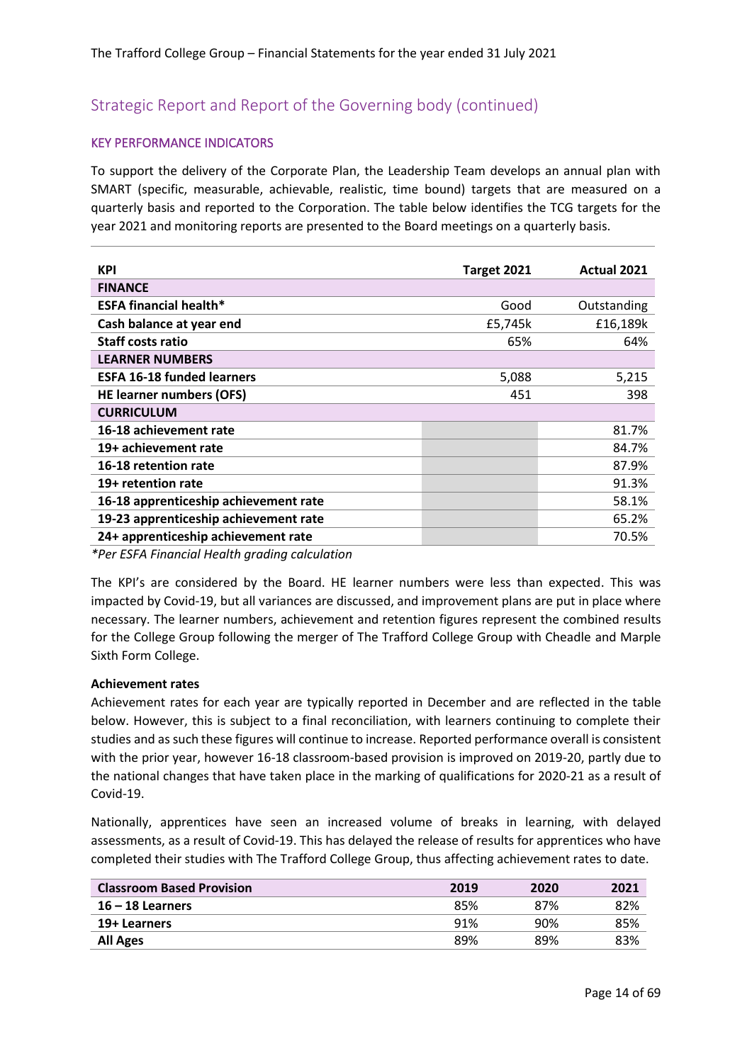## Strategic Report and Report of the Governing body (continued)

### KEY PERFORMANCE INDICATORS

To support the delivery of the Corporate Plan, the Leadership Team develops an annual plan with SMART (specific, measurable, achievable, realistic, time bound) targets that are measured on a quarterly basis and reported to the Corporation. The table below identifies the TCG targets for the year 2021 and monitoring reports are presented to the Board meetings on a quarterly basis.

| KPI | Target 2021 | Actual 2021 |
|---|---|---|
| **FINANCE** | | |
| **ESFA financial health*** | Good | Outstanding |
| **Cash balance at year end** | £5,745k | £16,189k |
| **Staff costs ratio** | 65% | 64% |
| **LEARNER NUMBERS** | | |
| **ESFA 16-18 funded learners** | 5,088 | 5,215 |
| **HE learner numbers (OFS)** | 451 | 398 |
| **CURRICULUM** | | |
| **16-18 achievement rate** | | 81.7% |
| **19+ achievement rate** | | 84.7% |
| **16-18 retention rate** | | 87.9% |
| **19+ retention rate** | | 91.3% |
| **16-18 apprenticeship achievement rate** | | 58.1% |
| **19-23 apprenticeship achievement rate** | | 65.2% |
| **24+ apprenticeship achievement rate** | | 70.5% |

*\*Per ESFA Financial Health grading calculation*

The KPI's are considered by the Board. HE learner numbers were less than expected. This was impacted by Covid-19, but all variances are discussed, and improvement plans are put in place where necessary. The learner numbers, achievement and retention figures represent the combined results for the College Group following the merger of The Trafford College Group with Cheadle and Marple Sixth Form College.

**Achievement rates**

Achievement rates for each year are typically reported in December and are reflected in the table below. However, this is subject to a final reconciliation, with learners continuing to complete their studies and as such these figures will continue to increase. Reported performance overall is consistent with the prior year, however 16-18 classroom-based provision is improved on 2019-20, partly due to the national changes that have taken place in the marking of qualifications for 2020-21 as a result of Covid-19.

Nationally, apprentices have seen an increased volume of breaks in learning, with delayed assessments, as a result of Covid-19. This has delayed the release of results for apprentices who have completed their studies with The Trafford College Group, thus affecting achievement rates to date.

| Classroom Based Provision | 2019 | 2020 | 2021 |
|---|---|---|---|
| **16 – 18 Learners** | 85% | 87% | 82% |
| **19+ Learners** | 91% | 90% | 85% |
| **All Ages** | 89% | 89% | 83% |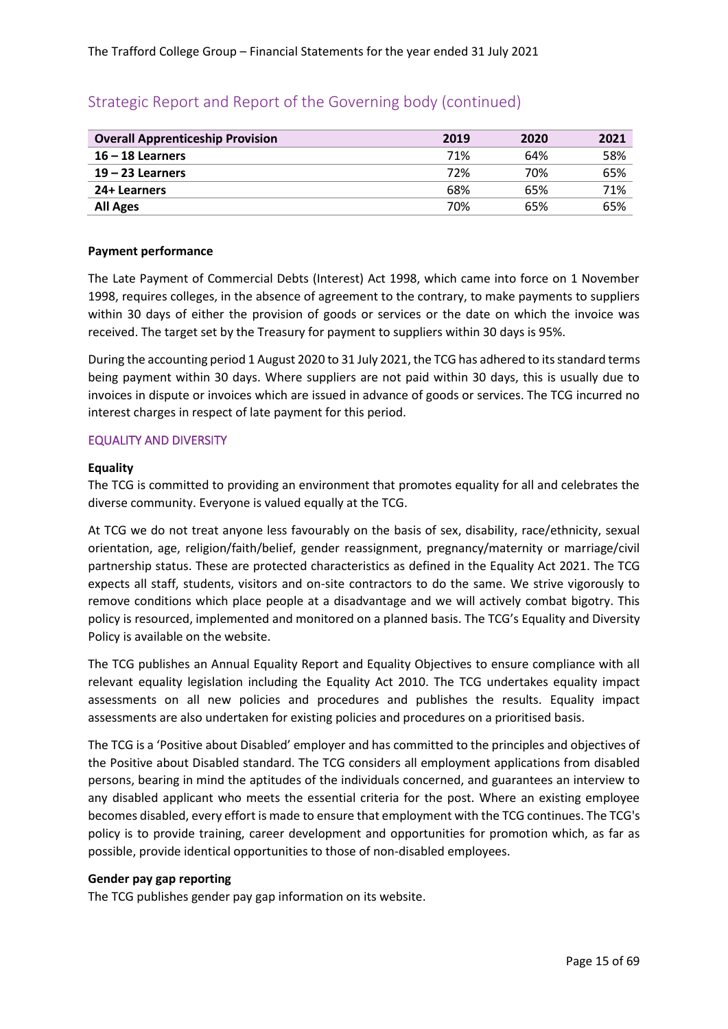## Strategic Report and Report of the Governing body (continued)

| Overall Apprenticeship Provision | 2019 | 2020 | 2021 |
|---|---|---|---|
| **16 – 18 Learners** | 71% | 64% | 58% |
| **19 – 23 Learners** | 72% | 70% | 65% |
| **24+ Learners** | 68% | 65% | 71% |
| **All Ages** | 70% | 65% | 65% |

**Payment performance**

The Late Payment of Commercial Debts (Interest) Act 1998, which came into force on 1 November 1998, requires colleges, in the absence of agreement to the contrary, to make payments to suppliers within 30 days of either the provision of goods or services or the date on which the invoice was received. The target set by the Treasury for payment to suppliers within 30 days is 95%.

During the accounting period 1 August 2020 to 31 July 2021, the TCG has adhered to its standard terms being payment within 30 days. Where suppliers are not paid within 30 days, this is usually due to invoices in dispute or invoices which are issued in advance of goods or services. The TCG incurred no interest charges in respect of late payment for this period.

### EQUALITY AND DIVERSITY

**Equality**

The TCG is committed to providing an environment that promotes equality for all and celebrates the diverse community. Everyone is valued equally at the TCG.

At TCG we do not treat anyone less favourably on the basis of sex, disability, race/ethnicity, sexual orientation, age, religion/faith/belief, gender reassignment, pregnancy/maternity or marriage/civil partnership status. These are protected characteristics as defined in the Equality Act 2021. The TCG expects all staff, students, visitors and on-site contractors to do the same. We strive vigorously to remove conditions which place people at a disadvantage and we will actively combat bigotry. This policy is resourced, implemented and monitored on a planned basis. The TCG's Equality and Diversity Policy is available on the website.

The TCG publishes an Annual Equality Report and Equality Objectives to ensure compliance with all relevant equality legislation including the Equality Act 2010. The TCG undertakes equality impact assessments on all new policies and procedures and publishes the results. Equality impact assessments are also undertaken for existing policies and procedures on a prioritised basis.

The TCG is a 'Positive about Disabled' employer and has committed to the principles and objectives of the Positive about Disabled standard. The TCG considers all employment applications from disabled persons, bearing in mind the aptitudes of the individuals concerned, and guarantees an interview to any disabled applicant who meets the essential criteria for the post. Where an existing employee becomes disabled, every effort is made to ensure that employment with the TCG continues. The TCG's policy is to provide training, career development and opportunities for promotion which, as far as possible, provide identical opportunities to those of non-disabled employees.

**Gender pay gap reporting**

The TCG publishes gender pay gap information on its website.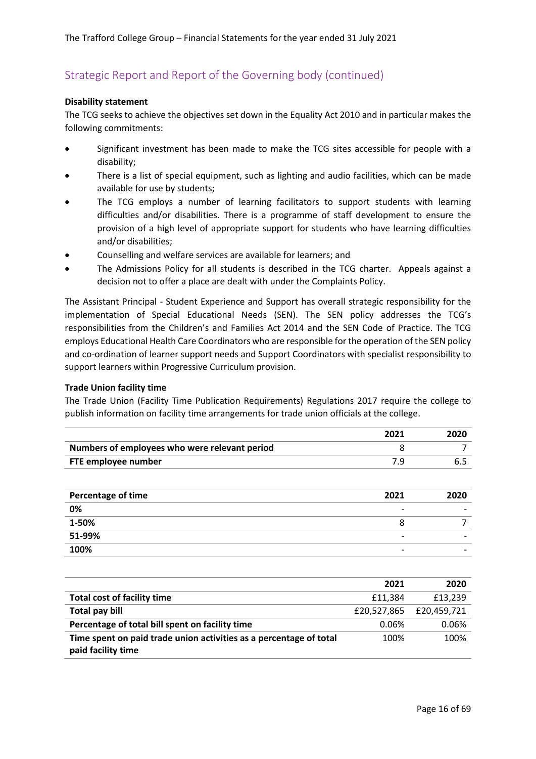## Strategic Report and Report of the Governing body (continued)

**Disability statement**

The TCG seeks to achieve the objectives set down in the Equality Act 2010 and in particular makes the following commitments:

- Significant investment has been made to make the TCG sites accessible for people with a disability;
- There is a list of special equipment, such as lighting and audio facilities, which can be made available for use by students;
- The TCG employs a number of learning facilitators to support students with learning difficulties and/or disabilities. There is a programme of staff development to ensure the provision of a high level of appropriate support for students who have learning difficulties and/or disabilities;
- Counselling and welfare services are available for learners; and
- The Admissions Policy for all students is described in the TCG charter. Appeals against a decision not to offer a place are dealt with under the Complaints Policy.

The Assistant Principal - Student Experience and Support has overall strategic responsibility for the implementation of Special Educational Needs (SEN). The SEN policy addresses the TCG's responsibilities from the Children's and Families Act 2014 and the SEN Code of Practice. The TCG employs Educational Health Care Coordinators who are responsible for the operation of the SEN policy and co-ordination of learner support needs and Support Coordinators with specialist responsibility to support learners within Progressive Curriculum provision.

**Trade Union facility time**

The Trade Union (Facility Time Publication Requirements) Regulations 2017 require the college to publish information on facility time arrangements for trade union officials at the college.

| | 2021 | 2020 |
|---|---|---|
| **Numbers of employees who were relevant period** | 8 | 7 |
| **FTE employee number** | 7.9 | 6.5 |

| **Percentage of time** | 2021 | 2020 |
|---|---|---|
| **0%** | - | - |
| **1-50%** | 8 | 7 |
| **51-99%** | - | - |
| **100%** | - | - |

| | 2021 | 2020 |
|---|---|---|
| **Total cost of facility time** | £11,384 | £13,239 |
| **Total pay bill** | £20,527,865 | £20,459,721 |
| **Percentage of total bill spent on facility time** | 0.06% | 0.06% |
| **Time spent on paid trade union activities as a percentage of total paid facility time** | 100% | 100% |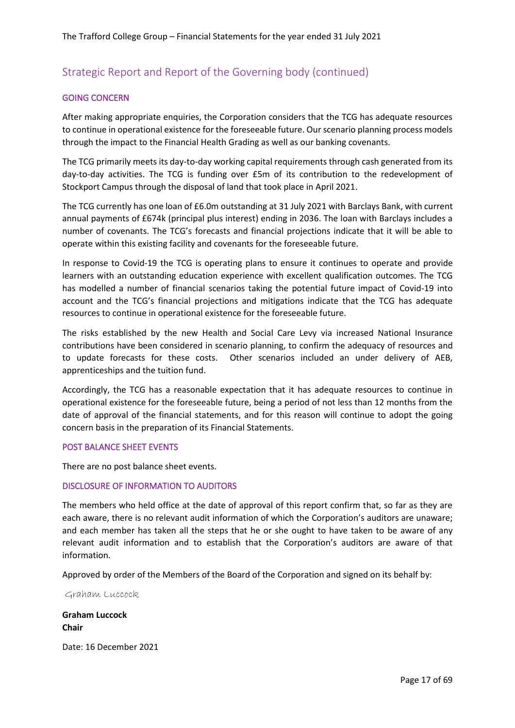## Strategic Report and Report of the Governing body (continued)

### GOING CONCERN

After making appropriate enquiries, the Corporation considers that the TCG has adequate resources to continue in operational existence for the foreseeable future. Our scenario planning process models through the impact to the Financial Health Grading as well as our banking covenants.

The TCG primarily meets its day-to-day working capital requirements through cash generated from its day-to-day activities. The TCG is funding over £5m of its contribution to the redevelopment of Stockport Campus through the disposal of land that took place in April 2021.

The TCG currently has one loan of £6.0m outstanding at 31 July 2021 with Barclays Bank, with current annual payments of £674k (principal plus interest) ending in 2036. The loan with Barclays includes a number of covenants. The TCG's forecasts and financial projections indicate that it will be able to operate within this existing facility and covenants for the foreseeable future.

In response to Covid-19 the TCG is operating plans to ensure it continues to operate and provide learners with an outstanding education experience with excellent qualification outcomes. The TCG has modelled a number of financial scenarios taking the potential future impact of Covid-19 into account and the TCG's financial projections and mitigations indicate that the TCG has adequate resources to continue in operational existence for the foreseeable future.

The risks established by the new Health and Social Care Levy via increased National Insurance contributions have been considered in scenario planning, to confirm the adequacy of resources and to update forecasts for these costs. Other scenarios included an under delivery of AEB, apprenticeships and the tuition fund.

Accordingly, the TCG has a reasonable expectation that it has adequate resources to continue in operational existence for the foreseeable future, being a period of not less than 12 months from the date of approval of the financial statements, and for this reason will continue to adopt the going concern basis in the preparation of its Financial Statements.

### POST BALANCE SHEET EVENTS

There are no post balance sheet events.

### DISCLOSURE OF INFORMATION TO AUDITORS

The members who held office at the date of approval of this report confirm that, so far as they are each aware, there is no relevant audit information of which the Corporation's auditors are unaware; and each member has taken all the steps that he or she ought to have taken to be aware of any relevant audit information and to establish that the Corporation's auditors are aware of that information.

Approved by order of the Members of the Board of the Corporation and signed on its behalf by:

Graham Luccock

**Graham Luccock**
**Chair**

Date: 16 December 2021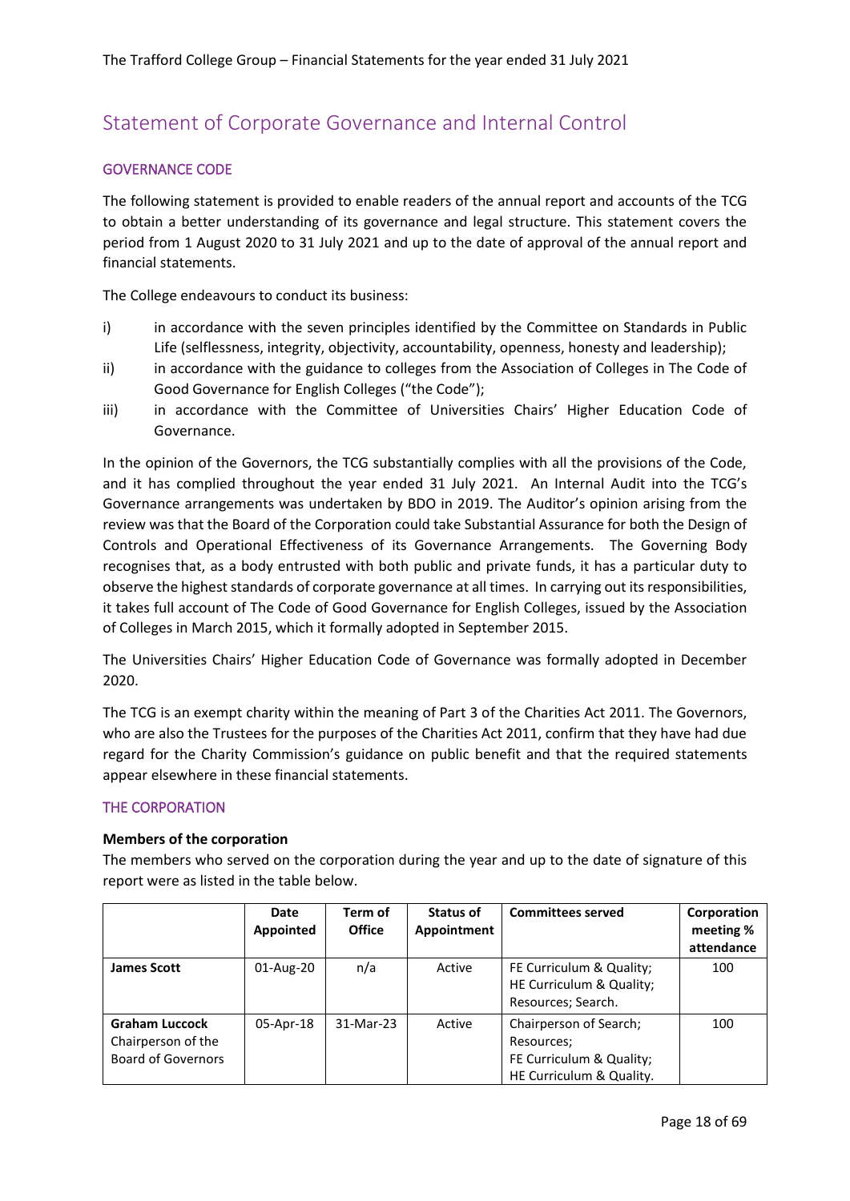# Statement of Corporate Governance and Internal Control

## GOVERNANCE CODE

The following statement is provided to enable readers of the annual report and accounts of the TCG to obtain a better understanding of its governance and legal structure. This statement covers the period from 1 August 2020 to 31 July 2021 and up to the date of approval of the annual report and financial statements.

The College endeavours to conduct its business:

i) in accordance with the seven principles identified by the Committee on Standards in Public Life (selflessness, integrity, objectivity, accountability, openness, honesty and leadership);

ii) in accordance with the guidance to colleges from the Association of Colleges in The Code of Good Governance for English Colleges ("the Code");

iii) in accordance with the Committee of Universities Chairs' Higher Education Code of Governance.

In the opinion of the Governors, the TCG substantially complies with all the provisions of the Code, and it has complied throughout the year ended 31 July 2021. An Internal Audit into the TCG's Governance arrangements was undertaken by BDO in 2019. The Auditor's opinion arising from the review was that the Board of the Corporation could take Substantial Assurance for both the Design of Controls and Operational Effectiveness of its Governance Arrangements. The Governing Body recognises that, as a body entrusted with both public and private funds, it has a particular duty to observe the highest standards of corporate governance at all times. In carrying out its responsibilities, it takes full account of The Code of Good Governance for English Colleges, issued by the Association of Colleges in March 2015, which it formally adopted in September 2015.

The Universities Chairs' Higher Education Code of Governance was formally adopted in December 2020.

The TCG is an exempt charity within the meaning of Part 3 of the Charities Act 2011. The Governors, who are also the Trustees for the purposes of the Charities Act 2011, confirm that they have had due regard for the Charity Commission's guidance on public benefit and that the required statements appear elsewhere in these financial statements.

## THE CORPORATION

**Members of the corporation**

The members who served on the corporation during the year and up to the date of signature of this report were as listed in the table below.

| | Date Appointed | Term of Office | Status of Appointment | Committees served | Corporation meeting % attendance |
|---|---|---|---|---|---|
| **James Scott** | 01-Aug-20 | n/a | Active | FE Curriculum & Quality; HE Curriculum & Quality; Resources; Search. | 100 |
| **Graham Luccock** Chairperson of the Board of Governors | 05-Apr-18 | 31-Mar-23 | Active | Chairperson of Search; Resources; FE Curriculum & Quality; HE Curriculum & Quality. | 100 |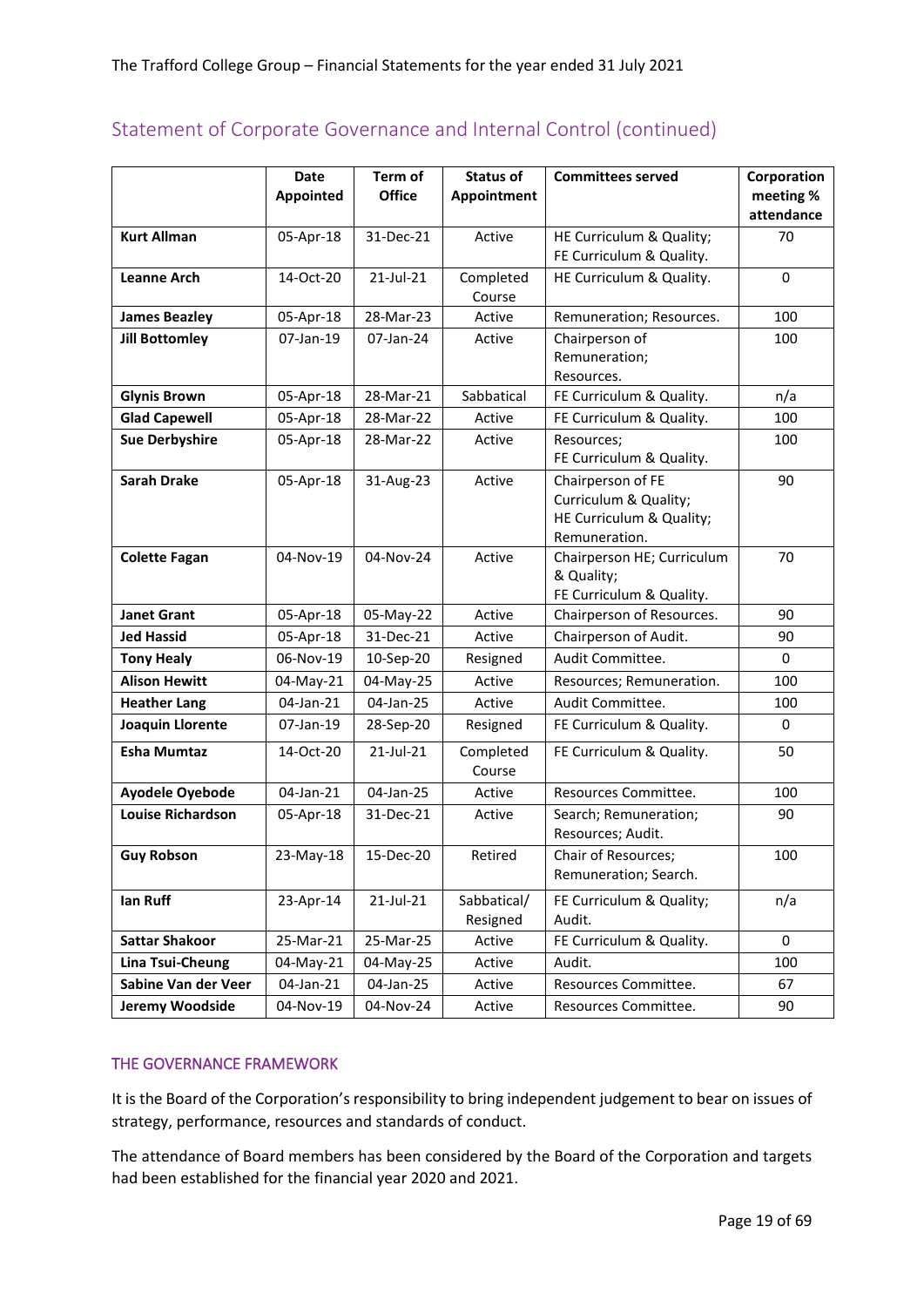## Statement of Corporate Governance and Internal Control (continued)

| | Date Appointed | Term of Office | Status of Appointment | Committees served | Corporation meeting % attendance |
|---|---|---|---|---|---|
| **Kurt Allman** | 05-Apr-18 | 31-Dec-21 | Active | HE Curriculum & Quality; FE Curriculum & Quality. | 70 |
| **Leanne Arch** | 14-Oct-20 | 21-Jul-21 | Completed Course | HE Curriculum & Quality. | 0 |
| **James Beazley** | 05-Apr-18 | 28-Mar-23 | Active | Remuneration; Resources. | 100 |
| **Jill Bottomley** | 07-Jan-19 | 07-Jan-24 | Active | Chairperson of Remuneration; Resources. | 100 |
| **Glynis Brown** | 05-Apr-18 | 28-Mar-21 | Sabbatical | FE Curriculum & Quality. | n/a |
| **Glad Capewell** | 05-Apr-18 | 28-Mar-22 | Active | FE Curriculum & Quality. | 100 |
| **Sue Derbyshire** | 05-Apr-18 | 28-Mar-22 | Active | Resources; FE Curriculum & Quality. | 100 |
| **Sarah Drake** | 05-Apr-18 | 31-Aug-23 | Active | Chairperson of FE Curriculum & Quality; HE Curriculum & Quality; Remuneration. | 90 |
| **Colette Fagan** | 04-Nov-19 | 04-Nov-24 | Active | Chairperson HE; Curriculum & Quality; FE Curriculum & Quality. | 70 |
| **Janet Grant** | 05-Apr-18 | 05-May-22 | Active | Chairperson of Resources. | 90 |
| **Jed Hassid** | 05-Apr-18 | 31-Dec-21 | Active | Chairperson of Audit. | 90 |
| **Tony Healy** | 06-Nov-19 | 10-Sep-20 | Resigned | Audit Committee. | 0 |
| **Alison Hewitt** | 04-May-21 | 04-May-25 | Active | Resources; Remuneration. | 100 |
| **Heather Lang** | 04-Jan-21 | 04-Jan-25 | Active | Audit Committee. | 100 |
| **Joaquin Llorente** | 07-Jan-19 | 28-Sep-20 | Resigned | FE Curriculum & Quality. | 0 |
| **Esha Mumtaz** | 14-Oct-20 | 21-Jul-21 | Completed Course | FE Curriculum & Quality. | 50 |
| **Ayodele Oyebode** | 04-Jan-21 | 04-Jan-25 | Active | Resources Committee. | 100 |
| **Louise Richardson** | 05-Apr-18 | 31-Dec-21 | Active | Search; Remuneration; Resources; Audit. | 90 |
| **Guy Robson** | 23-May-18 | 15-Dec-20 | Retired | Chair of Resources; Remuneration; Search. | 100 |
| **Ian Ruff** | 23-Apr-14 | 21-Jul-21 | Sabbatical/ Resigned | FE Curriculum & Quality; Audit. | n/a |
| **Sattar Shakoor** | 25-Mar-21 | 25-Mar-25 | Active | FE Curriculum & Quality. | 0 |
| **Lina Tsui-Cheung** | 04-May-21 | 04-May-25 | Active | Audit. | 100 |
| **Sabine Van der Veer** | 04-Jan-21 | 04-Jan-25 | Active | Resources Committee. | 67 |
| **Jeremy Woodside** | 04-Nov-19 | 04-Nov-24 | Active | Resources Committee. | 90 |

### THE GOVERNANCE FRAMEWORK

It is the Board of the Corporation's responsibility to bring independent judgement to bear on issues of strategy, performance, resources and standards of conduct.

The attendance of Board members has been considered by the Board of the Corporation and targets had been established for the financial year 2020 and 2021.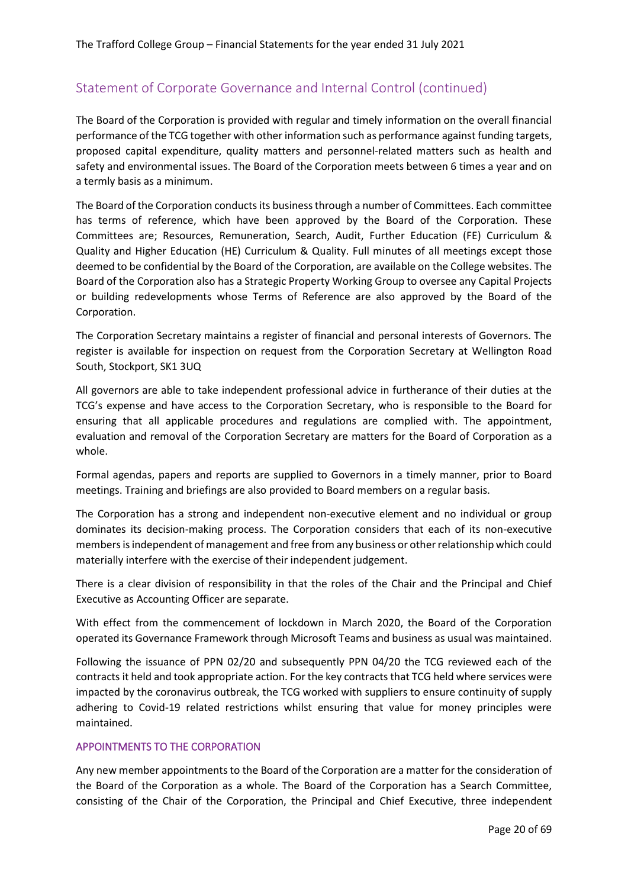## Statement of Corporate Governance and Internal Control (continued)

The Board of the Corporation is provided with regular and timely information on the overall financial performance of the TCG together with other information such as performance against funding targets, proposed capital expenditure, quality matters and personnel-related matters such as health and safety and environmental issues. The Board of the Corporation meets between 6 times a year and on a termly basis as a minimum.

The Board of the Corporation conducts its business through a number of Committees. Each committee has terms of reference, which have been approved by the Board of the Corporation. These Committees are; Resources, Remuneration, Search, Audit, Further Education (FE) Curriculum & Quality and Higher Education (HE) Curriculum & Quality. Full minutes of all meetings except those deemed to be confidential by the Board of the Corporation, are available on the College websites. The Board of the Corporation also has a Strategic Property Working Group to oversee any Capital Projects or building redevelopments whose Terms of Reference are also approved by the Board of the Corporation.

The Corporation Secretary maintains a register of financial and personal interests of Governors. The register is available for inspection on request from the Corporation Secretary at Wellington Road South, Stockport, SK1 3UQ

All governors are able to take independent professional advice in furtherance of their duties at the TCG's expense and have access to the Corporation Secretary, who is responsible to the Board for ensuring that all applicable procedures and regulations are complied with. The appointment, evaluation and removal of the Corporation Secretary are matters for the Board of Corporation as a whole.

Formal agendas, papers and reports are supplied to Governors in a timely manner, prior to Board meetings. Training and briefings are also provided to Board members on a regular basis.

The Corporation has a strong and independent non-executive element and no individual or group dominates its decision-making process. The Corporation considers that each of its non-executive members is independent of management and free from any business or other relationship which could materially interfere with the exercise of their independent judgement.

There is a clear division of responsibility in that the roles of the Chair and the Principal and Chief Executive as Accounting Officer are separate.

With effect from the commencement of lockdown in March 2020, the Board of the Corporation operated its Governance Framework through Microsoft Teams and business as usual was maintained.

Following the issuance of PPN 02/20 and subsequently PPN 04/20 the TCG reviewed each of the contracts it held and took appropriate action. For the key contracts that TCG held where services were impacted by the coronavirus outbreak, the TCG worked with suppliers to ensure continuity of supply adhering to Covid-19 related restrictions whilst ensuring that value for money principles were maintained.

### APPOINTMENTS TO THE CORPORATION

Any new member appointments to the Board of the Corporation are a matter for the consideration of the Board of the Corporation as a whole. The Board of the Corporation has a Search Committee, consisting of the Chair of the Corporation, the Principal and Chief Executive, three independent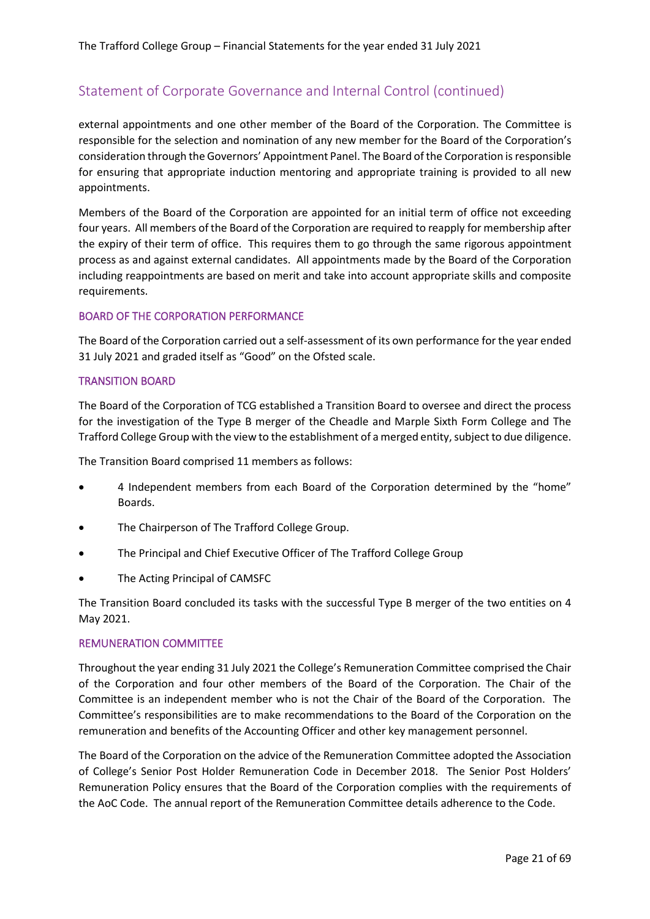## Statement of Corporate Governance and Internal Control (continued)

external appointments and one other member of the Board of the Corporation. The Committee is responsible for the selection and nomination of any new member for the Board of the Corporation's consideration through the Governors' Appointment Panel. The Board of the Corporation is responsible for ensuring that appropriate induction mentoring and appropriate training is provided to all new appointments.

Members of the Board of the Corporation are appointed for an initial term of office not exceeding four years. All members of the Board of the Corporation are required to reapply for membership after the expiry of their term of office. This requires them to go through the same rigorous appointment process as and against external candidates. All appointments made by the Board of the Corporation including reappointments are based on merit and take into account appropriate skills and composite requirements.

### BOARD OF THE CORPORATION PERFORMANCE

The Board of the Corporation carried out a self-assessment of its own performance for the year ended 31 July 2021 and graded itself as "Good" on the Ofsted scale.

### TRANSITION BOARD

The Board of the Corporation of TCG established a Transition Board to oversee and direct the process for the investigation of the Type B merger of the Cheadle and Marple Sixth Form College and The Trafford College Group with the view to the establishment of a merged entity, subject to due diligence.

The Transition Board comprised 11 members as follows:

- 4 Independent members from each Board of the Corporation determined by the "home" Boards.
- The Chairperson of The Trafford College Group.
- The Principal and Chief Executive Officer of The Trafford College Group
- The Acting Principal of CAMSFC

The Transition Board concluded its tasks with the successful Type B merger of the two entities on 4 May 2021.

### REMUNERATION COMMITTEE

Throughout the year ending 31 July 2021 the College's Remuneration Committee comprised the Chair of the Corporation and four other members of the Board of the Corporation. The Chair of the Committee is an independent member who is not the Chair of the Board of the Corporation. The Committee's responsibilities are to make recommendations to the Board of the Corporation on the remuneration and benefits of the Accounting Officer and other key management personnel.

The Board of the Corporation on the advice of the Remuneration Committee adopted the Association of College's Senior Post Holder Remuneration Code in December 2018. The Senior Post Holders' Remuneration Policy ensures that the Board of the Corporation complies with the requirements of the AoC Code. The annual report of the Remuneration Committee details adherence to the Code.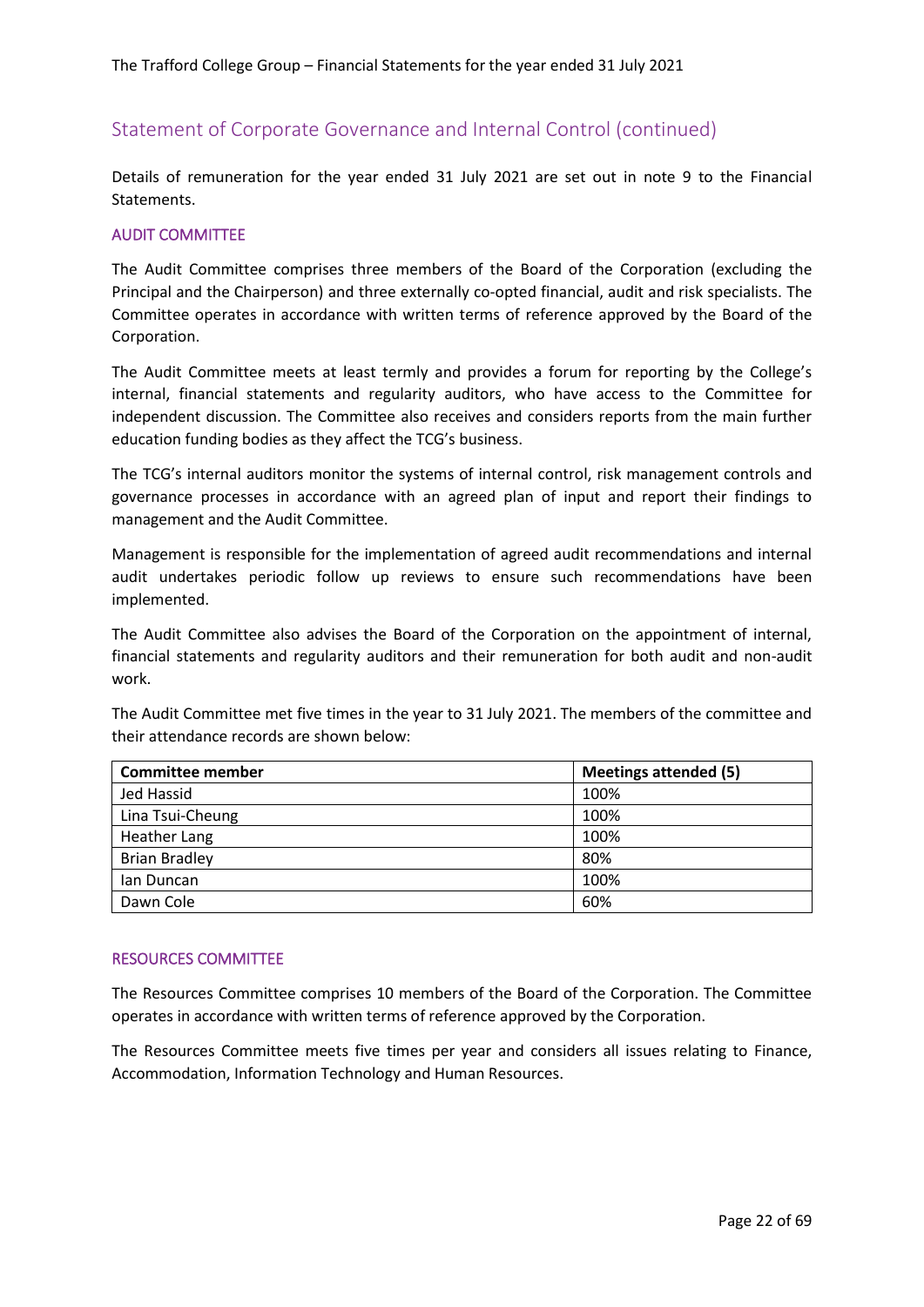## Statement of Corporate Governance and Internal Control (continued)

Details of remuneration for the year ended 31 July 2021 are set out in note 9 to the Financial Statements.

### AUDIT COMMITTEE

The Audit Committee comprises three members of the Board of the Corporation (excluding the Principal and the Chairperson) and three externally co-opted financial, audit and risk specialists. The Committee operates in accordance with written terms of reference approved by the Board of the Corporation.

The Audit Committee meets at least termly and provides a forum for reporting by the College's internal, financial statements and regularity auditors, who have access to the Committee for independent discussion. The Committee also receives and considers reports from the main further education funding bodies as they affect the TCG's business.

The TCG's internal auditors monitor the systems of internal control, risk management controls and governance processes in accordance with an agreed plan of input and report their findings to management and the Audit Committee.

Management is responsible for the implementation of agreed audit recommendations and internal audit undertakes periodic follow up reviews to ensure such recommendations have been implemented.

The Audit Committee also advises the Board of the Corporation on the appointment of internal, financial statements and regularity auditors and their remuneration for both audit and non-audit work.

The Audit Committee met five times in the year to 31 July 2021. The members of the committee and their attendance records are shown below:

| Committee member | Meetings attended (5) |
|---|---|
| Jed Hassid | 100% |
| Lina Tsui-Cheung | 100% |
| Heather Lang | 100% |
| Brian Bradley | 80% |
| Ian Duncan | 100% |
| Dawn Cole | 60% |

### RESOURCES COMMITTEE

The Resources Committee comprises 10 members of the Board of the Corporation. The Committee operates in accordance with written terms of reference approved by the Corporation.

The Resources Committee meets five times per year and considers all issues relating to Finance, Accommodation, Information Technology and Human Resources.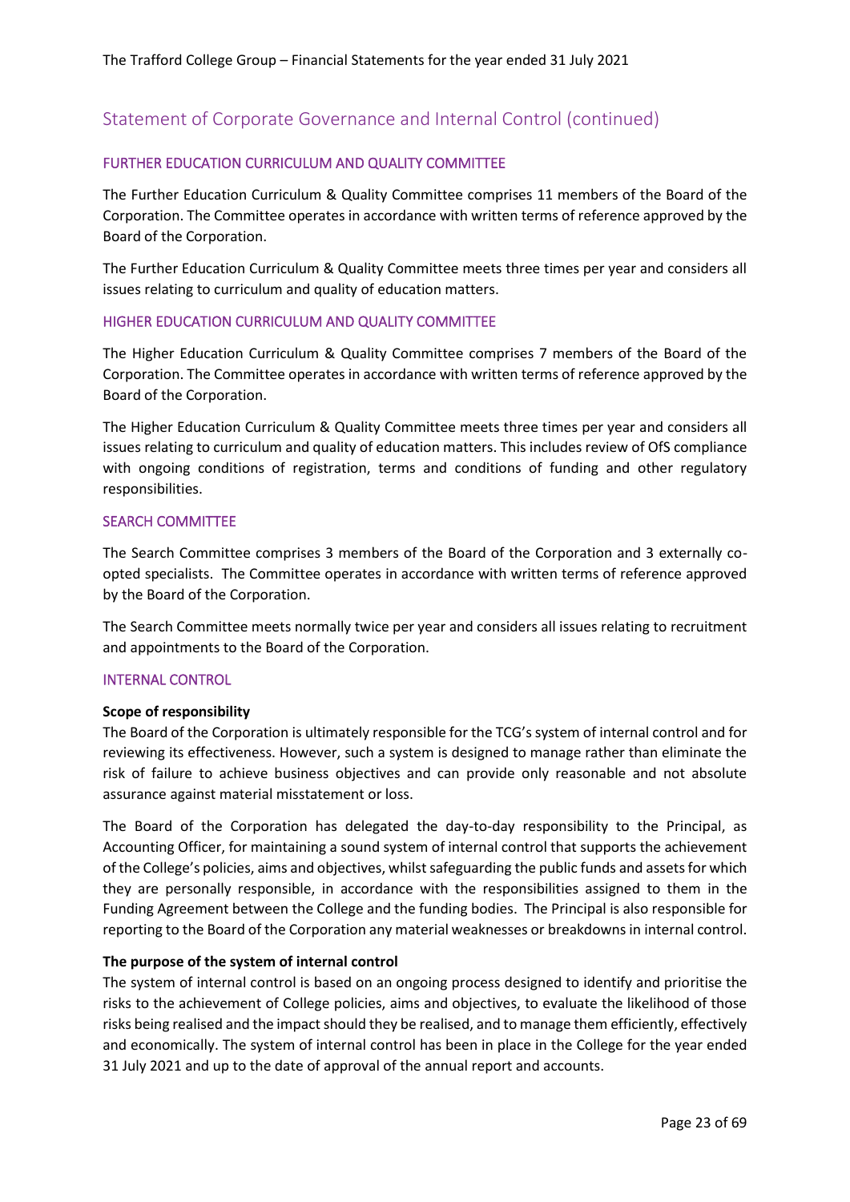## Statement of Corporate Governance and Internal Control (continued)

### FURTHER EDUCATION CURRICULUM AND QUALITY COMMITTEE

The Further Education Curriculum & Quality Committee comprises 11 members of the Board of the Corporation. The Committee operates in accordance with written terms of reference approved by the Board of the Corporation.

The Further Education Curriculum & Quality Committee meets three times per year and considers all issues relating to curriculum and quality of education matters.

### HIGHER EDUCATION CURRICULUM AND QUALITY COMMITTEE

The Higher Education Curriculum & Quality Committee comprises 7 members of the Board of the Corporation. The Committee operates in accordance with written terms of reference approved by the Board of the Corporation.

The Higher Education Curriculum & Quality Committee meets three times per year and considers all issues relating to curriculum and quality of education matters. This includes review of OfS compliance with ongoing conditions of registration, terms and conditions of funding and other regulatory responsibilities.

### SEARCH COMMITTEE

The Search Committee comprises 3 members of the Board of the Corporation and 3 externally co-opted specialists. The Committee operates in accordance with written terms of reference approved by the Board of the Corporation.

The Search Committee meets normally twice per year and considers all issues relating to recruitment and appointments to the Board of the Corporation.

### INTERNAL CONTROL

**Scope of responsibility**

The Board of the Corporation is ultimately responsible for the TCG's system of internal control and for reviewing its effectiveness. However, such a system is designed to manage rather than eliminate the risk of failure to achieve business objectives and can provide only reasonable and not absolute assurance against material misstatement or loss.

The Board of the Corporation has delegated the day-to-day responsibility to the Principal, as Accounting Officer, for maintaining a sound system of internal control that supports the achievement of the College's policies, aims and objectives, whilst safeguarding the public funds and assets for which they are personally responsible, in accordance with the responsibilities assigned to them in the Funding Agreement between the College and the funding bodies. The Principal is also responsible for reporting to the Board of the Corporation any material weaknesses or breakdowns in internal control.

**The purpose of the system of internal control**

The system of internal control is based on an ongoing process designed to identify and prioritise the risks to the achievement of College policies, aims and objectives, to evaluate the likelihood of those risks being realised and the impact should they be realised, and to manage them efficiently, effectively and economically. The system of internal control has been in place in the College for the year ended 31 July 2021 and up to the date of approval of the annual report and accounts.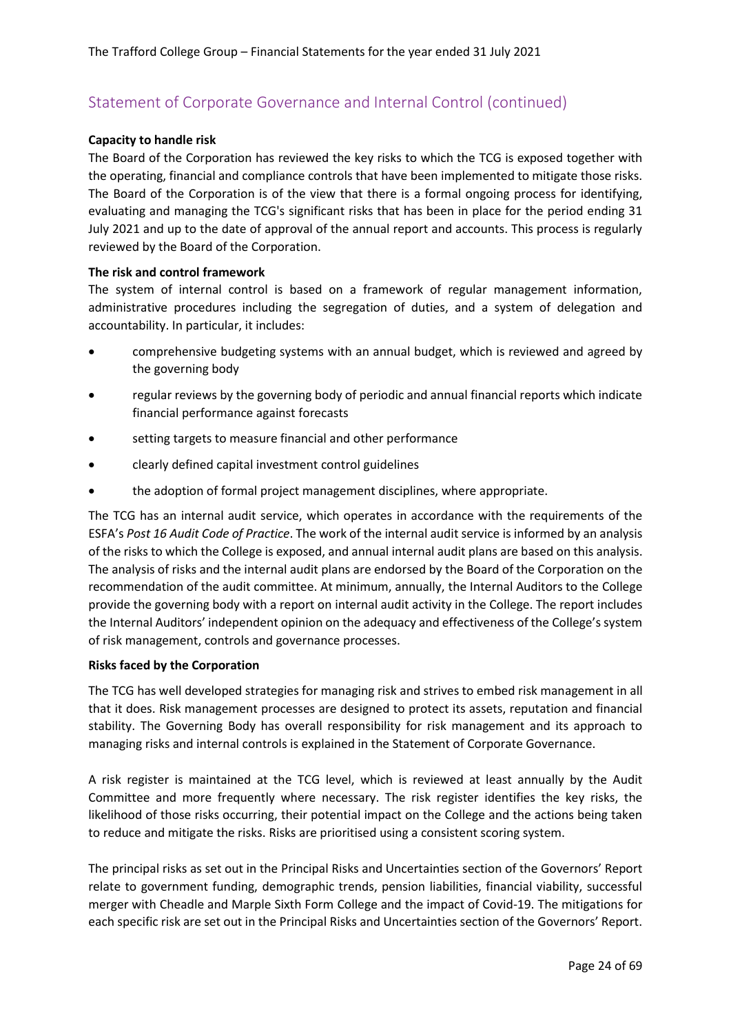## Statement of Corporate Governance and Internal Control (continued)

**Capacity to handle risk**

The Board of the Corporation has reviewed the key risks to which the TCG is exposed together with the operating, financial and compliance controls that have been implemented to mitigate those risks. The Board of the Corporation is of the view that there is a formal ongoing process for identifying, evaluating and managing the TCG's significant risks that has been in place for the period ending 31 July 2021 and up to the date of approval of the annual report and accounts. This process is regularly reviewed by the Board of the Corporation.

**The risk and control framework**

The system of internal control is based on a framework of regular management information, administrative procedures including the segregation of duties, and a system of delegation and accountability. In particular, it includes:

- comprehensive budgeting systems with an annual budget, which is reviewed and agreed by the governing body
- regular reviews by the governing body of periodic and annual financial reports which indicate financial performance against forecasts
- setting targets to measure financial and other performance
- clearly defined capital investment control guidelines
- the adoption of formal project management disciplines, where appropriate.

The TCG has an internal audit service, which operates in accordance with the requirements of the ESFA's *Post 16 Audit Code of Practice*. The work of the internal audit service is informed by an analysis of the risks to which the College is exposed, and annual internal audit plans are based on this analysis. The analysis of risks and the internal audit plans are endorsed by the Board of the Corporation on the recommendation of the audit committee. At minimum, annually, the Internal Auditors to the College provide the governing body with a report on internal audit activity in the College. The report includes the Internal Auditors' independent opinion on the adequacy and effectiveness of the College's system of risk management, controls and governance processes.

**Risks faced by the Corporation**

The TCG has well developed strategies for managing risk and strives to embed risk management in all that it does. Risk management processes are designed to protect its assets, reputation and financial stability. The Governing Body has overall responsibility for risk management and its approach to managing risks and internal controls is explained in the Statement of Corporate Governance.

A risk register is maintained at the TCG level, which is reviewed at least annually by the Audit Committee and more frequently where necessary. The risk register identifies the key risks, the likelihood of those risks occurring, their potential impact on the College and the actions being taken to reduce and mitigate the risks. Risks are prioritised using a consistent scoring system.

The principal risks as set out in the Principal Risks and Uncertainties section of the Governors' Report relate to government funding, demographic trends, pension liabilities, financial viability, successful merger with Cheadle and Marple Sixth Form College and the impact of Covid-19. The mitigations for each specific risk are set out in the Principal Risks and Uncertainties section of the Governors' Report.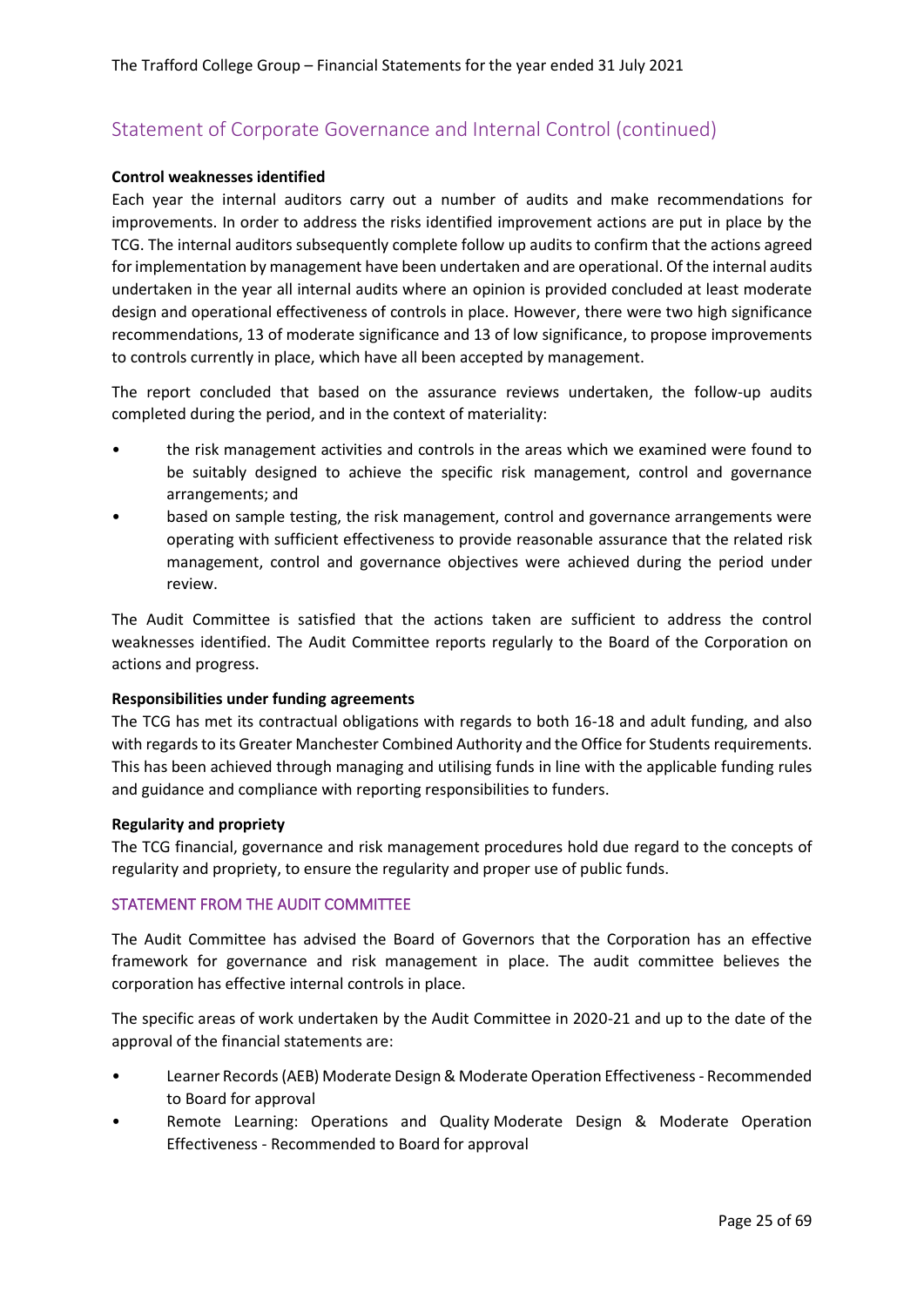## Statement of Corporate Governance and Internal Control (continued)

**Control weaknesses identified**

Each year the internal auditors carry out a number of audits and make recommendations for improvements. In order to address the risks identified improvement actions are put in place by the TCG. The internal auditors subsequently complete follow up audits to confirm that the actions agreed for implementation by management have been undertaken and are operational. Of the internal audits undertaken in the year all internal audits where an opinion is provided concluded at least moderate design and operational effectiveness of controls in place. However, there were two high significance recommendations, 13 of moderate significance and 13 of low significance, to propose improvements to controls currently in place, which have all been accepted by management.

The report concluded that based on the assurance reviews undertaken, the follow-up audits completed during the period, and in the context of materiality:

- the risk management activities and controls in the areas which we examined were found to be suitably designed to achieve the specific risk management, control and governance arrangements; and
- based on sample testing, the risk management, control and governance arrangements were operating with sufficient effectiveness to provide reasonable assurance that the related risk management, control and governance objectives were achieved during the period under review.

The Audit Committee is satisfied that the actions taken are sufficient to address the control weaknesses identified. The Audit Committee reports regularly to the Board of the Corporation on actions and progress.

**Responsibilities under funding agreements**

The TCG has met its contractual obligations with regards to both 16-18 and adult funding, and also with regards to its Greater Manchester Combined Authority and the Office for Students requirements. This has been achieved through managing and utilising funds in line with the applicable funding rules and guidance and compliance with reporting responsibilities to funders.

**Regularity and propriety**

The TCG financial, governance and risk management procedures hold due regard to the concepts of regularity and propriety, to ensure the regularity and proper use of public funds.

### STATEMENT FROM THE AUDIT COMMITTEE

The Audit Committee has advised the Board of Governors that the Corporation has an effective framework for governance and risk management in place. The audit committee believes the corporation has effective internal controls in place.

The specific areas of work undertaken by the Audit Committee in 2020-21 and up to the date of the approval of the financial statements are:

- Learner Records (AEB) Moderate Design & Moderate Operation Effectiveness - Recommended to Board for approval
- Remote Learning: Operations and Quality Moderate Design & Moderate Operation Effectiveness - Recommended to Board for approval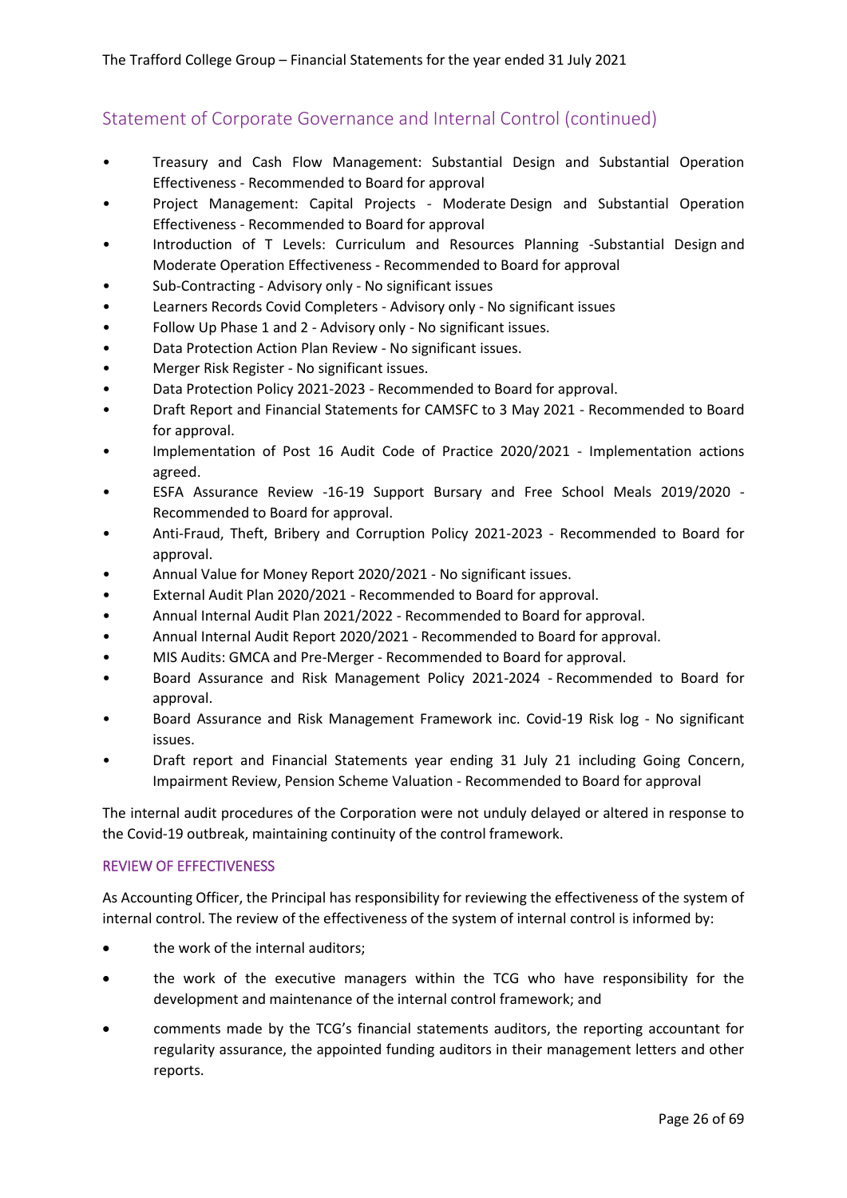## Statement of Corporate Governance and Internal Control (continued)

- Treasury and Cash Flow Management: Substantial Design and Substantial Operation Effectiveness - Recommended to Board for approval
- Project Management: Capital Projects - Moderate Design and Substantial Operation Effectiveness - Recommended to Board for approval
- Introduction of T Levels: Curriculum and Resources Planning -Substantial Design and Moderate Operation Effectiveness - Recommended to Board for approval
- Sub-Contracting - Advisory only - No significant issues
- Learners Records Covid Completers - Advisory only - No significant issues
- Follow Up Phase 1 and 2 - Advisory only - No significant issues.
- Data Protection Action Plan Review - No significant issues.
- Merger Risk Register - No significant issues.
- Data Protection Policy 2021-2023 - Recommended to Board for approval.
- Draft Report and Financial Statements for CAMSFC to 3 May 2021 - Recommended to Board for approval.
- Implementation of Post 16 Audit Code of Practice 2020/2021 - Implementation actions agreed.
- ESFA Assurance Review -16-19 Support Bursary and Free School Meals 2019/2020 - Recommended to Board for approval.
- Anti-Fraud, Theft, Bribery and Corruption Policy 2021-2023 - Recommended to Board for approval.
- Annual Value for Money Report 2020/2021 - No significant issues.
- External Audit Plan 2020/2021 - Recommended to Board for approval.
- Annual Internal Audit Plan 2021/2022 - Recommended to Board for approval.
- Annual Internal Audit Report 2020/2021 - Recommended to Board for approval.
- MIS Audits: GMCA and Pre-Merger - Recommended to Board for approval.
- Board Assurance and Risk Management Policy 2021-2024 - Recommended to Board for approval.
- Board Assurance and Risk Management Framework inc. Covid-19 Risk log - No significant issues.
- Draft report and Financial Statements year ending 31 July 21 including Going Concern, Impairment Review, Pension Scheme Valuation - Recommended to Board for approval

The internal audit procedures of the Corporation were not unduly delayed or altered in response to the Covid-19 outbreak, maintaining continuity of the control framework.

### REVIEW OF EFFECTIVENESS

As Accounting Officer, the Principal has responsibility for reviewing the effectiveness of the system of internal control. The review of the effectiveness of the system of internal control is informed by:

- the work of the internal auditors;
- the work of the executive managers within the TCG who have responsibility for the development and maintenance of the internal control framework; and
- comments made by the TCG's financial statements auditors, the reporting accountant for regularity assurance, the appointed funding auditors in their management letters and other reports.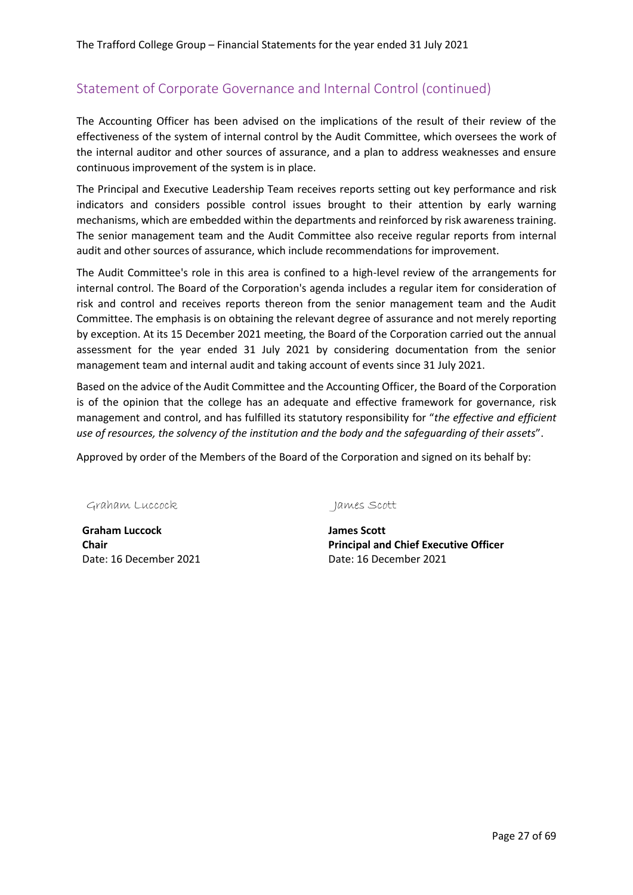## Statement of Corporate Governance and Internal Control (continued)

The Accounting Officer has been advised on the implications of the result of their review of the effectiveness of the system of internal control by the Audit Committee, which oversees the work of the internal auditor and other sources of assurance, and a plan to address weaknesses and ensure continuous improvement of the system is in place.

The Principal and Executive Leadership Team receives reports setting out key performance and risk indicators and considers possible control issues brought to their attention by early warning mechanisms, which are embedded within the departments and reinforced by risk awareness training. The senior management team and the Audit Committee also receive regular reports from internal audit and other sources of assurance, which include recommendations for improvement.

The Audit Committee's role in this area is confined to a high-level review of the arrangements for internal control. The Board of the Corporation's agenda includes a regular item for consideration of risk and control and receives reports thereon from the senior management team and the Audit Committee. The emphasis is on obtaining the relevant degree of assurance and not merely reporting by exception. At its 15 December 2021 meeting, the Board of the Corporation carried out the annual assessment for the year ended 31 July 2021 by considering documentation from the senior management team and internal audit and taking account of events since 31 July 2021.

Based on the advice of the Audit Committee and the Accounting Officer, the Board of the Corporation is of the opinion that the college has an adequate and effective framework for governance, risk management and control, and has fulfilled its statutory responsibility for "*the effective and efficient use of resources, the solvency of the institution and the body and the safeguarding of their assets*".

Approved by order of the Members of the Board of the Corporation and signed on its behalf by:

Graham Luccock

**Graham Luccock**
**Chair**
Date: 16 December 2021

James Scott

**James Scott**
**Principal and Chief Executive Officer**
Date: 16 December 2021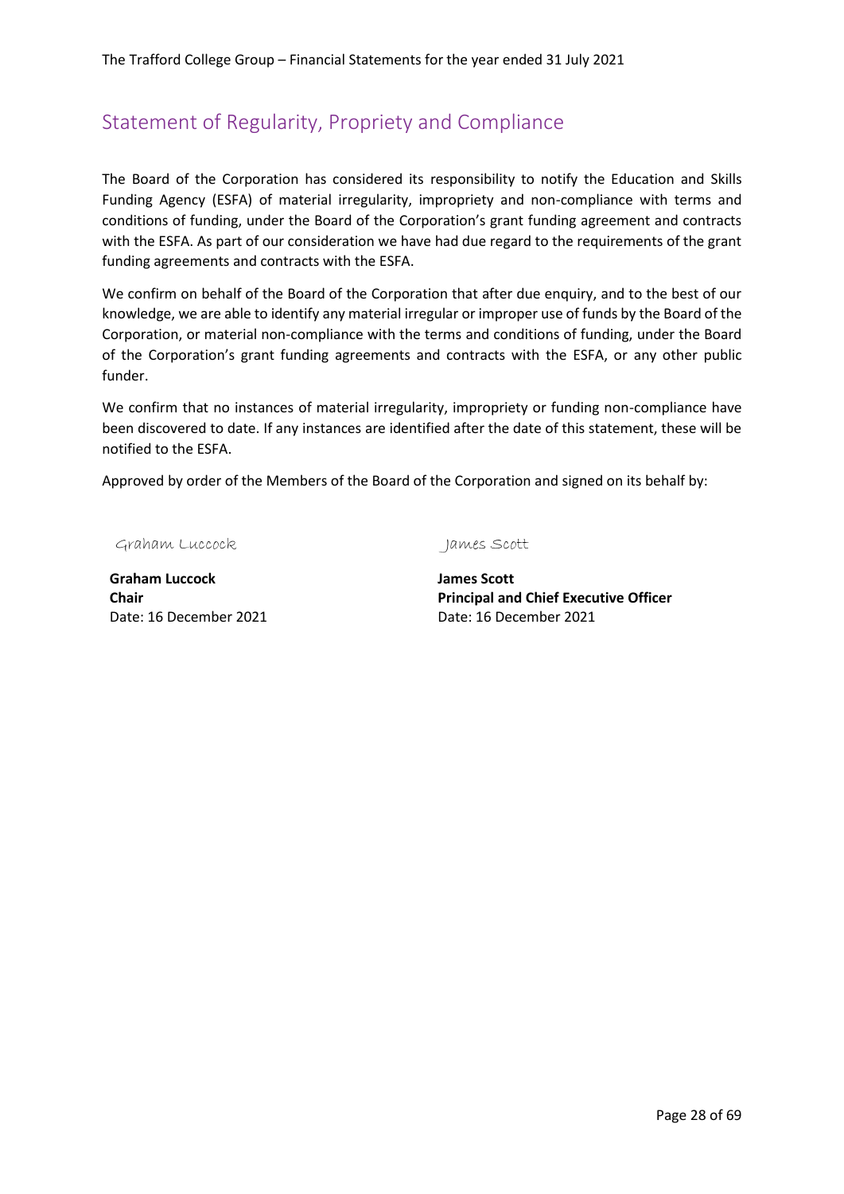## Statement of Regularity, Propriety and Compliance

The Board of the Corporation has considered its responsibility to notify the Education and Skills Funding Agency (ESFA) of material irregularity, impropriety and non-compliance with terms and conditions of funding, under the Board of the Corporation's grant funding agreement and contracts with the ESFA. As part of our consideration we have had due regard to the requirements of the grant funding agreements and contracts with the ESFA.

We confirm on behalf of the Board of the Corporation that after due enquiry, and to the best of our knowledge, we are able to identify any material irregular or improper use of funds by the Board of the Corporation, or material non-compliance with the terms and conditions of funding, under the Board of the Corporation's grant funding agreements and contracts with the ESFA, or any other public funder.

We confirm that no instances of material irregularity, impropriety or funding non-compliance have been discovered to date. If any instances are identified after the date of this statement, these will be notified to the ESFA.

Approved by order of the Members of the Board of the Corporation and signed on its behalf by:

Graham Luccock

**Graham Luccock**
**Chair**
Date: 16 December 2021

James Scott

**James Scott**
**Principal and Chief Executive Officer**
Date: 16 December 2021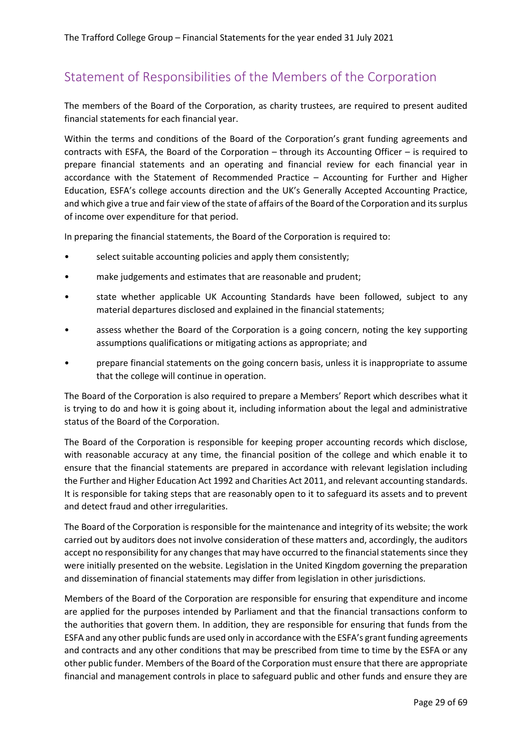## Statement of Responsibilities of the Members of the Corporation

The members of the Board of the Corporation, as charity trustees, are required to present audited financial statements for each financial year.

Within the terms and conditions of the Board of the Corporation's grant funding agreements and contracts with ESFA, the Board of the Corporation – through its Accounting Officer – is required to prepare financial statements and an operating and financial review for each financial year in accordance with the Statement of Recommended Practice – Accounting for Further and Higher Education, ESFA's college accounts direction and the UK's Generally Accepted Accounting Practice, and which give a true and fair view of the state of affairs of the Board of the Corporation and its surplus of income over expenditure for that period.

In preparing the financial statements, the Board of the Corporation is required to:

- select suitable accounting policies and apply them consistently;
- make judgements and estimates that are reasonable and prudent;
- state whether applicable UK Accounting Standards have been followed, subject to any material departures disclosed and explained in the financial statements;
- assess whether the Board of the Corporation is a going concern, noting the key supporting assumptions qualifications or mitigating actions as appropriate; and
- prepare financial statements on the going concern basis, unless it is inappropriate to assume that the college will continue in operation.

The Board of the Corporation is also required to prepare a Members' Report which describes what it is trying to do and how it is going about it, including information about the legal and administrative status of the Board of the Corporation.

The Board of the Corporation is responsible for keeping proper accounting records which disclose, with reasonable accuracy at any time, the financial position of the college and which enable it to ensure that the financial statements are prepared in accordance with relevant legislation including the Further and Higher Education Act 1992 and Charities Act 2011, and relevant accounting standards. It is responsible for taking steps that are reasonably open to it to safeguard its assets and to prevent and detect fraud and other irregularities.

The Board of the Corporation is responsible for the maintenance and integrity of its website; the work carried out by auditors does not involve consideration of these matters and, accordingly, the auditors accept no responsibility for any changes that may have occurred to the financial statements since they were initially presented on the website. Legislation in the United Kingdom governing the preparation and dissemination of financial statements may differ from legislation in other jurisdictions.

Members of the Board of the Corporation are responsible for ensuring that expenditure and income are applied for the purposes intended by Parliament and that the financial transactions conform to the authorities that govern them. In addition, they are responsible for ensuring that funds from the ESFA and any other public funds are used only in accordance with the ESFA's grant funding agreements and contracts and any other conditions that may be prescribed from time to time by the ESFA or any other public funder. Members of the Board of the Corporation must ensure that there are appropriate financial and management controls in place to safeguard public and other funds and ensure they are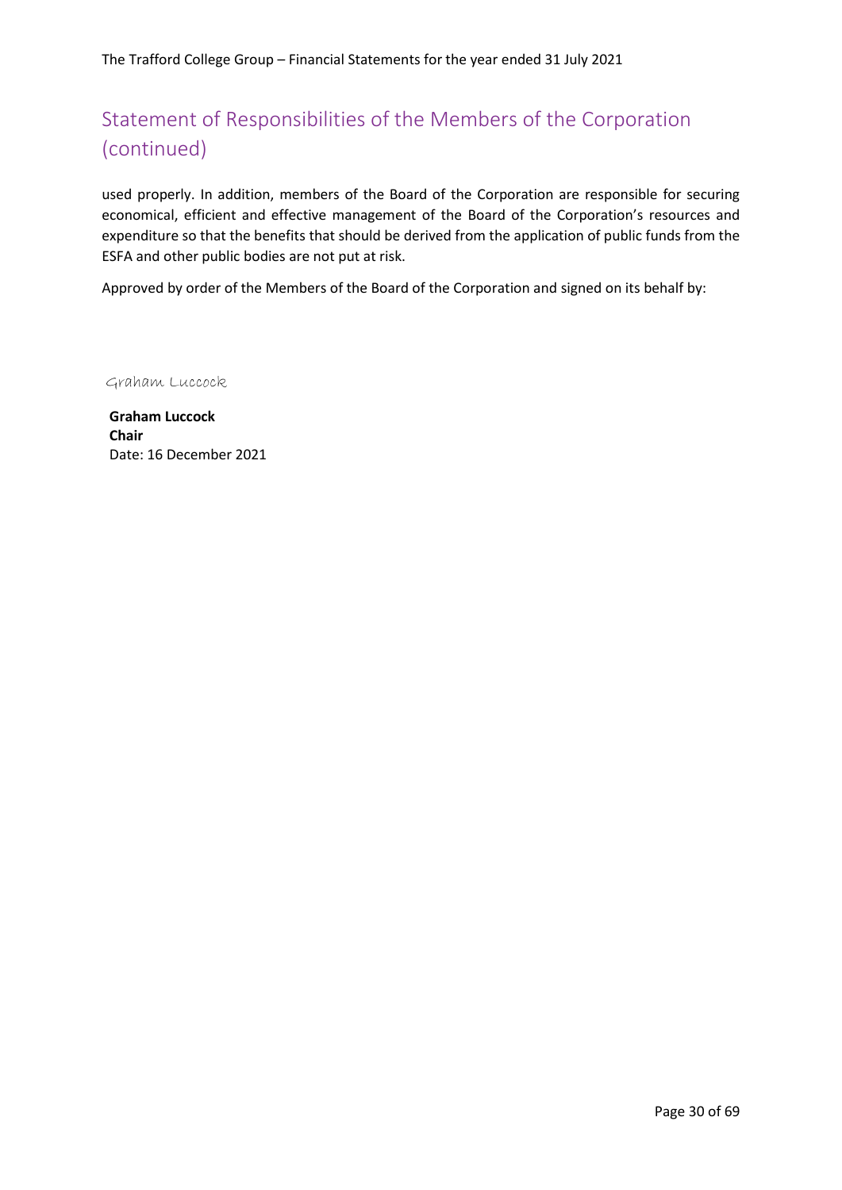## Statement of Responsibilities of the Members of the Corporation (continued)

used properly. In addition, members of the Board of the Corporation are responsible for securing economical, efficient and effective management of the Board of the Corporation's resources and expenditure so that the benefits that should be derived from the application of public funds from the ESFA and other public bodies are not put at risk.

Approved by order of the Members of the Board of the Corporation and signed on its behalf by:

Graham Luccock

**Graham Luccock**
**Chair**
Date: 16 December 2021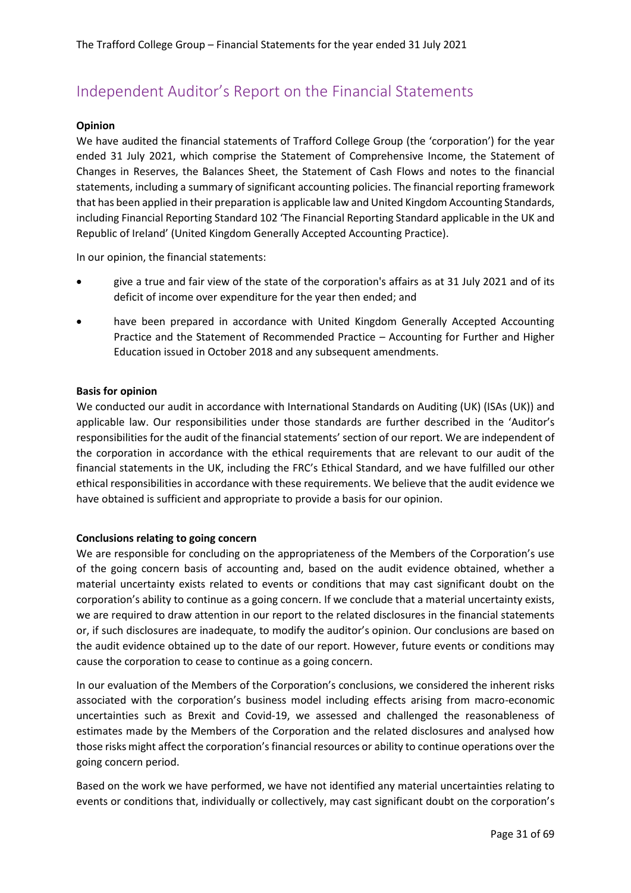# Independent Auditor's Report on the Financial Statements

**Opinion**

We have audited the financial statements of Trafford College Group (the 'corporation') for the year ended 31 July 2021, which comprise the Statement of Comprehensive Income, the Statement of Changes in Reserves, the Balances Sheet, the Statement of Cash Flows and notes to the financial statements, including a summary of significant accounting policies. The financial reporting framework that has been applied in their preparation is applicable law and United Kingdom Accounting Standards, including Financial Reporting Standard 102 'The Financial Reporting Standard applicable in the UK and Republic of Ireland' (United Kingdom Generally Accepted Accounting Practice).

In our opinion, the financial statements:

- give a true and fair view of the state of the corporation's affairs as at 31 July 2021 and of its deficit of income over expenditure for the year then ended; and
- have been prepared in accordance with United Kingdom Generally Accepted Accounting Practice and the Statement of Recommended Practice – Accounting for Further and Higher Education issued in October 2018 and any subsequent amendments.

**Basis for opinion**

We conducted our audit in accordance with International Standards on Auditing (UK) (ISAs (UK)) and applicable law. Our responsibilities under those standards are further described in the 'Auditor's responsibilities for the audit of the financial statements' section of our report. We are independent of the corporation in accordance with the ethical requirements that are relevant to our audit of the financial statements in the UK, including the FRC's Ethical Standard, and we have fulfilled our other ethical responsibilities in accordance with these requirements. We believe that the audit evidence we have obtained is sufficient and appropriate to provide a basis for our opinion.

**Conclusions relating to going concern**

We are responsible for concluding on the appropriateness of the Members of the Corporation's use of the going concern basis of accounting and, based on the audit evidence obtained, whether a material uncertainty exists related to events or conditions that may cast significant doubt on the corporation's ability to continue as a going concern. If we conclude that a material uncertainty exists, we are required to draw attention in our report to the related disclosures in the financial statements or, if such disclosures are inadequate, to modify the auditor's opinion. Our conclusions are based on the audit evidence obtained up to the date of our report. However, future events or conditions may cause the corporation to cease to continue as a going concern.

In our evaluation of the Members of the Corporation's conclusions, we considered the inherent risks associated with the corporation's business model including effects arising from macro-economic uncertainties such as Brexit and Covid-19, we assessed and challenged the reasonableness of estimates made by the Members of the Corporation and the related disclosures and analysed how those risks might affect the corporation's financial resources or ability to continue operations over the going concern period.

Based on the work we have performed, we have not identified any material uncertainties relating to events or conditions that, individually or collectively, may cast significant doubt on the corporation's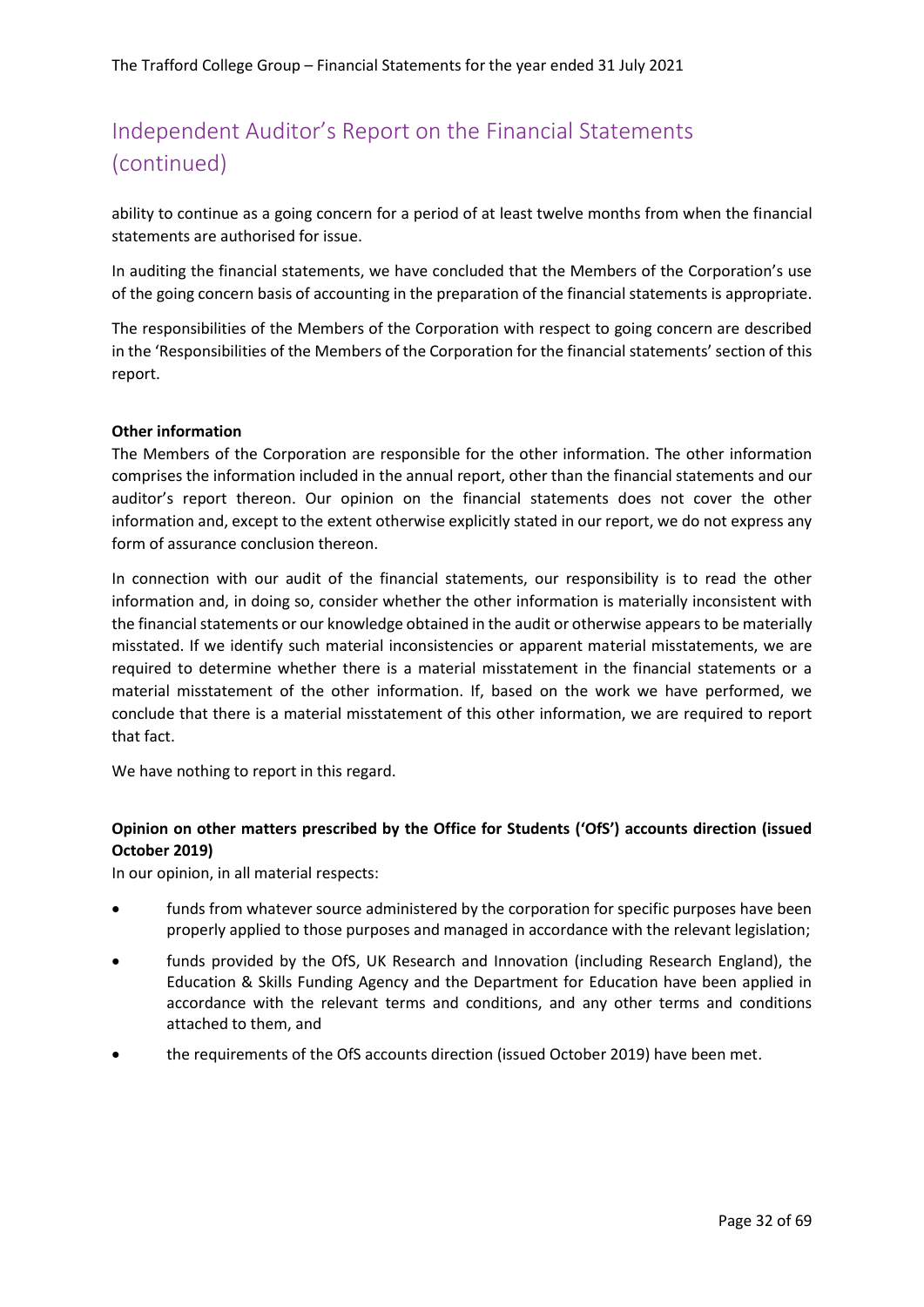## Independent Auditor's Report on the Financial Statements (continued)

ability to continue as a going concern for a period of at least twelve months from when the financial statements are authorised for issue.

In auditing the financial statements, we have concluded that the Members of the Corporation's use of the going concern basis of accounting in the preparation of the financial statements is appropriate.

The responsibilities of the Members of the Corporation with respect to going concern are described in the 'Responsibilities of the Members of the Corporation for the financial statements' section of this report.

**Other information**

The Members of the Corporation are responsible for the other information. The other information comprises the information included in the annual report, other than the financial statements and our auditor's report thereon. Our opinion on the financial statements does not cover the other information and, except to the extent otherwise explicitly stated in our report, we do not express any form of assurance conclusion thereon.

In connection with our audit of the financial statements, our responsibility is to read the other information and, in doing so, consider whether the other information is materially inconsistent with the financial statements or our knowledge obtained in the audit or otherwise appears to be materially misstated. If we identify such material inconsistencies or apparent material misstatements, we are required to determine whether there is a material misstatement in the financial statements or a material misstatement of the other information. If, based on the work we have performed, we conclude that there is a material misstatement of this other information, we are required to report that fact.

We have nothing to report in this regard.

**Opinion on other matters prescribed by the Office for Students ('OfS') accounts direction (issued October 2019)**

In our opinion, in all material respects:

- funds from whatever source administered by the corporation for specific purposes have been properly applied to those purposes and managed in accordance with the relevant legislation;
- funds provided by the OfS, UK Research and Innovation (including Research England), the Education & Skills Funding Agency and the Department for Education have been applied in accordance with the relevant terms and conditions, and any other terms and conditions attached to them, and
- the requirements of the OfS accounts direction (issued October 2019) have been met.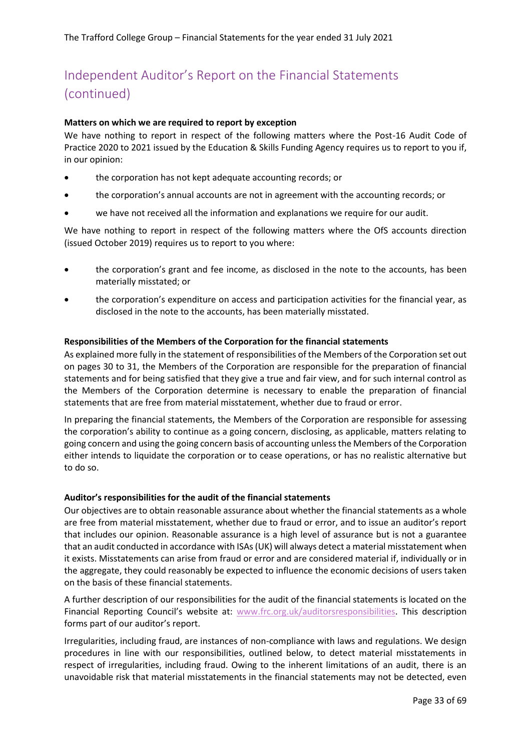# Independent Auditor's Report on the Financial Statements (continued)

**Matters on which we are required to report by exception**

We have nothing to report in respect of the following matters where the Post-16 Audit Code of Practice 2020 to 2021 issued by the Education & Skills Funding Agency requires us to report to you if, in our opinion:

- the corporation has not kept adequate accounting records; or
- the corporation's annual accounts are not in agreement with the accounting records; or
- we have not received all the information and explanations we require for our audit.

We have nothing to report in respect of the following matters where the OfS accounts direction (issued October 2019) requires us to report to you where:

- the corporation's grant and fee income, as disclosed in the note to the accounts, has been materially misstated; or
- the corporation's expenditure on access and participation activities for the financial year, as disclosed in the note to the accounts, has been materially misstated.

**Responsibilities of the Members of the Corporation for the financial statements**

As explained more fully in the statement of responsibilities of the Members of the Corporation set out on pages 30 to 31, the Members of the Corporation are responsible for the preparation of financial statements and for being satisfied that they give a true and fair view, and for such internal control as the Members of the Corporation determine is necessary to enable the preparation of financial statements that are free from material misstatement, whether due to fraud or error.

In preparing the financial statements, the Members of the Corporation are responsible for assessing the corporation's ability to continue as a going concern, disclosing, as applicable, matters relating to going concern and using the going concern basis of accounting unless the Members of the Corporation either intends to liquidate the corporation or to cease operations, or has no realistic alternative but to do so.

**Auditor's responsibilities for the audit of the financial statements**

Our objectives are to obtain reasonable assurance about whether the financial statements as a whole are free from material misstatement, whether due to fraud or error, and to issue an auditor's report that includes our opinion. Reasonable assurance is a high level of assurance but is not a guarantee that an audit conducted in accordance with ISAs (UK) will always detect a material misstatement when it exists. Misstatements can arise from fraud or error and are considered material if, individually or in the aggregate, they could reasonably be expected to influence the economic decisions of users taken on the basis of these financial statements.

A further description of our responsibilities for the audit of the financial statements is located on the Financial Reporting Council's website at: www.frc.org.uk/auditorsresponsibilities. This description forms part of our auditor's report.

Irregularities, including fraud, are instances of non-compliance with laws and regulations. We design procedures in line with our responsibilities, outlined below, to detect material misstatements in respect of irregularities, including fraud. Owing to the inherent limitations of an audit, there is an unavoidable risk that material misstatements in the financial statements may not be detected, even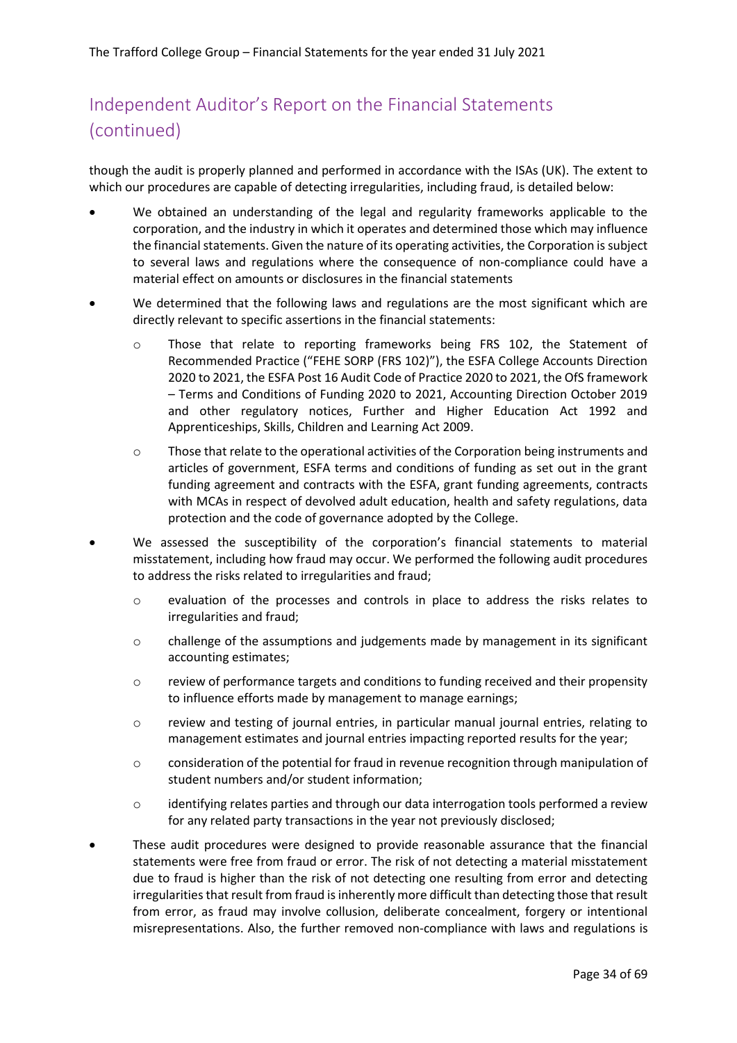# Independent Auditor's Report on the Financial Statements (continued)

though the audit is properly planned and performed in accordance with the ISAs (UK). The extent to which our procedures are capable of detecting irregularities, including fraud, is detailed below:

- We obtained an understanding of the legal and regularity frameworks applicable to the corporation, and the industry in which it operates and determined those which may influence the financial statements. Given the nature of its operating activities, the Corporation is subject to several laws and regulations where the consequence of non-compliance could have a material effect on amounts or disclosures in the financial statements
- We determined that the following laws and regulations are the most significant which are directly relevant to specific assertions in the financial statements:
  - Those that relate to reporting frameworks being FRS 102, the Statement of Recommended Practice ("FEHE SORP (FRS 102)"), the ESFA College Accounts Direction 2020 to 2021, the ESFA Post 16 Audit Code of Practice 2020 to 2021, the OfS framework – Terms and Conditions of Funding 2020 to 2021, Accounting Direction October 2019 and other regulatory notices, Further and Higher Education Act 1992 and Apprenticeships, Skills, Children and Learning Act 2009.
  - Those that relate to the operational activities of the Corporation being instruments and articles of government, ESFA terms and conditions of funding as set out in the grant funding agreement and contracts with the ESFA, grant funding agreements, contracts with MCAs in respect of devolved adult education, health and safety regulations, data protection and the code of governance adopted by the College.
- We assessed the susceptibility of the corporation's financial statements to material misstatement, including how fraud may occur. We performed the following audit procedures to address the risks related to irregularities and fraud;
  - evaluation of the processes and controls in place to address the risks relates to irregularities and fraud;
  - challenge of the assumptions and judgements made by management in its significant accounting estimates;
  - review of performance targets and conditions to funding received and their propensity to influence efforts made by management to manage earnings;
  - review and testing of journal entries, in particular manual journal entries, relating to management estimates and journal entries impacting reported results for the year;
  - consideration of the potential for fraud in revenue recognition through manipulation of student numbers and/or student information;
  - identifying relates parties and through our data interrogation tools performed a review for any related party transactions in the year not previously disclosed;
- These audit procedures were designed to provide reasonable assurance that the financial statements were free from fraud or error. The risk of not detecting a material misstatement due to fraud is higher than the risk of not detecting one resulting from error and detecting irregularities that result from fraud is inherently more difficult than detecting those that result from error, as fraud may involve collusion, deliberate concealment, forgery or intentional misrepresentations. Also, the further removed non-compliance with laws and regulations is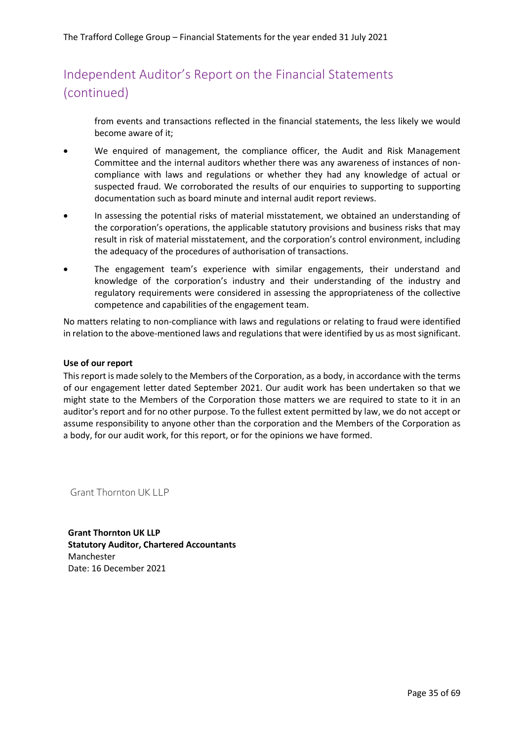# Independent Auditor's Report on the Financial Statements (continued)

from events and transactions reflected in the financial statements, the less likely we would become aware of it;

- We enquired of management, the compliance officer, the Audit and Risk Management Committee and the internal auditors whether there was any awareness of instances of non-compliance with laws and regulations or whether they had any knowledge of actual or suspected fraud. We corroborated the results of our enquiries to supporting to supporting documentation such as board minute and internal audit report reviews.
- In assessing the potential risks of material misstatement, we obtained an understanding of the corporation's operations, the applicable statutory provisions and business risks that may result in risk of material misstatement, and the corporation's control environment, including the adequacy of the procedures of authorisation of transactions.
- The engagement team's experience with similar engagements, their understand and knowledge of the corporation's industry and their understanding of the industry and regulatory requirements were considered in assessing the appropriateness of the collective competence and capabilities of the engagement team.

No matters relating to non-compliance with laws and regulations or relating to fraud were identified in relation to the above-mentioned laws and regulations that were identified by us as most significant.

**Use of our report**

This report is made solely to the Members of the Corporation, as a body, in accordance with the terms of our engagement letter dated September 2021. Our audit work has been undertaken so that we might state to the Members of the Corporation those matters we are required to state to it in an auditor's report and for no other purpose. To the fullest extent permitted by law, we do not accept or assume responsibility to anyone other than the corporation and the Members of the Corporation as a body, for our audit work, for this report, or for the opinions we have formed.

Grant Thornton UK LLP

**Grant Thornton UK LLP**
**Statutory Auditor, Chartered Accountants**
Manchester
Date: 16 December 2021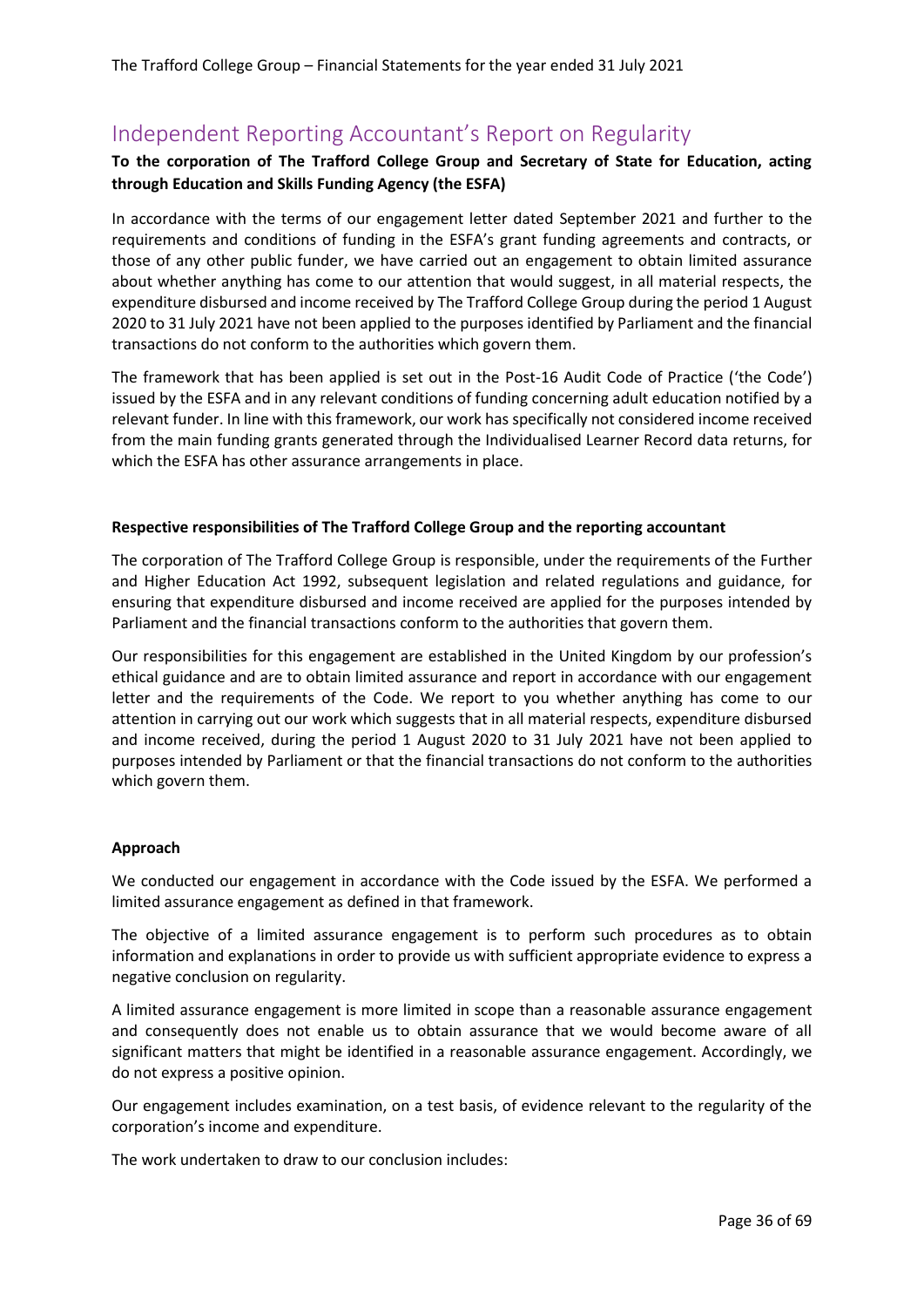# Independent Reporting Accountant's Report on Regularity

**To the corporation of The Trafford College Group and Secretary of State for Education, acting through Education and Skills Funding Agency (the ESFA)**

In accordance with the terms of our engagement letter dated September 2021 and further to the requirements and conditions of funding in the ESFA's grant funding agreements and contracts, or those of any other public funder, we have carried out an engagement to obtain limited assurance about whether anything has come to our attention that would suggest, in all material respects, the expenditure disbursed and income received by The Trafford College Group during the period 1 August 2020 to 31 July 2021 have not been applied to the purposes identified by Parliament and the financial transactions do not conform to the authorities which govern them.

The framework that has been applied is set out in the Post-16 Audit Code of Practice ('the Code') issued by the ESFA and in any relevant conditions of funding concerning adult education notified by a relevant funder. In line with this framework, our work has specifically not considered income received from the main funding grants generated through the Individualised Learner Record data returns, for which the ESFA has other assurance arrangements in place.

**Respective responsibilities of The Trafford College Group and the reporting accountant**

The corporation of The Trafford College Group is responsible, under the requirements of the Further and Higher Education Act 1992, subsequent legislation and related regulations and guidance, for ensuring that expenditure disbursed and income received are applied for the purposes intended by Parliament and the financial transactions conform to the authorities that govern them.

Our responsibilities for this engagement are established in the United Kingdom by our profession's ethical guidance and are to obtain limited assurance and report in accordance with our engagement letter and the requirements of the Code. We report to you whether anything has come to our attention in carrying out our work which suggests that in all material respects, expenditure disbursed and income received, during the period 1 August 2020 to 31 July 2021 have not been applied to purposes intended by Parliament or that the financial transactions do not conform to the authorities which govern them.

**Approach**

We conducted our engagement in accordance with the Code issued by the ESFA. We performed a limited assurance engagement as defined in that framework.

The objective of a limited assurance engagement is to perform such procedures as to obtain information and explanations in order to provide us with sufficient appropriate evidence to express a negative conclusion on regularity.

A limited assurance engagement is more limited in scope than a reasonable assurance engagement and consequently does not enable us to obtain assurance that we would become aware of all significant matters that might be identified in a reasonable assurance engagement. Accordingly, we do not express a positive opinion.

Our engagement includes examination, on a test basis, of evidence relevant to the regularity of the corporation's income and expenditure.

The work undertaken to draw to our conclusion includes: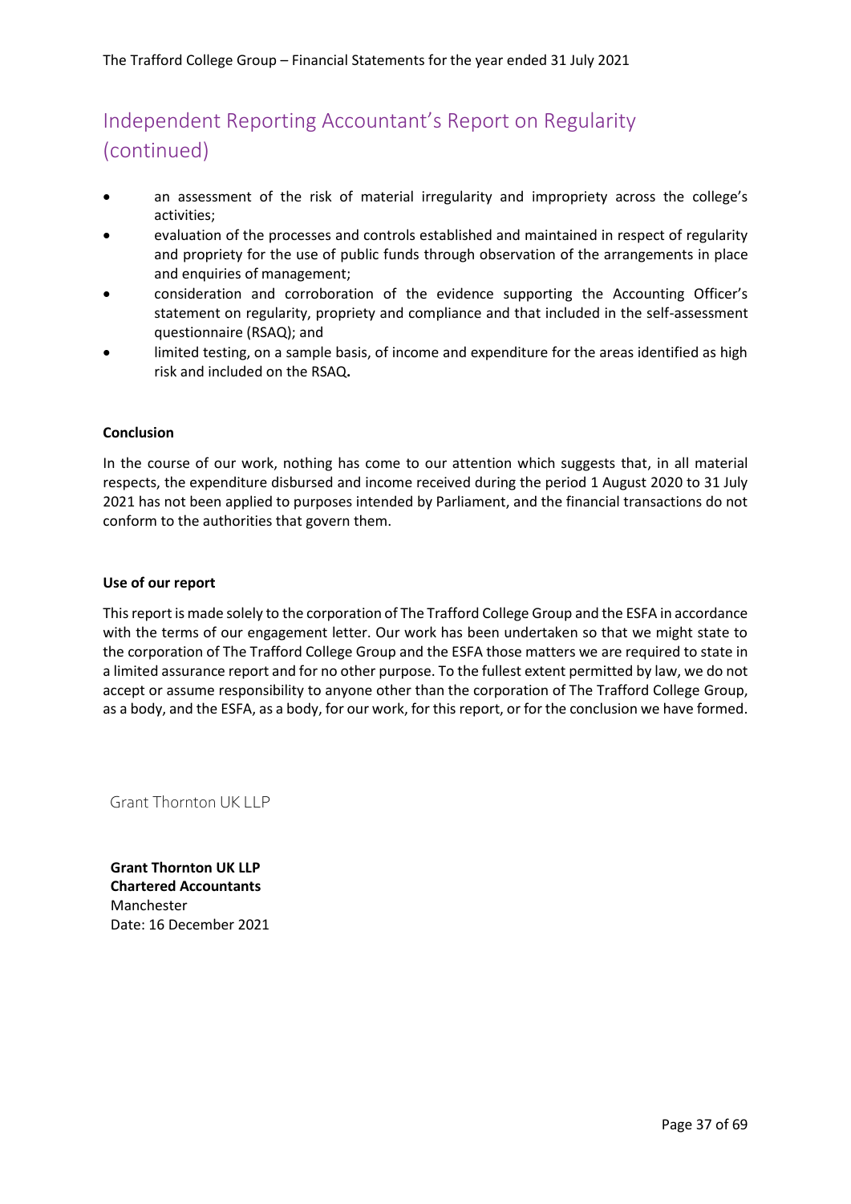# Independent Reporting Accountant's Report on Regularity (continued)

- an assessment of the risk of material irregularity and impropriety across the college's activities;
- evaluation of the processes and controls established and maintained in respect of regularity and propriety for the use of public funds through observation of the arrangements in place and enquiries of management;
- consideration and corroboration of the evidence supporting the Accounting Officer's statement on regularity, propriety and compliance and that included in the self-assessment questionnaire (RSAQ); and
- limited testing, on a sample basis, of income and expenditure for the areas identified as high risk and included on the RSAQ**.**

**Conclusion**

In the course of our work, nothing has come to our attention which suggests that, in all material respects, the expenditure disbursed and income received during the period 1 August 2020 to 31 July 2021 has not been applied to purposes intended by Parliament, and the financial transactions do not conform to the authorities that govern them.

**Use of our report**

This report is made solely to the corporation of The Trafford College Group and the ESFA in accordance with the terms of our engagement letter. Our work has been undertaken so that we might state to the corporation of The Trafford College Group and the ESFA those matters we are required to state in a limited assurance report and for no other purpose. To the fullest extent permitted by law, we do not accept or assume responsibility to anyone other than the corporation of The Trafford College Group, as a body, and the ESFA, as a body, for our work, for this report, or for the conclusion we have formed.

Grant Thornton UK LLP

**Grant Thornton UK LLP**
**Chartered Accountants**
Manchester
Date: 16 December 2021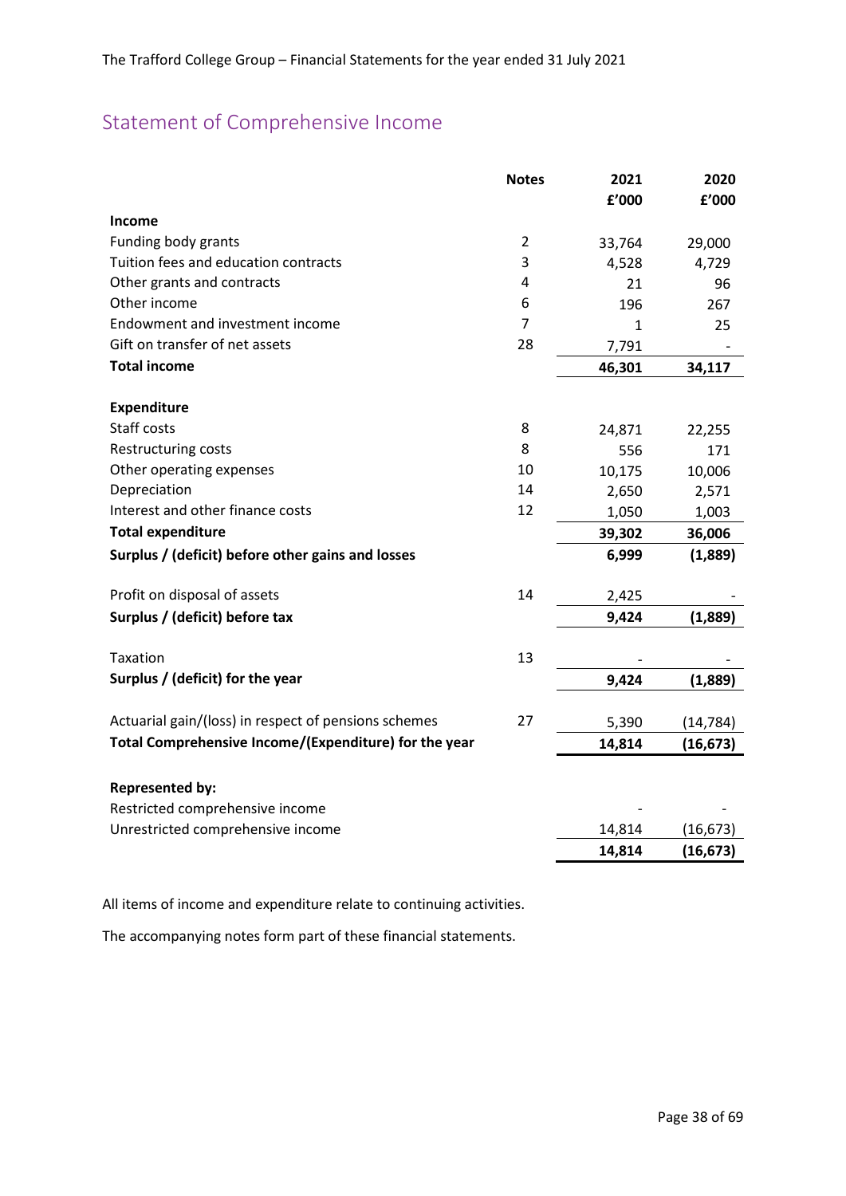## Statement of Comprehensive Income

| | Notes | 2021 £'000 | 2020 £'000 |
|---|---|---|---|
| **Income** | | | |
| Funding body grants | 2 | 33,764 | 29,000 |
| Tuition fees and education contracts | 3 | 4,528 | 4,729 |
| Other grants and contracts | 4 | 21 | 96 |
| Other income | 6 | 196 | 267 |
| Endowment and investment income | 7 | 1 | 25 |
| Gift on transfer of net assets | 28 | 7,791 | - |
| **Total income** | | **46,301** | **34,117** |
| | | | |
| **Expenditure** | | | |
| Staff costs | 8 | 24,871 | 22,255 |
| Restructuring costs | 8 | 556 | 171 |
| Other operating expenses | 10 | 10,175 | 10,006 |
| Depreciation | 14 | 2,650 | 2,571 |
| Interest and other finance costs | 12 | 1,050 | 1,003 |
| **Total expenditure** | | **39,302** | **36,006** |
| **Surplus / (deficit) before other gains and losses** | | **6,999** | **(1,889)** |
| | | | |
| Profit on disposal of assets | 14 | 2,425 | - |
| **Surplus / (deficit) before tax** | | **9,424** | **(1,889)** |
| | | | |
| Taxation | 13 | - | - |
| **Surplus / (deficit) for the year** | | **9,424** | **(1,889)** |
| | | | |
| Actuarial gain/(loss) in respect of pensions schemes | 27 | 5,390 | (14,784) |
| **Total Comprehensive Income/(Expenditure) for the year** | | **14,814** | **(16,673)** |
| | | | |
| **Represented by:** | | | |
| Restricted comprehensive income | | - | - |
| Unrestricted comprehensive income | | 14,814 | (16,673) |
| | | **14,814** | **(16,673)** |

All items of income and expenditure relate to continuing activities.

The accompanying notes form part of these financial statements.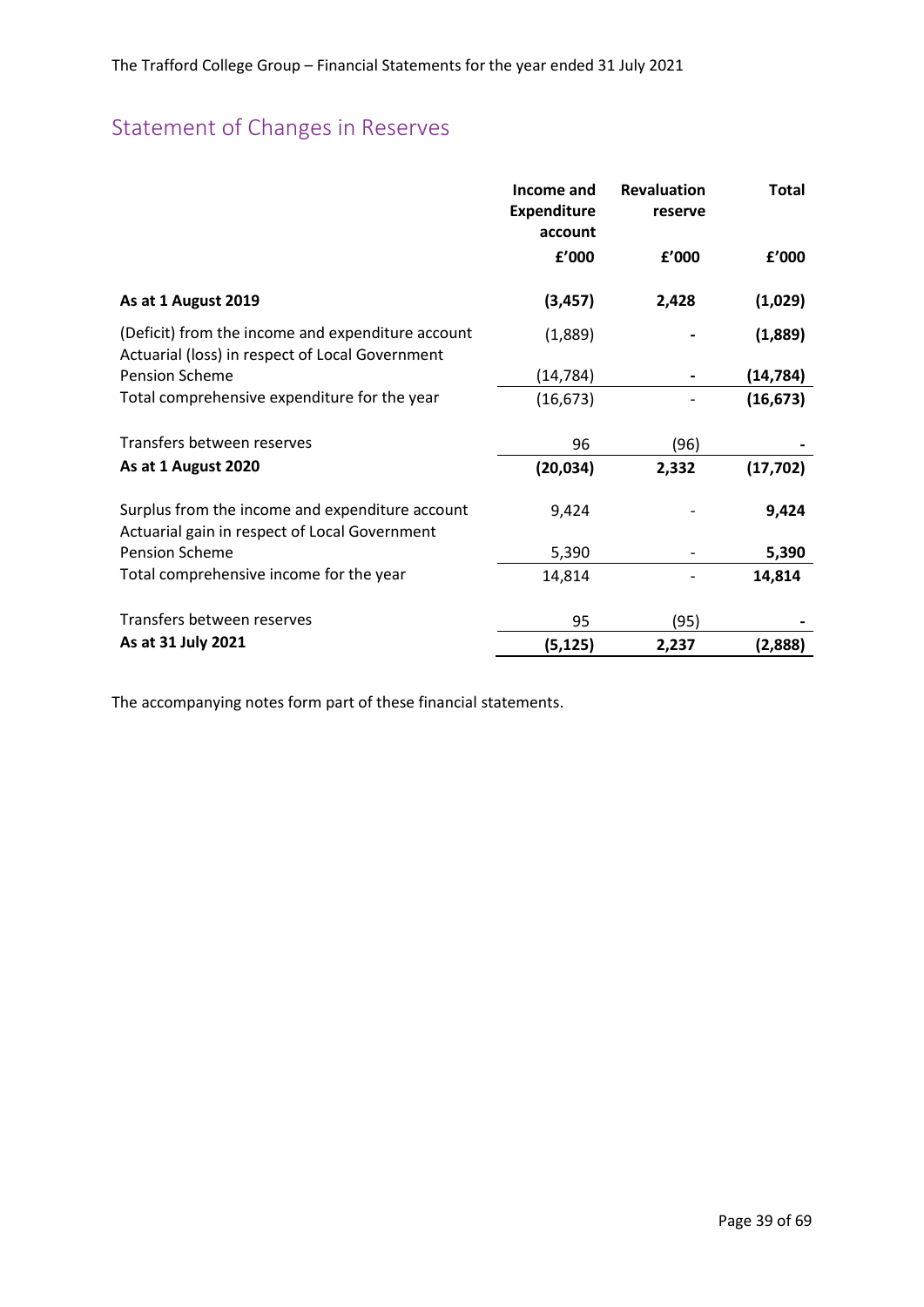## Statement of Changes in Reserves

| | Income and Expenditure account | Revaluation reserve | Total |
|---|---|---|---|
| | £'000 | £'000 | £'000 |
| **As at 1 August 2019** | **(3,457)** | **2,428** | **(1,029)** |
| (Deficit) from the income and expenditure account | (1,889) | - | **(1,889)** |
| Actuarial (loss) in respect of Local Government Pension Scheme | (14,784) | - | **(14,784)** |
| Total comprehensive expenditure for the year | (16,673) | - | **(16,673)** |
| Transfers between reserves | 96 | (96) | - |
| **As at 1 August 2020** | **(20,034)** | **2,332** | **(17,702)** |
| Surplus from the income and expenditure account | 9,424 | - | **9,424** |
| Actuarial gain in respect of Local Government Pension Scheme | 5,390 | - | **5,390** |
| Total comprehensive income for the year | 14,814 | - | **14,814** |
| Transfers between reserves | 95 | (95) | - |
| **As at 31 July 2021** | **(5,125)** | **2,237** | **(2,888)** |

The accompanying notes form part of these financial statements.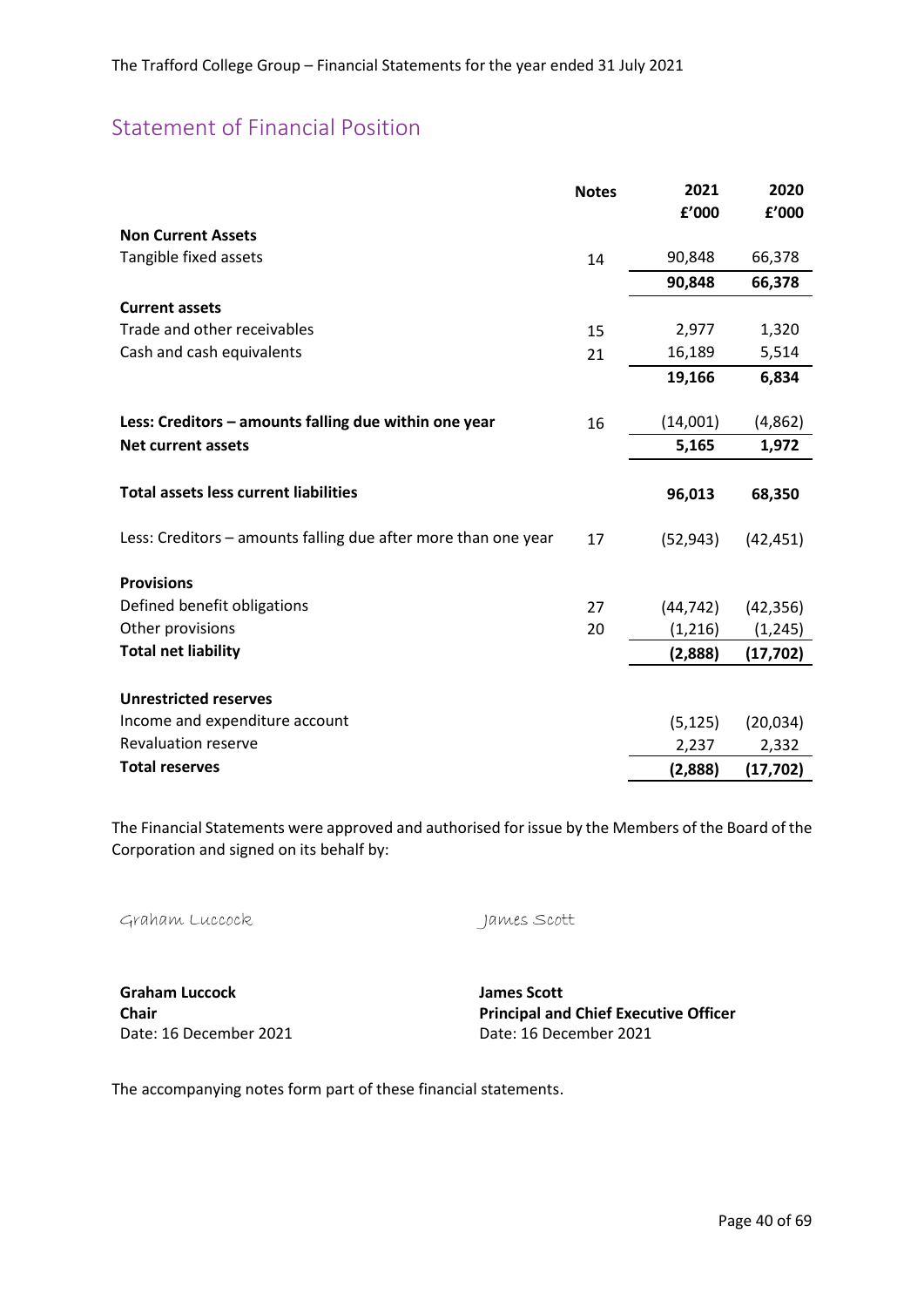## Statement of Financial Position

| | Notes | 2021 £'000 | 2020 £'000 |
|---|---|---|---|
| **Non Current Assets** | | | |
| Tangible fixed assets | 14 | 90,848 | 66,378 |
| | | **90,848** | **66,378** |
| **Current assets** | | | |
| Trade and other receivables | 15 | 2,977 | 1,320 |
| Cash and cash equivalents | 21 | 16,189 | 5,514 |
| | | **19,166** | **6,834** |
| **Less: Creditors – amounts falling due within one year** | 16 | (14,001) | (4,862) |
| **Net current assets** | | **5,165** | **1,972** |
| **Total assets less current liabilities** | | **96,013** | **68,350** |
| Less: Creditors – amounts falling due after more than one year | 17 | (52,943) | (42,451) |
| **Provisions** | | | |
| Defined benefit obligations | 27 | (44,742) | (42,356) |
| Other provisions | 20 | (1,216) | (1,245) |
| **Total net liability** | | **(2,888)** | **(17,702)** |
| **Unrestricted reserves** | | | |
| Income and expenditure account | | (5,125) | (20,034) |
| Revaluation reserve | | 2,237 | 2,332 |
| **Total reserves** | | **(2,888)** | **(17,702)** |

The Financial Statements were approved and authorised for issue by the Members of the Board of the Corporation and signed on its behalf by:

Graham Luccock | James Scott

**Graham Luccock**
**Chair**
Date: 16 December 2021

**James Scott**
**Principal and Chief Executive Officer**
Date: 16 December 2021

The accompanying notes form part of these financial statements.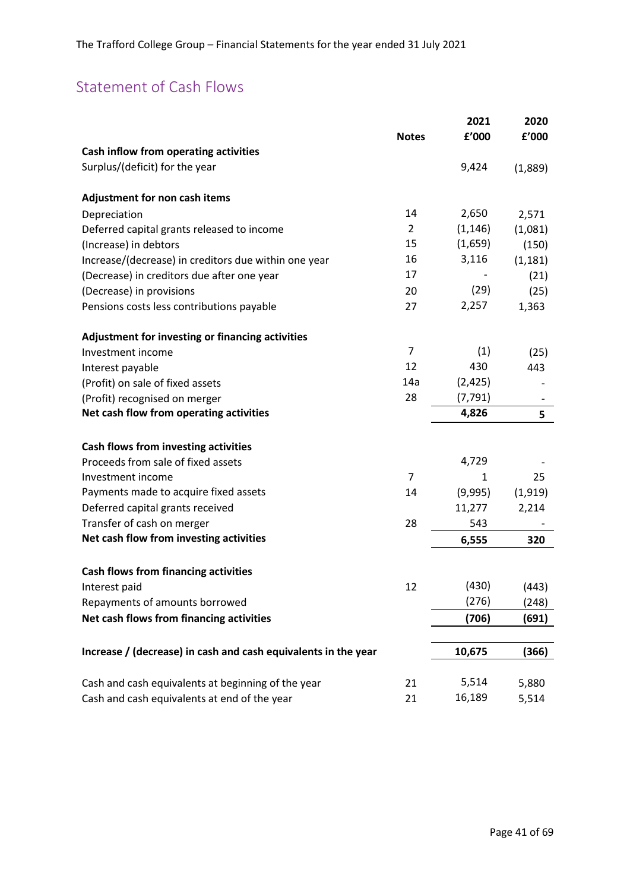## Statement of Cash Flows

| | Notes | 2021 £'000 | 2020 £'000 |
|---|---|---|---|
| **Cash inflow from operating activities** | | | |
| Surplus/(deficit) for the year | | 9,424 | (1,889) |
| | | | |
| **Adjustment for non cash items** | | | |
| Depreciation | 14 | 2,650 | 2,571 |
| Deferred capital grants released to income | 2 | (1,146) | (1,081) |
| (Increase) in debtors | 15 | (1,659) | (150) |
| Increase/(decrease) in creditors due within one year | 16 | 3,116 | (1,181) |
| (Decrease) in creditors due after one year | 17 | - | (21) |
| (Decrease) in provisions | 20 | (29) | (25) |
| Pensions costs less contributions payable | 27 | 2,257 | 1,363 |
| | | | |
| **Adjustment for investing or financing activities** | | | |
| Investment income | 7 | (1) | (25) |
| Interest payable | 12 | 430 | 443 |
| (Profit) on sale of fixed assets | 14a | (2,425) | - |
| (Profit) recognised on merger | 28 | (7,791) | - |
| **Net cash flow from operating activities** | | **4,826** | **5** |
| | | | |
| **Cash flows from investing activities** | | | |
| Proceeds from sale of fixed assets | | 4,729 | - |
| Investment income | 7 | 1 | 25 |
| Payments made to acquire fixed assets | 14 | (9,995) | (1,919) |
| Deferred capital grants received | | 11,277 | 2,214 |
| Transfer of cash on merger | 28 | 543 | - |
| **Net cash flow from investing activities** | | **6,555** | **320** |
| | | | |
| **Cash flows from financing activities** | | | |
| Interest paid | 12 | (430) | (443) |
| Repayments of amounts borrowed | | (276) | (248) |
| **Net cash flows from financing activities** | | **(706)** | **(691)** |
| | | | |
| **Increase / (decrease) in cash and cash equivalents in the year** | | **10,675** | **(366)** |
| | | | |
| Cash and cash equivalents at beginning of the year | 21 | 5,514 | 5,880 |
| Cash and cash equivalents at end of the year | 21 | 16,189 | 5,514 |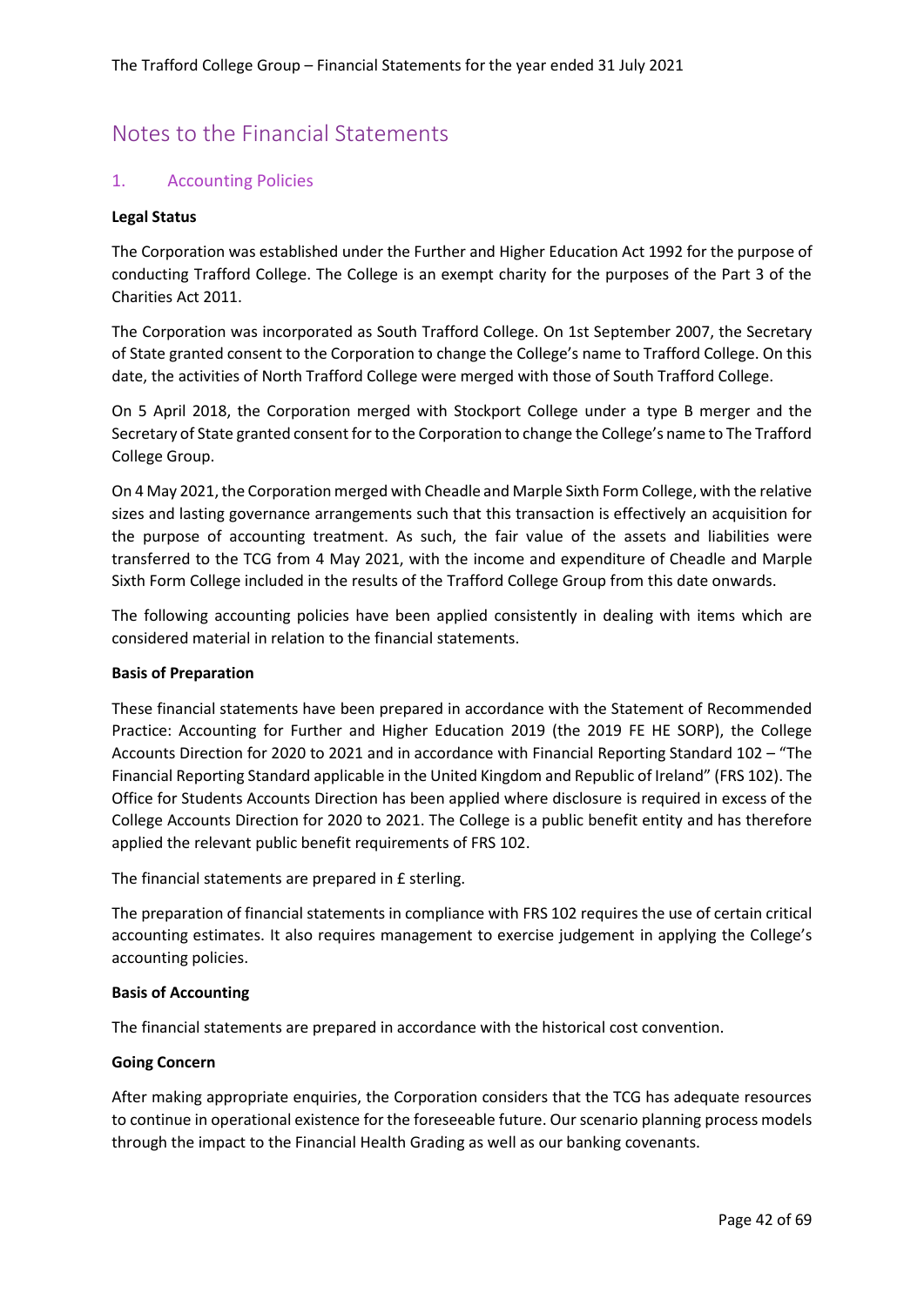# Notes to the Financial Statements

## 1. Accounting Policies

**Legal Status**

The Corporation was established under the Further and Higher Education Act 1992 for the purpose of conducting Trafford College. The College is an exempt charity for the purposes of the Part 3 of the Charities Act 2011.

The Corporation was incorporated as South Trafford College. On 1st September 2007, the Secretary of State granted consent to the Corporation to change the College's name to Trafford College. On this date, the activities of North Trafford College were merged with those of South Trafford College.

On 5 April 2018, the Corporation merged with Stockport College under a type B merger and the Secretary of State granted consent for to the Corporation to change the College's name to The Trafford College Group.

On 4 May 2021, the Corporation merged with Cheadle and Marple Sixth Form College, with the relative sizes and lasting governance arrangements such that this transaction is effectively an acquisition for the purpose of accounting treatment. As such, the fair value of the assets and liabilities were transferred to the TCG from 4 May 2021, with the income and expenditure of Cheadle and Marple Sixth Form College included in the results of the Trafford College Group from this date onwards.

The following accounting policies have been applied consistently in dealing with items which are considered material in relation to the financial statements.

**Basis of Preparation**

These financial statements have been prepared in accordance with the Statement of Recommended Practice: Accounting for Further and Higher Education 2019 (the 2019 FE HE SORP), the College Accounts Direction for 2020 to 2021 and in accordance with Financial Reporting Standard 102 – "The Financial Reporting Standard applicable in the United Kingdom and Republic of Ireland" (FRS 102). The Office for Students Accounts Direction has been applied where disclosure is required in excess of the College Accounts Direction for 2020 to 2021. The College is a public benefit entity and has therefore applied the relevant public benefit requirements of FRS 102.

The financial statements are prepared in £ sterling.

The preparation of financial statements in compliance with FRS 102 requires the use of certain critical accounting estimates. It also requires management to exercise judgement in applying the College's accounting policies.

**Basis of Accounting**

The financial statements are prepared in accordance with the historical cost convention.

**Going Concern**

After making appropriate enquiries, the Corporation considers that the TCG has adequate resources to continue in operational existence for the foreseeable future. Our scenario planning process models through the impact to the Financial Health Grading as well as our banking covenants.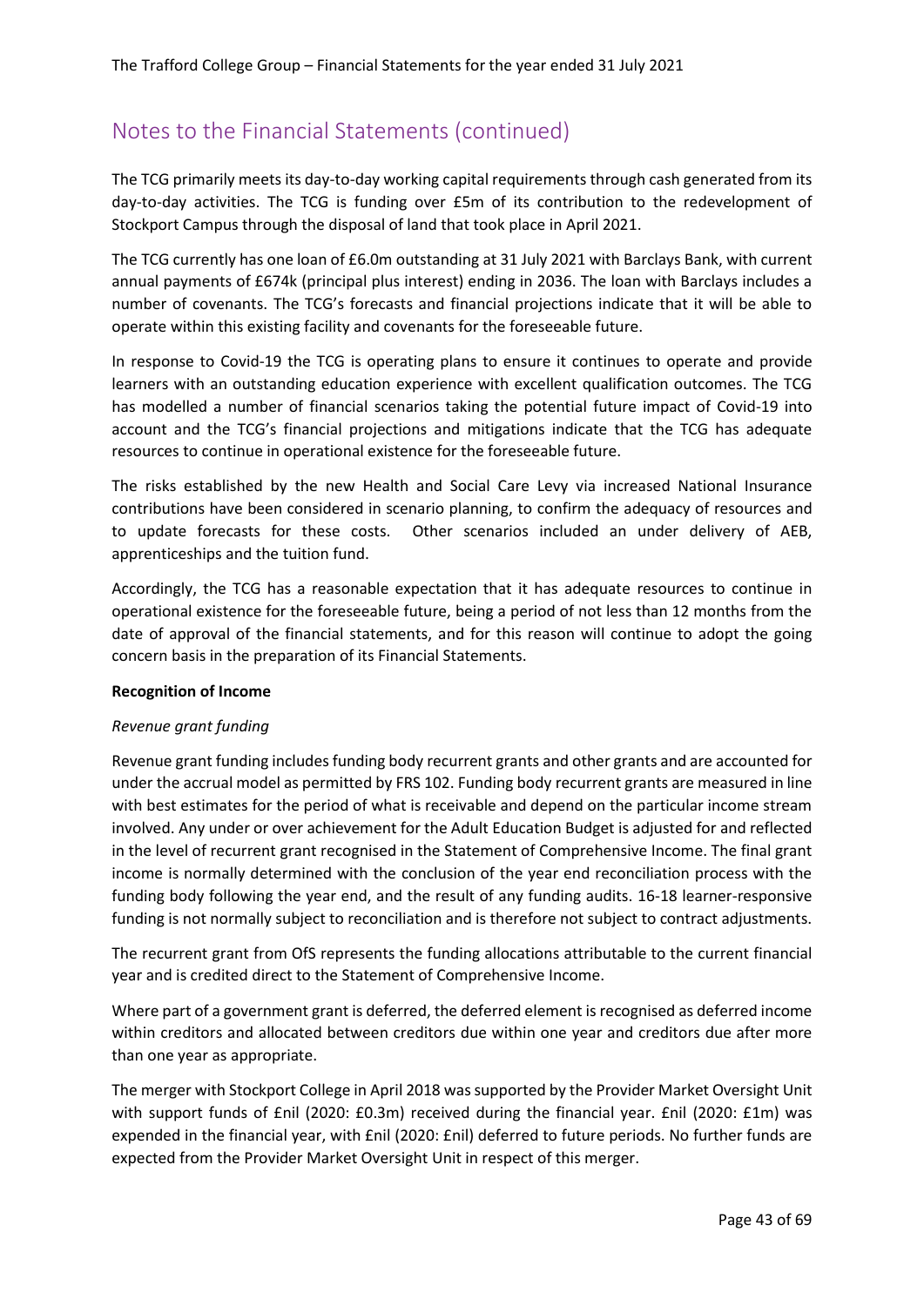## Notes to the Financial Statements (continued)

The TCG primarily meets its day-to-day working capital requirements through cash generated from its day-to-day activities. The TCG is funding over £5m of its contribution to the redevelopment of Stockport Campus through the disposal of land that took place in April 2021.

The TCG currently has one loan of £6.0m outstanding at 31 July 2021 with Barclays Bank, with current annual payments of £674k (principal plus interest) ending in 2036. The loan with Barclays includes a number of covenants. The TCG's forecasts and financial projections indicate that it will be able to operate within this existing facility and covenants for the foreseeable future.

In response to Covid-19 the TCG is operating plans to ensure it continues to operate and provide learners with an outstanding education experience with excellent qualification outcomes. The TCG has modelled a number of financial scenarios taking the potential future impact of Covid-19 into account and the TCG's financial projections and mitigations indicate that the TCG has adequate resources to continue in operational existence for the foreseeable future.

The risks established by the new Health and Social Care Levy via increased National Insurance contributions have been considered in scenario planning, to confirm the adequacy of resources and to update forecasts for these costs. Other scenarios included an under delivery of AEB, apprenticeships and the tuition fund.

Accordingly, the TCG has a reasonable expectation that it has adequate resources to continue in operational existence for the foreseeable future, being a period of not less than 12 months from the date of approval of the financial statements, and for this reason will continue to adopt the going concern basis in the preparation of its Financial Statements.

**Recognition of Income**

*Revenue grant funding*

Revenue grant funding includes funding body recurrent grants and other grants and are accounted for under the accrual model as permitted by FRS 102. Funding body recurrent grants are measured in line with best estimates for the period of what is receivable and depend on the particular income stream involved. Any under or over achievement for the Adult Education Budget is adjusted for and reflected in the level of recurrent grant recognised in the Statement of Comprehensive Income. The final grant income is normally determined with the conclusion of the year end reconciliation process with the funding body following the year end, and the result of any funding audits. 16-18 learner-responsive funding is not normally subject to reconciliation and is therefore not subject to contract adjustments.

The recurrent grant from OfS represents the funding allocations attributable to the current financial year and is credited direct to the Statement of Comprehensive Income.

Where part of a government grant is deferred, the deferred element is recognised as deferred income within creditors and allocated between creditors due within one year and creditors due after more than one year as appropriate.

The merger with Stockport College in April 2018 was supported by the Provider Market Oversight Unit with support funds of £nil (2020: £0.3m) received during the financial year. £nil (2020: £1m) was expended in the financial year, with £nil (2020: £nil) deferred to future periods. No further funds are expected from the Provider Market Oversight Unit in respect of this merger.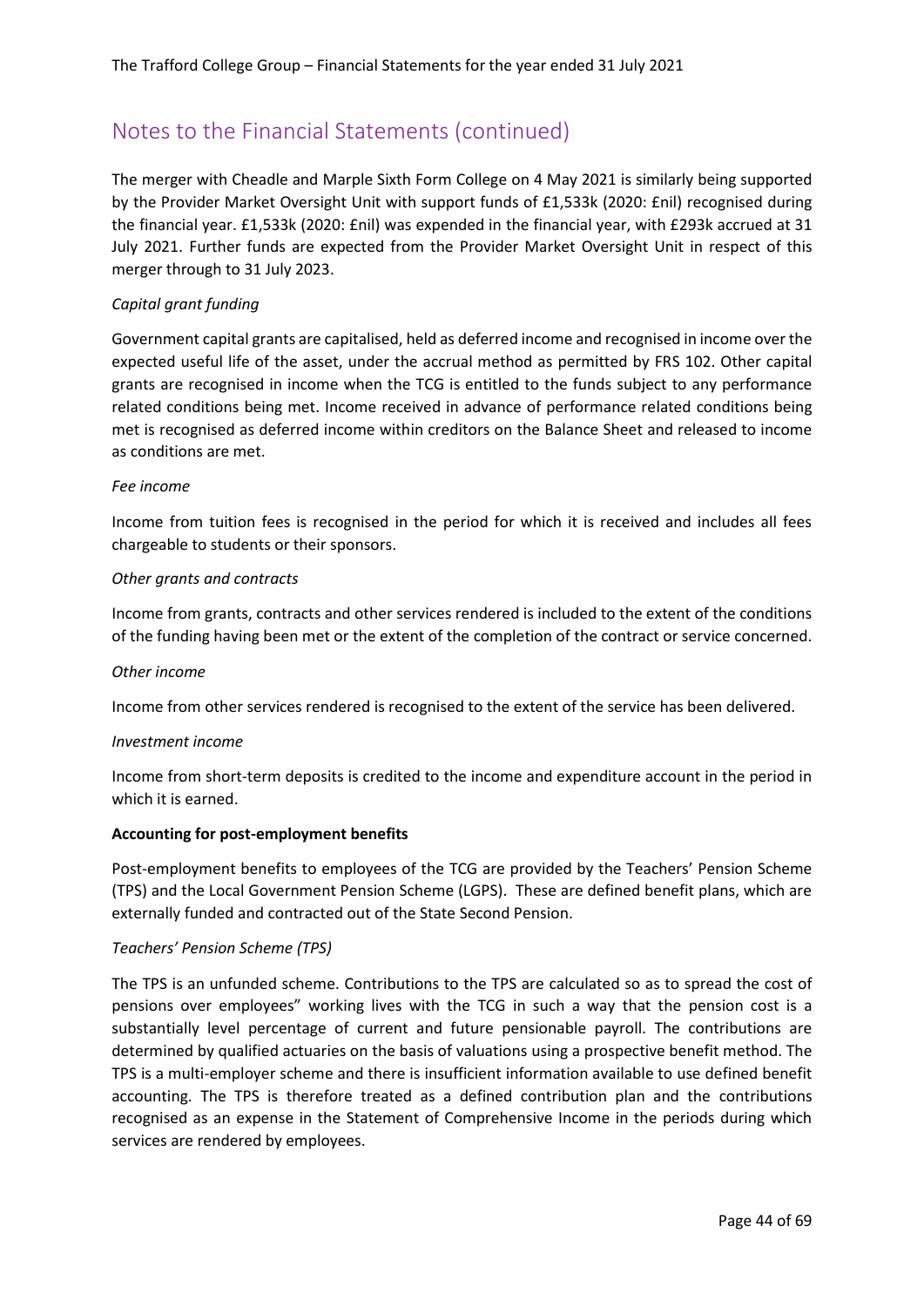## Notes to the Financial Statements (continued)

The merger with Cheadle and Marple Sixth Form College on 4 May 2021 is similarly being supported by the Provider Market Oversight Unit with support funds of £1,533k (2020: £nil) recognised during the financial year. £1,533k (2020: £nil) was expended in the financial year, with £293k accrued at 31 July 2021. Further funds are expected from the Provider Market Oversight Unit in respect of this merger through to 31 July 2023.

*Capital grant funding*

Government capital grants are capitalised, held as deferred income and recognised in income over the expected useful life of the asset, under the accrual method as permitted by FRS 102. Other capital grants are recognised in income when the TCG is entitled to the funds subject to any performance related conditions being met. Income received in advance of performance related conditions being met is recognised as deferred income within creditors on the Balance Sheet and released to income as conditions are met.

*Fee income*

Income from tuition fees is recognised in the period for which it is received and includes all fees chargeable to students or their sponsors.

*Other grants and contracts*

Income from grants, contracts and other services rendered is included to the extent of the conditions of the funding having been met or the extent of the completion of the contract or service concerned.

*Other income*

Income from other services rendered is recognised to the extent of the service has been delivered.

*Investment income*

Income from short-term deposits is credited to the income and expenditure account in the period in which it is earned.

**Accounting for post-employment benefits**

Post-employment benefits to employees of the TCG are provided by the Teachers' Pension Scheme (TPS) and the Local Government Pension Scheme (LGPS). These are defined benefit plans, which are externally funded and contracted out of the State Second Pension.

*Teachers' Pension Scheme (TPS)*

The TPS is an unfunded scheme. Contributions to the TPS are calculated so as to spread the cost of pensions over employees" working lives with the TCG in such a way that the pension cost is a substantially level percentage of current and future pensionable payroll. The contributions are determined by qualified actuaries on the basis of valuations using a prospective benefit method. The TPS is a multi-employer scheme and there is insufficient information available to use defined benefit accounting. The TPS is therefore treated as a defined contribution plan and the contributions recognised as an expense in the Statement of Comprehensive Income in the periods during which services are rendered by employees.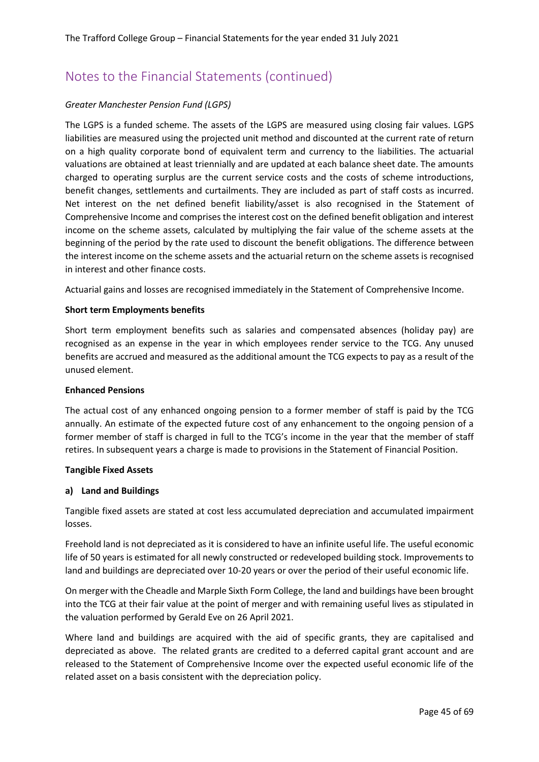# Notes to the Financial Statements (continued)

*Greater Manchester Pension Fund (LGPS)*

The LGPS is a funded scheme. The assets of the LGPS are measured using closing fair values. LGPS liabilities are measured using the projected unit method and discounted at the current rate of return on a high quality corporate bond of equivalent term and currency to the liabilities. The actuarial valuations are obtained at least triennially and are updated at each balance sheet date. The amounts charged to operating surplus are the current service costs and the costs of scheme introductions, benefit changes, settlements and curtailments. They are included as part of staff costs as incurred. Net interest on the net defined benefit liability/asset is also recognised in the Statement of Comprehensive Income and comprises the interest cost on the defined benefit obligation and interest income on the scheme assets, calculated by multiplying the fair value of the scheme assets at the beginning of the period by the rate used to discount the benefit obligations. The difference between the interest income on the scheme assets and the actuarial return on the scheme assets is recognised in interest and other finance costs.

Actuarial gains and losses are recognised immediately in the Statement of Comprehensive Income.

**Short term Employments benefits**

Short term employment benefits such as salaries and compensated absences (holiday pay) are recognised as an expense in the year in which employees render service to the TCG. Any unused benefits are accrued and measured as the additional amount the TCG expects to pay as a result of the unused element.

**Enhanced Pensions**

The actual cost of any enhanced ongoing pension to a former member of staff is paid by the TCG annually. An estimate of the expected future cost of any enhancement to the ongoing pension of a former member of staff is charged in full to the TCG's income in the year that the member of staff retires. In subsequent years a charge is made to provisions in the Statement of Financial Position.

**Tangible Fixed Assets**

**a) Land and Buildings**

Tangible fixed assets are stated at cost less accumulated depreciation and accumulated impairment losses.

Freehold land is not depreciated as it is considered to have an infinite useful life. The useful economic life of 50 years is estimated for all newly constructed or redeveloped building stock. Improvements to land and buildings are depreciated over 10-20 years or over the period of their useful economic life.

On merger with the Cheadle and Marple Sixth Form College, the land and buildings have been brought into the TCG at their fair value at the point of merger and with remaining useful lives as stipulated in the valuation performed by Gerald Eve on 26 April 2021.

Where land and buildings are acquired with the aid of specific grants, they are capitalised and depreciated as above. The related grants are credited to a deferred capital grant account and are released to the Statement of Comprehensive Income over the expected useful economic life of the related asset on a basis consistent with the depreciation policy.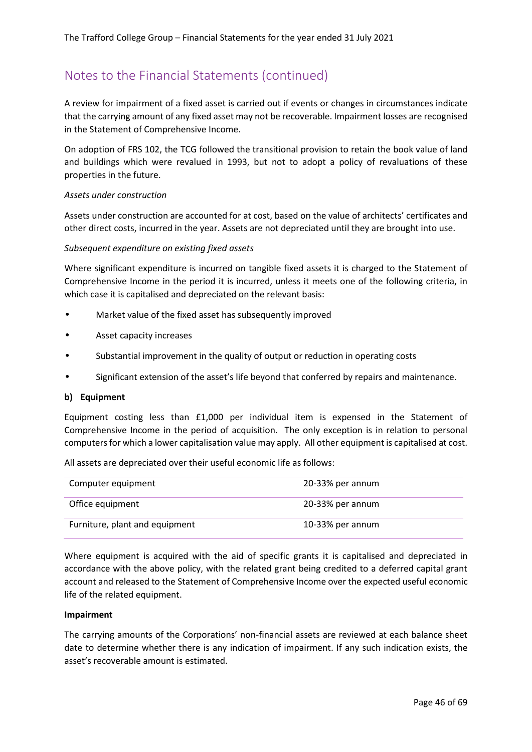# Notes to the Financial Statements (continued)

A review for impairment of a fixed asset is carried out if events or changes in circumstances indicate that the carrying amount of any fixed asset may not be recoverable. Impairment losses are recognised in the Statement of Comprehensive Income.

On adoption of FRS 102, the TCG followed the transitional provision to retain the book value of land and buildings which were revalued in 1993, but not to adopt a policy of revaluations of these properties in the future.

*Assets under construction*

Assets under construction are accounted for at cost, based on the value of architects' certificates and other direct costs, incurred in the year. Assets are not depreciated until they are brought into use.

*Subsequent expenditure on existing fixed assets*

Where significant expenditure is incurred on tangible fixed assets it is charged to the Statement of Comprehensive Income in the period it is incurred, unless it meets one of the following criteria, in which case it is capitalised and depreciated on the relevant basis:

- Market value of the fixed asset has subsequently improved
- Asset capacity increases
- Substantial improvement in the quality of output or reduction in operating costs
- Significant extension of the asset's life beyond that conferred by repairs and maintenance.

**b) Equipment**

Equipment costing less than £1,000 per individual item is expensed in the Statement of Comprehensive Income in the period of acquisition. The only exception is in relation to personal computers for which a lower capitalisation value may apply. All other equipment is capitalised at cost.

All assets are depreciated over their useful economic life as follows:

| | |
|---|---|
| Computer equipment | 20-33% per annum |
| Office equipment | 20-33% per annum |
| Furniture, plant and equipment | 10-33% per annum |

Where equipment is acquired with the aid of specific grants it is capitalised and depreciated in accordance with the above policy, with the related grant being credited to a deferred capital grant account and released to the Statement of Comprehensive Income over the expected useful economic life of the related equipment.

**Impairment**

The carrying amounts of the Corporations' non-financial assets are reviewed at each balance sheet date to determine whether there is any indication of impairment. If any such indication exists, the asset's recoverable amount is estimated.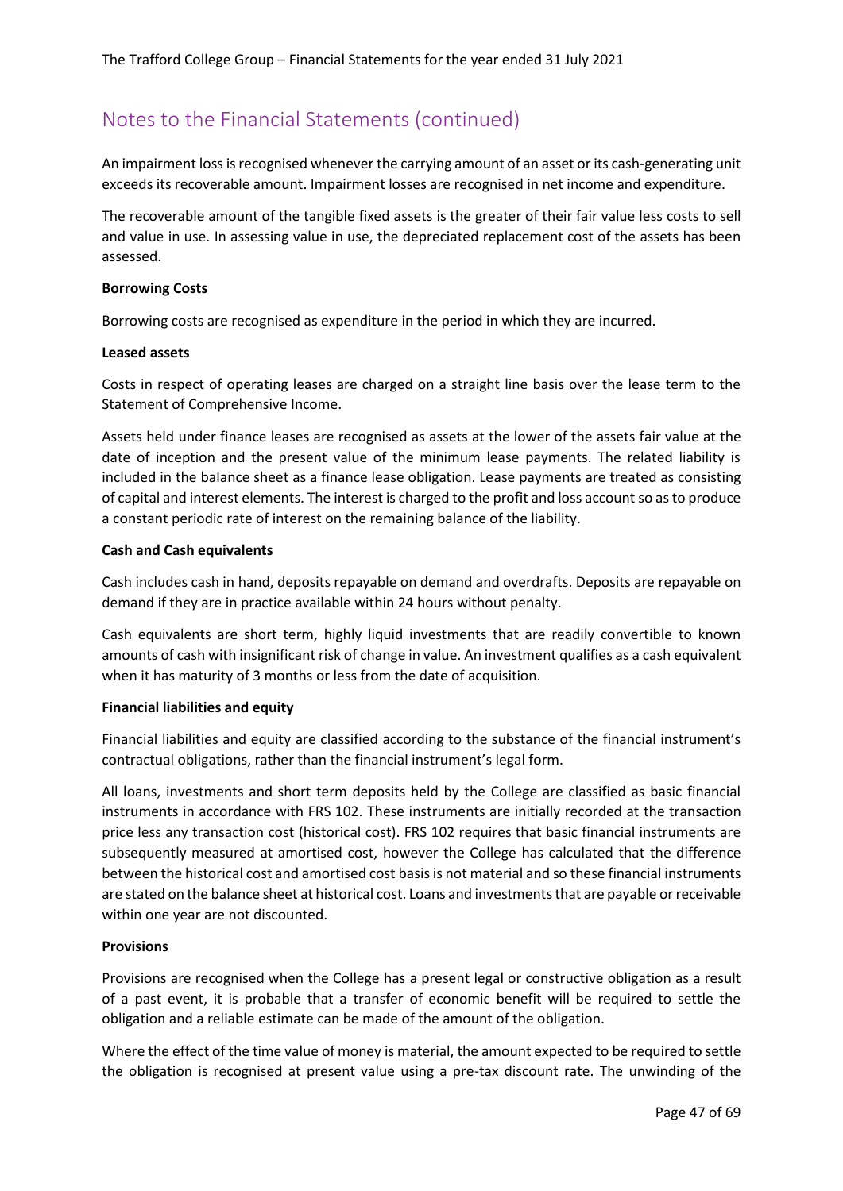## Notes to the Financial Statements (continued)

An impairment loss is recognised whenever the carrying amount of an asset or its cash-generating unit exceeds its recoverable amount. Impairment losses are recognised in net income and expenditure.

The recoverable amount of the tangible fixed assets is the greater of their fair value less costs to sell and value in use. In assessing value in use, the depreciated replacement cost of the assets has been assessed.

**Borrowing Costs**

Borrowing costs are recognised as expenditure in the period in which they are incurred.

**Leased assets**

Costs in respect of operating leases are charged on a straight line basis over the lease term to the Statement of Comprehensive Income.

Assets held under finance leases are recognised as assets at the lower of the assets fair value at the date of inception and the present value of the minimum lease payments. The related liability is included in the balance sheet as a finance lease obligation. Lease payments are treated as consisting of capital and interest elements. The interest is charged to the profit and loss account so as to produce a constant periodic rate of interest on the remaining balance of the liability.

**Cash and Cash equivalents**

Cash includes cash in hand, deposits repayable on demand and overdrafts. Deposits are repayable on demand if they are in practice available within 24 hours without penalty.

Cash equivalents are short term, highly liquid investments that are readily convertible to known amounts of cash with insignificant risk of change in value. An investment qualifies as a cash equivalent when it has maturity of 3 months or less from the date of acquisition.

**Financial liabilities and equity**

Financial liabilities and equity are classified according to the substance of the financial instrument's contractual obligations, rather than the financial instrument's legal form.

All loans, investments and short term deposits held by the College are classified as basic financial instruments in accordance with FRS 102. These instruments are initially recorded at the transaction price less any transaction cost (historical cost). FRS 102 requires that basic financial instruments are subsequently measured at amortised cost, however the College has calculated that the difference between the historical cost and amortised cost basis is not material and so these financial instruments are stated on the balance sheet at historical cost. Loans and investments that are payable or receivable within one year are not discounted.

**Provisions**

Provisions are recognised when the College has a present legal or constructive obligation as a result of a past event, it is probable that a transfer of economic benefit will be required to settle the obligation and a reliable estimate can be made of the amount of the obligation.

Where the effect of the time value of money is material, the amount expected to be required to settle the obligation is recognised at present value using a pre-tax discount rate. The unwinding of the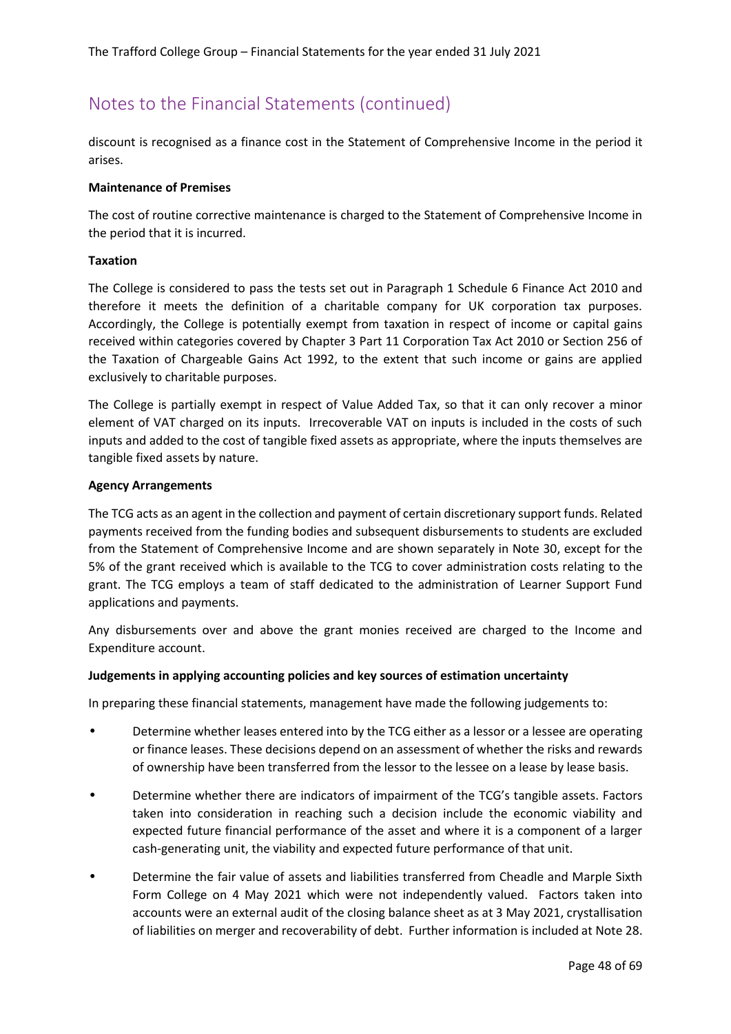## Notes to the Financial Statements (continued)

discount is recognised as a finance cost in the Statement of Comprehensive Income in the period it arises.

**Maintenance of Premises**

The cost of routine corrective maintenance is charged to the Statement of Comprehensive Income in the period that it is incurred.

**Taxation**

The College is considered to pass the tests set out in Paragraph 1 Schedule 6 Finance Act 2010 and therefore it meets the definition of a charitable company for UK corporation tax purposes. Accordingly, the College is potentially exempt from taxation in respect of income or capital gains received within categories covered by Chapter 3 Part 11 Corporation Tax Act 2010 or Section 256 of the Taxation of Chargeable Gains Act 1992, to the extent that such income or gains are applied exclusively to charitable purposes.

The College is partially exempt in respect of Value Added Tax, so that it can only recover a minor element of VAT charged on its inputs. Irrecoverable VAT on inputs is included in the costs of such inputs and added to the cost of tangible fixed assets as appropriate, where the inputs themselves are tangible fixed assets by nature.

**Agency Arrangements**

The TCG acts as an agent in the collection and payment of certain discretionary support funds. Related payments received from the funding bodies and subsequent disbursements to students are excluded from the Statement of Comprehensive Income and are shown separately in Note 30, except for the 5% of the grant received which is available to the TCG to cover administration costs relating to the grant. The TCG employs a team of staff dedicated to the administration of Learner Support Fund applications and payments.

Any disbursements over and above the grant monies received are charged to the Income and Expenditure account.

**Judgements in applying accounting policies and key sources of estimation uncertainty**

In preparing these financial statements, management have made the following judgements to:

- Determine whether leases entered into by the TCG either as a lessor or a lessee are operating or finance leases. These decisions depend on an assessment of whether the risks and rewards of ownership have been transferred from the lessor to the lessee on a lease by lease basis.
- Determine whether there are indicators of impairment of the TCG's tangible assets. Factors taken into consideration in reaching such a decision include the economic viability and expected future financial performance of the asset and where it is a component of a larger cash-generating unit, the viability and expected future performance of that unit.
- Determine the fair value of assets and liabilities transferred from Cheadle and Marple Sixth Form College on 4 May 2021 which were not independently valued. Factors taken into accounts were an external audit of the closing balance sheet as at 3 May 2021, crystallisation of liabilities on merger and recoverability of debt. Further information is included at Note 28.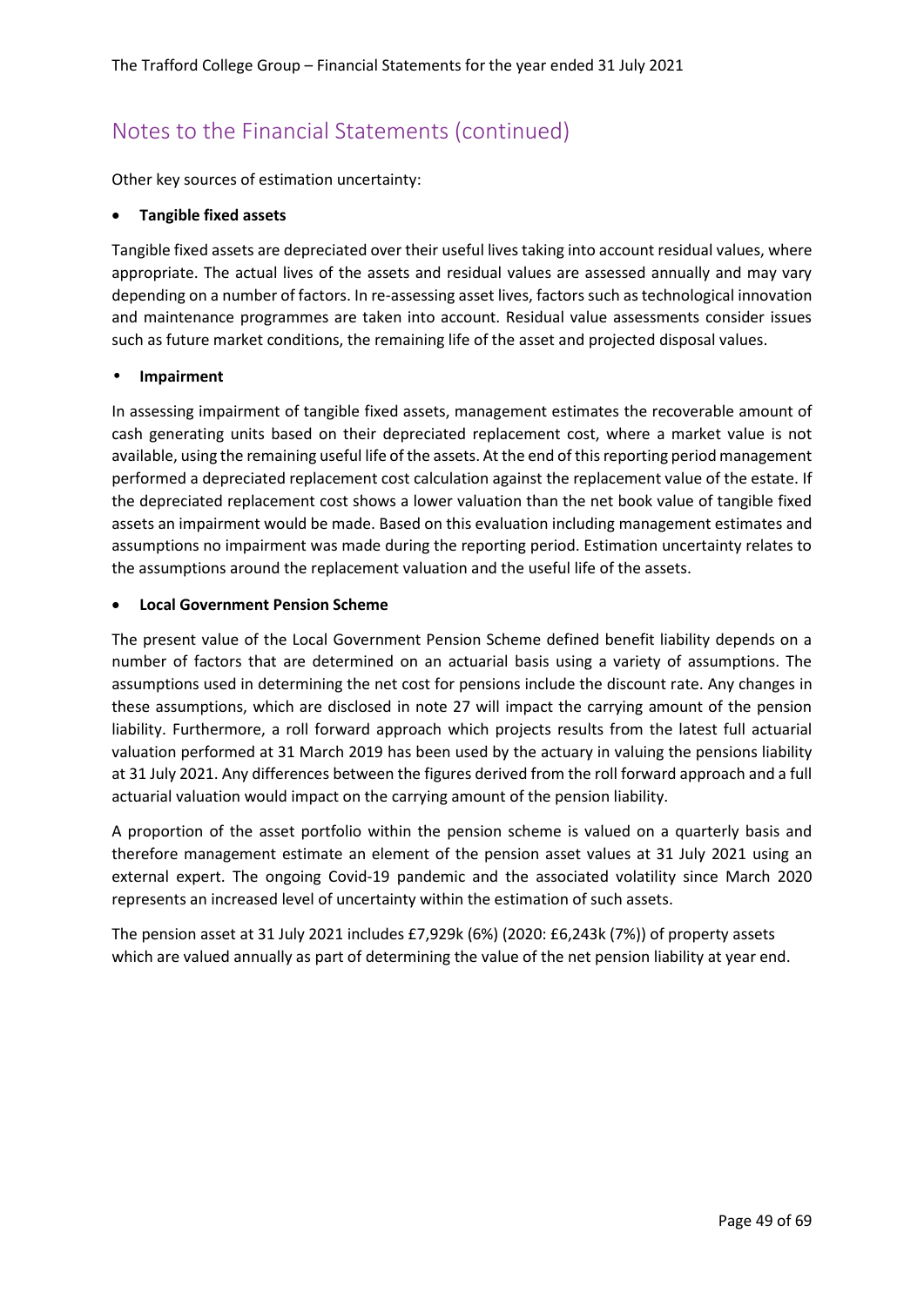## Notes to the Financial Statements (continued)

Other key sources of estimation uncertainty:

- **Tangible fixed assets**

Tangible fixed assets are depreciated over their useful lives taking into account residual values, where appropriate. The actual lives of the assets and residual values are assessed annually and may vary depending on a number of factors. In re-assessing asset lives, factors such as technological innovation and maintenance programmes are taken into account. Residual value assessments consider issues such as future market conditions, the remaining life of the asset and projected disposal values.

- **Impairment**

In assessing impairment of tangible fixed assets, management estimates the recoverable amount of cash generating units based on their depreciated replacement cost, where a market value is not available, using the remaining useful life of the assets. At the end of this reporting period management performed a depreciated replacement cost calculation against the replacement value of the estate. If the depreciated replacement cost shows a lower valuation than the net book value of tangible fixed assets an impairment would be made. Based on this evaluation including management estimates and assumptions no impairment was made during the reporting period. Estimation uncertainty relates to the assumptions around the replacement valuation and the useful life of the assets.

- **Local Government Pension Scheme**

The present value of the Local Government Pension Scheme defined benefit liability depends on a number of factors that are determined on an actuarial basis using a variety of assumptions. The assumptions used in determining the net cost for pensions include the discount rate. Any changes in these assumptions, which are disclosed in note 27 will impact the carrying amount of the pension liability. Furthermore, a roll forward approach which projects results from the latest full actuarial valuation performed at 31 March 2019 has been used by the actuary in valuing the pensions liability at 31 July 2021. Any differences between the figures derived from the roll forward approach and a full actuarial valuation would impact on the carrying amount of the pension liability.

A proportion of the asset portfolio within the pension scheme is valued on a quarterly basis and therefore management estimate an element of the pension asset values at 31 July 2021 using an external expert. The ongoing Covid-19 pandemic and the associated volatility since March 2020 represents an increased level of uncertainty within the estimation of such assets.

The pension asset at 31 July 2021 includes £7,929k (6%) (2020: £6,243k (7%)) of property assets which are valued annually as part of determining the value of the net pension liability at year end.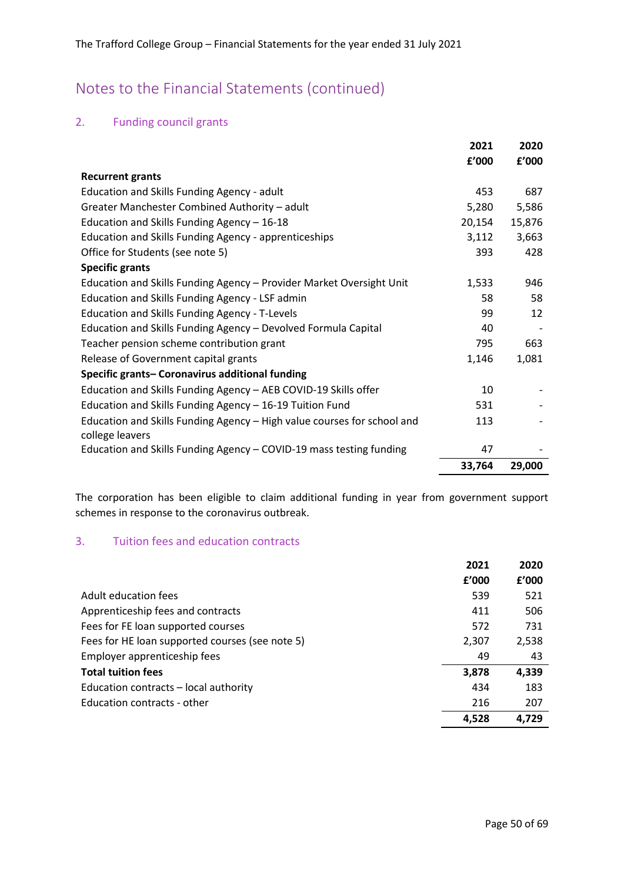## Notes to the Financial Statements (continued)

### 2. Funding council grants

| | 2021 | 2020 |
|---|---|---|
| | £'000 | £'000 |
| **Recurrent grants** | | |
| Education and Skills Funding Agency - adult | 453 | 687 |
| Greater Manchester Combined Authority – adult | 5,280 | 5,586 |
| Education and Skills Funding Agency – 16-18 | 20,154 | 15,876 |
| Education and Skills Funding Agency - apprenticeships | 3,112 | 3,663 |
| Office for Students (see note 5) | 393 | 428 |
| **Specific grants** | | |
| Education and Skills Funding Agency – Provider Market Oversight Unit | 1,533 | 946 |
| Education and Skills Funding Agency - LSF admin | 58 | 58 |
| Education and Skills Funding Agency - T-Levels | 99 | 12 |
| Education and Skills Funding Agency – Devolved Formula Capital | 40 | - |
| Teacher pension scheme contribution grant | 795 | 663 |
| Release of Government capital grants | 1,146 | 1,081 |
| **Specific grants– Coronavirus additional funding** | | |
| Education and Skills Funding Agency – AEB COVID-19 Skills offer | 10 | - |
| Education and Skills Funding Agency – 16-19 Tuition Fund | 531 | - |
| Education and Skills Funding Agency – High value courses for school and college leavers | 113 | - |
| Education and Skills Funding Agency – COVID-19 mass testing funding | 47 | - |
| | **33,764** | **29,000** |

The corporation has been eligible to claim additional funding in year from government support schemes in response to the coronavirus outbreak.

### 3. Tuition fees and education contracts

| | 2021 | 2020 |
|---|---|---|
| | £'000 | £'000 |
| Adult education fees | 539 | 521 |
| Apprenticeship fees and contracts | 411 | 506 |
| Fees for FE loan supported courses | 572 | 731 |
| Fees for HE loan supported courses (see note 5) | 2,307 | 2,538 |
| Employer apprenticeship fees | 49 | 43 |
| **Total tuition fees** | **3,878** | **4,339** |
| Education contracts – local authority | 434 | 183 |
| Education contracts - other | 216 | 207 |
| | **4,528** | **4,729** |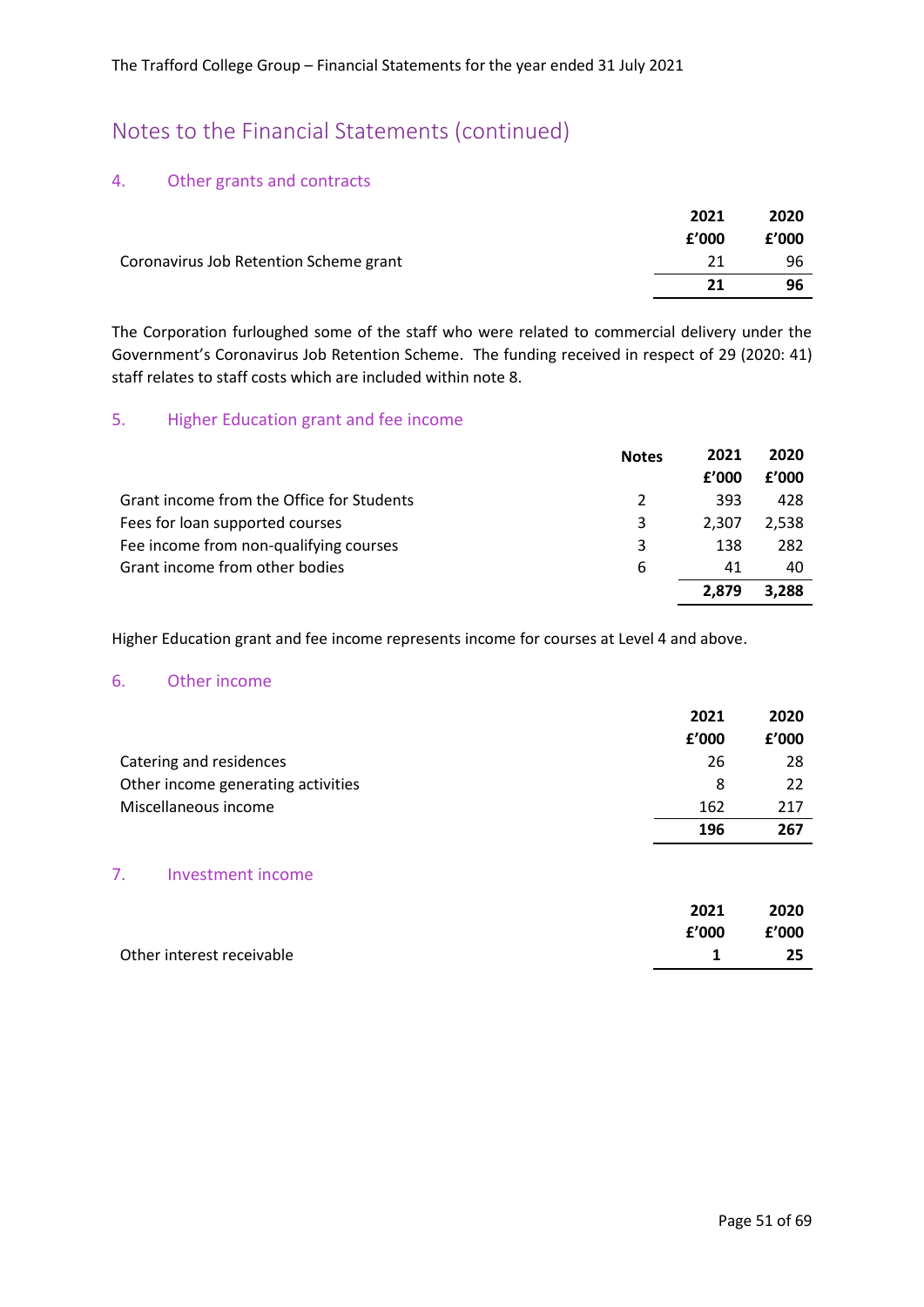# Notes to the Financial Statements (continued)

## 4. Other grants and contracts

| | 2021 | 2020 |
|---|---|---|
| | £'000 | £'000 |
| Coronavirus Job Retention Scheme grant | 21 | 96 |
| | **21** | **96** |

The Corporation furloughed some of the staff who were related to commercial delivery under the Government's Coronavirus Job Retention Scheme. The funding received in respect of 29 (2020: 41) staff relates to staff costs which are included within note 8.

## 5. Higher Education grant and fee income

| | Notes | 2021 | 2020 |
|---|---|---|---|
| | | £'000 | £'000 |
| Grant income from the Office for Students | 2 | 393 | 428 |
| Fees for loan supported courses | 3 | 2,307 | 2,538 |
| Fee income from non-qualifying courses | 3 | 138 | 282 |
| Grant income from other bodies | 6 | 41 | 40 |
| | | **2,879** | **3,288** |

Higher Education grant and fee income represents income for courses at Level 4 and above.

## 6. Other income

| | 2021 | 2020 |
|---|---|---|
| | £'000 | £'000 |
| Catering and residences | 26 | 28 |
| Other income generating activities | 8 | 22 |
| Miscellaneous income | 162 | 217 |
| | **196** | **267** |

## 7. Investment income

| | 2021 | 2020 |
|---|---|---|
| | £'000 | £'000 |
| Other interest receivable | **1** | **25** |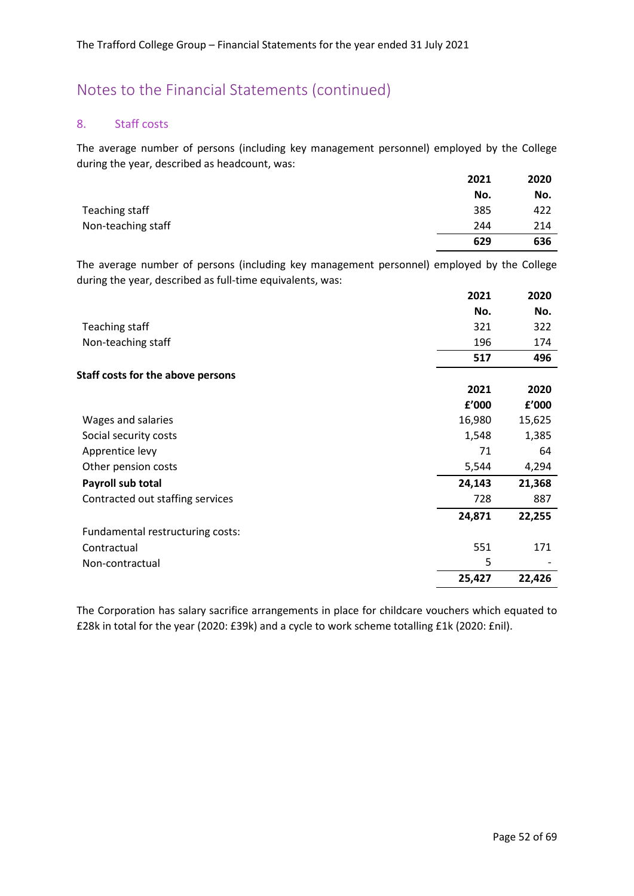# Notes to the Financial Statements (continued)

## 8. Staff costs

The average number of persons (including key management personnel) employed by the College during the year, described as headcount, was:

| | 2021 | 2020 |
|---|---|---|
| | No. | No. |
| Teaching staff | 385 | 422 |
| Non-teaching staff | 244 | 214 |
| | **629** | **636** |

The average number of persons (including key management personnel) employed by the College during the year, described as full-time equivalents, was:

| | 2021 | 2020 |
|---|---|---|
| | No. | No. |
| Teaching staff | 321 | 322 |
| Non-teaching staff | 196 | 174 |
| | **517** | **496** |

**Staff costs for the above persons**

| | 2021 | 2020 |
|---|---|---|
| | £'000 | £'000 |
| Wages and salaries | 16,980 | 15,625 |
| Social security costs | 1,548 | 1,385 |
| Apprentice levy | 71 | 64 |
| Other pension costs | 5,544 | 4,294 |
| **Payroll sub total** | **24,143** | **21,368** |
| Contracted out staffing services | 728 | 887 |
| | **24,871** | **22,255** |
| Fundamental restructuring costs: | | |
| Contractual | 551 | 171 |
| Non-contractual | 5 | - |
| | **25,427** | **22,426** |

The Corporation has salary sacrifice arrangements in place for childcare vouchers which equated to £28k in total for the year (2020: £39k) and a cycle to work scheme totalling £1k (2020: £nil).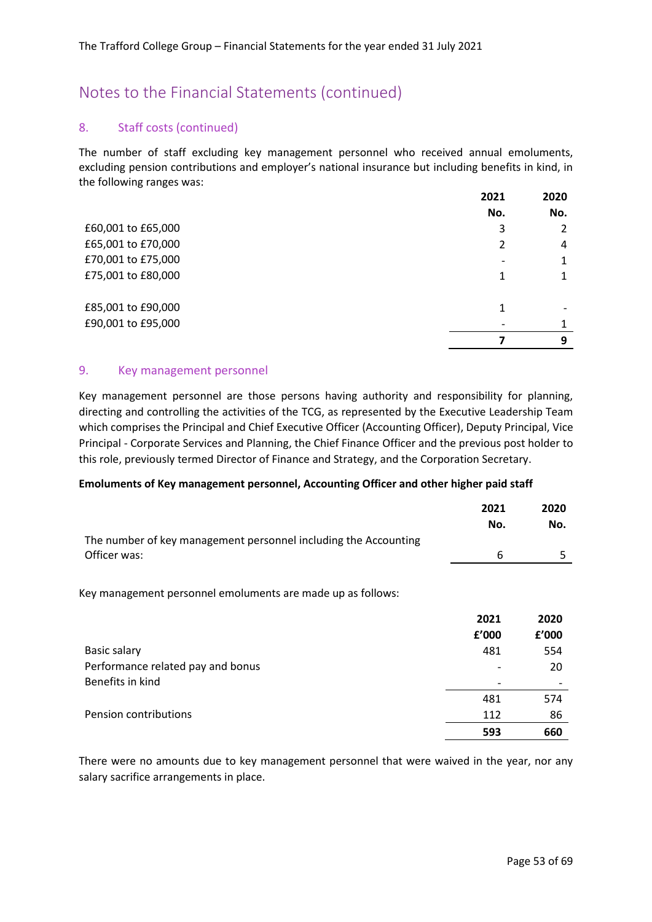# Notes to the Financial Statements (continued)

## 8. Staff costs (continued)

The number of staff excluding key management personnel who received annual emoluments, excluding pension contributions and employer's national insurance but including benefits in kind, in the following ranges was:

| | 2021 | 2020 |
|---|---|---|
| | No. | No. |
| £60,001 to £65,000 | 3 | 2 |
| £65,001 to £70,000 | 2 | 4 |
| £70,001 to £75,000 | - | 1 |
| £75,001 to £80,000 | 1 | 1 |
| £85,001 to £90,000 | 1 | - |
| £90,001 to £95,000 | - | 1 |
| | **7** | **9** |

## 9. Key management personnel

Key management personnel are those persons having authority and responsibility for planning, directing and controlling the activities of the TCG, as represented by the Executive Leadership Team which comprises the Principal and Chief Executive Officer (Accounting Officer), Deputy Principal, Vice Principal - Corporate Services and Planning, the Chief Finance Officer and the previous post holder to this role, previously termed Director of Finance and Strategy, and the Corporation Secretary.

**Emoluments of Key management personnel, Accounting Officer and other higher paid staff**

| | 2021 | 2020 |
|---|---|---|
| | No. | No. |
| The number of key management personnel including the Accounting Officer was: | 6 | 5 |

Key management personnel emoluments are made up as follows:

| | 2021 | 2020 |
|---|---|---|
| | £'000 | £'000 |
| Basic salary | 481 | 554 |
| Performance related pay and bonus | - | 20 |
| Benefits in kind | - | - |
| | 481 | 574 |
| Pension contributions | 112 | 86 |
| | **593** | **660** |

There were no amounts due to key management personnel that were waived in the year, nor any salary sacrifice arrangements in place.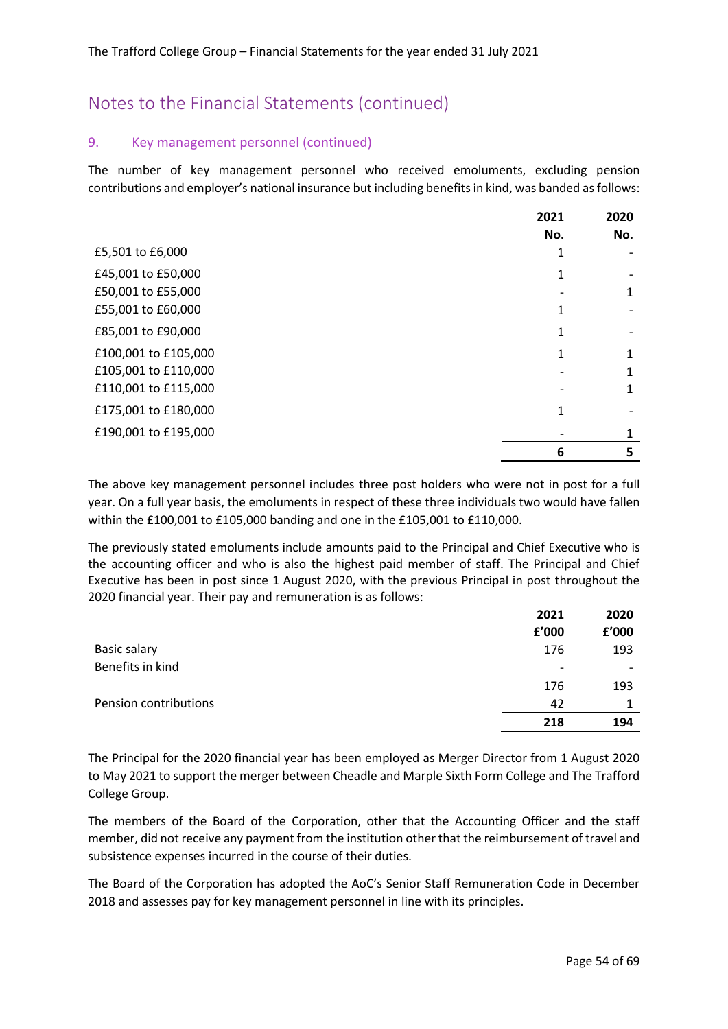# Notes to the Financial Statements (continued)

## 9. Key management personnel (continued)

The number of key management personnel who received emoluments, excluding pension contributions and employer's national insurance but including benefits in kind, was banded as follows:

| | 2021 No. | 2020 No. |
|---|---|---|
| £5,501 to £6,000 | 1 | - |
| £45,001 to £50,000 | 1 | - |
| £50,001 to £55,000 | - | 1 |
| £55,001 to £60,000 | 1 | - |
| £85,001 to £90,000 | 1 | - |
| £100,001 to £105,000 | 1 | 1 |
| £105,001 to £110,000 | - | 1 |
| £110,001 to £115,000 | - | 1 |
| £175,001 to £180,000 | 1 | - |
| £190,001 to £195,000 | - | 1 |
| | **6** | **5** |

The above key management personnel includes three post holders who were not in post for a full year. On a full year basis, the emoluments in respect of these three individuals two would have fallen within the £100,001 to £105,000 banding and one in the £105,001 to £110,000.

The previously stated emoluments include amounts paid to the Principal and Chief Executive who is the accounting officer and who is also the highest paid member of staff. The Principal and Chief Executive has been in post since 1 August 2020, with the previous Principal in post throughout the 2020 financial year. Their pay and remuneration is as follows:

| | 2021 £'000 | 2020 £'000 |
|---|---|---|
| Basic salary | 176 | 193 |
| Benefits in kind | - | - |
| | 176 | 193 |
| Pension contributions | 42 | 1 |
| | **218** | **194** |

The Principal for the 2020 financial year has been employed as Merger Director from 1 August 2020 to May 2021 to support the merger between Cheadle and Marple Sixth Form College and The Trafford College Group.

The members of the Board of the Corporation, other that the Accounting Officer and the staff member, did not receive any payment from the institution other that the reimbursement of travel and subsistence expenses incurred in the course of their duties.

The Board of the Corporation has adopted the AoC's Senior Staff Remuneration Code in December 2018 and assesses pay for key management personnel in line with its principles.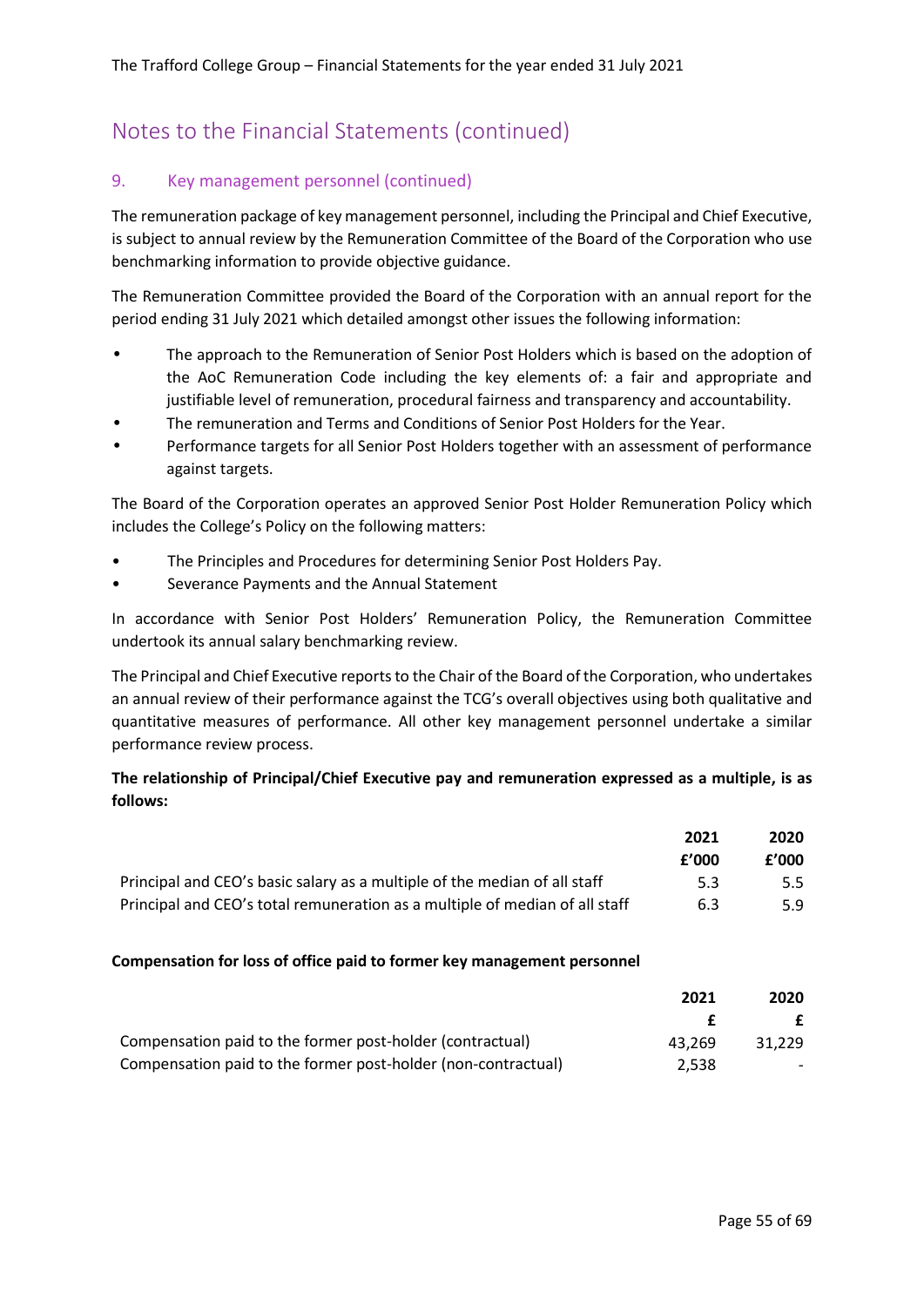# Notes to the Financial Statements (continued)

## 9. Key management personnel (continued)

The remuneration package of key management personnel, including the Principal and Chief Executive, is subject to annual review by the Remuneration Committee of the Board of the Corporation who use benchmarking information to provide objective guidance.

The Remuneration Committee provided the Board of the Corporation with an annual report for the period ending 31 July 2021 which detailed amongst other issues the following information:

- The approach to the Remuneration of Senior Post Holders which is based on the adoption of the AoC Remuneration Code including the key elements of: a fair and appropriate and justifiable level of remuneration, procedural fairness and transparency and accountability.
- The remuneration and Terms and Conditions of Senior Post Holders for the Year.
- Performance targets for all Senior Post Holders together with an assessment of performance against targets.

The Board of the Corporation operates an approved Senior Post Holder Remuneration Policy which includes the College's Policy on the following matters:

- The Principles and Procedures for determining Senior Post Holders Pay.
- Severance Payments and the Annual Statement

In accordance with Senior Post Holders' Remuneration Policy, the Remuneration Committee undertook its annual salary benchmarking review.

The Principal and Chief Executive reports to the Chair of the Board of the Corporation, who undertakes an annual review of their performance against the TCG's overall objectives using both qualitative and quantitative measures of performance. All other key management personnel undertake a similar performance review process.

**The relationship of Principal/Chief Executive pay and remuneration expressed as a multiple, is as follows:**

| | 2021 | 2020 |
|---|---|---|
| | £'000 | £'000 |
| Principal and CEO's basic salary as a multiple of the median of all staff | 5.3 | 5.5 |
| Principal and CEO's total remuneration as a multiple of median of all staff | 6.3 | 5.9 |

**Compensation for loss of office paid to former key management personnel**

| | 2021 | 2020 |
|---|---|---|
| | £ | £ |
| Compensation paid to the former post-holder (contractual) | 43,269 | 31,229 |
| Compensation paid to the former post-holder (non-contractual) | 2,538 | - |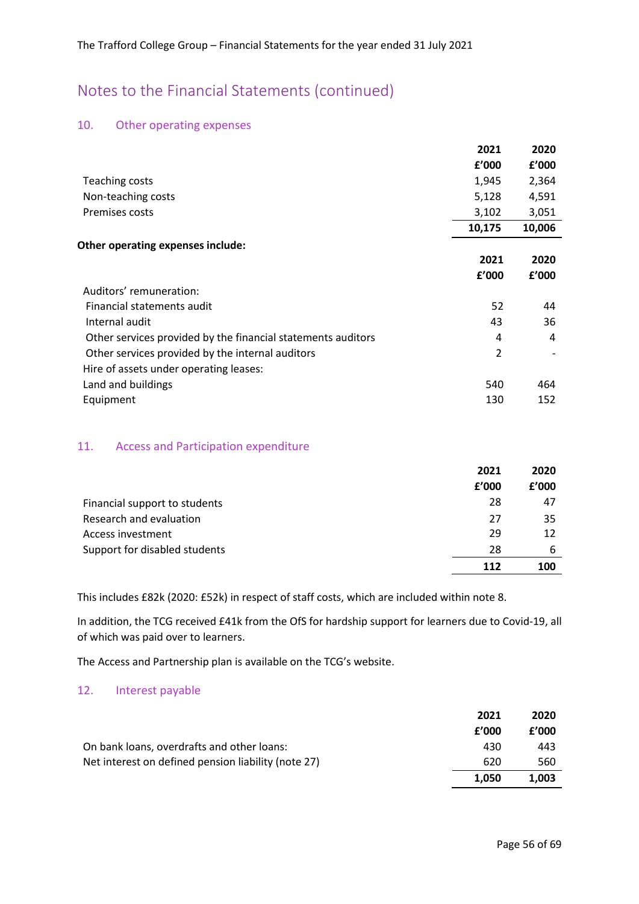## Notes to the Financial Statements (continued)

### 10. Other operating expenses

| | 2021 | 2020 |
|---|---|---|
| | £'000 | £'000 |
| Teaching costs | 1,945 | 2,364 |
| Non-teaching costs | 5,128 | 4,591 |
| Premises costs | 3,102 | 3,051 |
| | **10,175** | **10,006** |

**Other operating expenses include:**

| | 2021 | 2020 |
|---|---|---|
| | £'000 | £'000 |
| Auditors' remuneration: | | |
| Financial statements audit | 52 | 44 |
| Internal audit | 43 | 36 |
| Other services provided by the financial statements auditors | 4 | 4 |
| Other services provided by the internal auditors | 2 | - |
| Hire of assets under operating leases: | | |
| Land and buildings | 540 | 464 |
| Equipment | 130 | 152 |

### 11. Access and Participation expenditure

| | 2021 | 2020 |
|---|---|---|
| | £'000 | £'000 |
| Financial support to students | 28 | 47 |
| Research and evaluation | 27 | 35 |
| Access investment | 29 | 12 |
| Support for disabled students | 28 | 6 |
| | **112** | **100** |

This includes £82k (2020: £52k) in respect of staff costs, which are included within note 8.

In addition, the TCG received £41k from the OfS for hardship support for learners due to Covid-19, all of which was paid over to learners.

The Access and Partnership plan is available on the TCG's website.

### 12. Interest payable

| | 2021 | 2020 |
|---|---|---|
| | £'000 | £'000 |
| On bank loans, overdrafts and other loans: | 430 | 443 |
| Net interest on defined pension liability (note 27) | 620 | 560 |
| | **1,050** | **1,003** |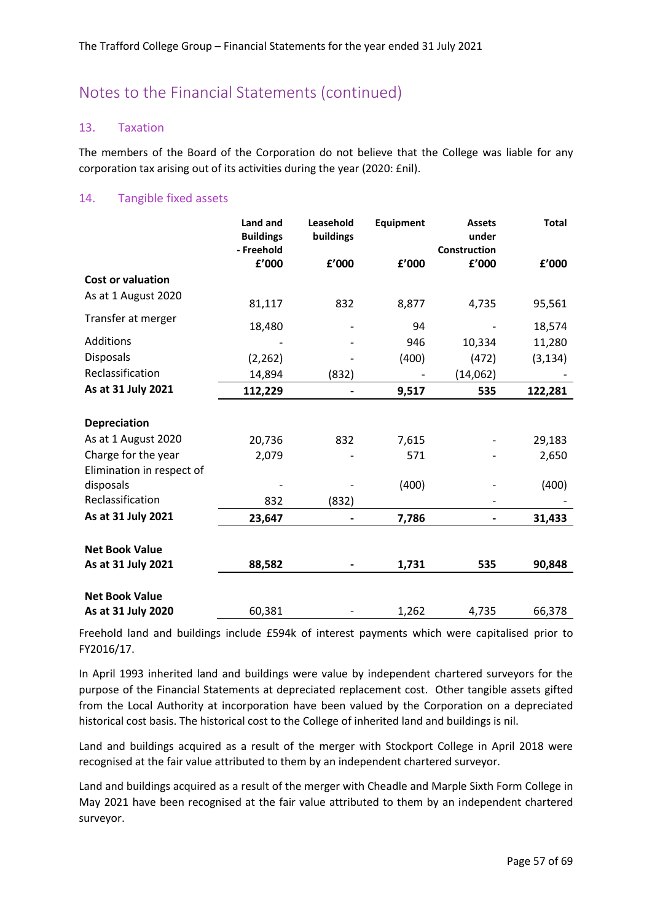## Notes to the Financial Statements (continued)

### 13. Taxation

The members of the Board of the Corporation do not believe that the College was liable for any corporation tax arising out of its activities during the year (2020: £nil).

### 14. Tangible fixed assets

| | Land and Buildings - Freehold £'000 | Leasehold buildings £'000 | Equipment £'000 | Assets under Construction £'000 | Total £'000 |
|---|---|---|---|---|---|
| **Cost or valuation** | | | | | |
| As at 1 August 2020 | 81,117 | 832 | 8,877 | 4,735 | 95,561 |
| Transfer at merger | 18,480 | - | 94 | - | 18,574 |
| Additions | - | - | 946 | 10,334 | 11,280 |
| Disposals | (2,262) | - | (400) | (472) | (3,134) |
| Reclassification | 14,894 | (832) | - | (14,062) | - |
| **As at 31 July 2021** | **112,229** | **-** | **9,517** | **535** | **122,281** |
| | | | | | |
| **Depreciation** | | | | | |
| As at 1 August 2020 | 20,736 | 832 | 7,615 | - | 29,183 |
| Charge for the year | 2,079 | - | 571 | - | 2,650 |
| Elimination in respect of disposals | - | - | (400) | - | (400) |
| Reclassification | 832 | (832) | | - | - |
| **As at 31 July 2021** | **23,647** | **-** | **7,786** | **-** | **31,433** |
| | | | | | |
| **Net Book Value As at 31 July 2021** | **88,582** | **-** | **1,731** | **535** | **90,848** |
| | | | | | |
| **Net Book Value As at 31 July 2020** | 60,381 | - | 1,262 | 4,735 | 66,378 |

Freehold land and buildings include £594k of interest payments which were capitalised prior to FY2016/17.

In April 1993 inherited land and buildings were value by independent chartered surveyors for the purpose of the Financial Statements at depreciated replacement cost. Other tangible assets gifted from the Local Authority at incorporation have been valued by the Corporation on a depreciated historical cost basis. The historical cost to the College of inherited land and buildings is nil.

Land and buildings acquired as a result of the merger with Stockport College in April 2018 were recognised at the fair value attributed to them by an independent chartered surveyor.

Land and buildings acquired as a result of the merger with Cheadle and Marple Sixth Form College in May 2021 have been recognised at the fair value attributed to them by an independent chartered surveyor.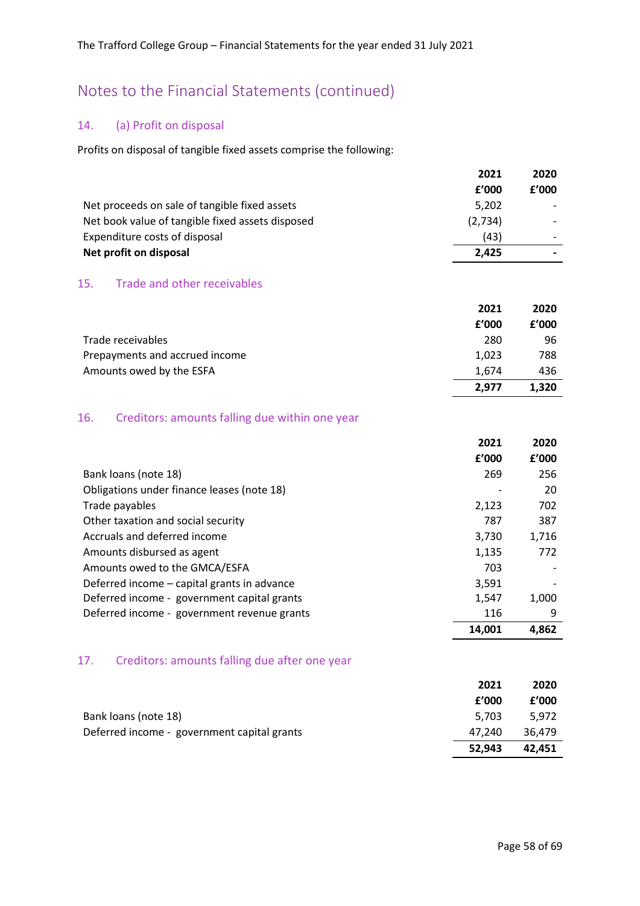## Notes to the Financial Statements (continued)

### 14. (a) Profit on disposal

Profits on disposal of tangible fixed assets comprise the following:

| | 2021 | 2020 |
|---|---|---|
| | £'000 | £'000 |
| Net proceeds on sale of tangible fixed assets | 5,202 | - |
| Net book value of tangible fixed assets disposed | (2,734) | - |
| Expenditure costs of disposal | (43) | - |
| **Net profit on disposal** | **2,425** | **-** |

### 15. Trade and other receivables

| | 2021 | 2020 |
|---|---|---|
| | £'000 | £'000 |
| Trade receivables | 280 | 96 |
| Prepayments and accrued income | 1,023 | 788 |
| Amounts owed by the ESFA | 1,674 | 436 |
| | **2,977** | **1,320** |

### 16. Creditors: amounts falling due within one year

| | 2021 | 2020 |
|---|---|---|
| | £'000 | £'000 |
| Bank loans (note 18) | 269 | 256 |
| Obligations under finance leases (note 18) | - | 20 |
| Trade payables | 2,123 | 702 |
| Other taxation and social security | 787 | 387 |
| Accruals and deferred income | 3,730 | 1,716 |
| Amounts disbursed as agent | 1,135 | 772 |
| Amounts owed to the GMCA/ESFA | 703 | - |
| Deferred income – capital grants in advance | 3,591 | - |
| Deferred income - government capital grants | 1,547 | 1,000 |
| Deferred income - government revenue grants | 116 | 9 |
| | **14,001** | **4,862** |

### 17. Creditors: amounts falling due after one year

| | 2021 | 2020 |
|---|---|---|
| | £'000 | £'000 |
| Bank loans (note 18) | 5,703 | 5,972 |
| Deferred income - government capital grants | 47,240 | 36,479 |
| | **52,943** | **42,451** |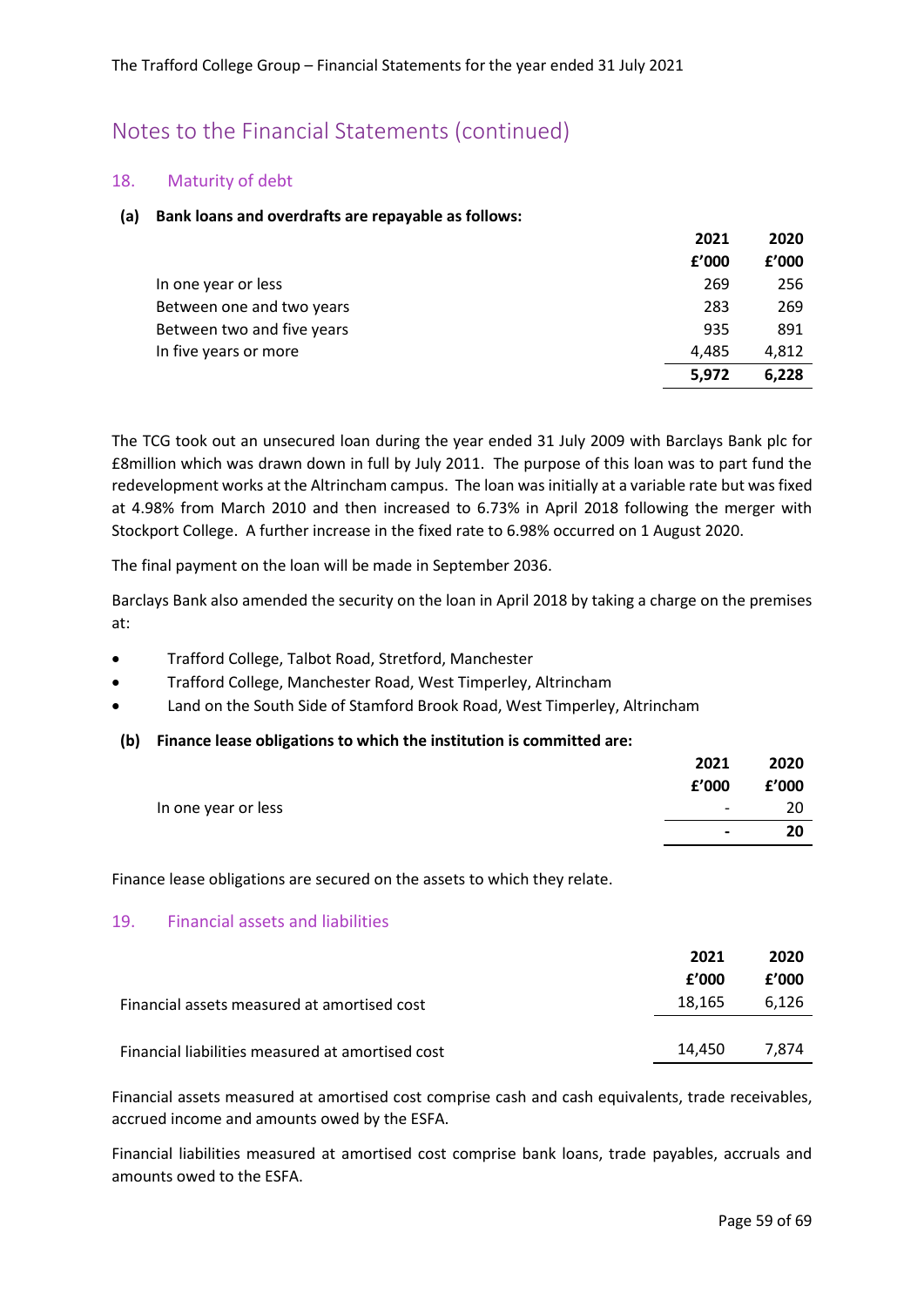# Notes to the Financial Statements (continued)

## 18. Maturity of debt

**(a) Bank loans and overdrafts are repayable as follows:**

| | 2021 | 2020 |
|---|---|---|
| | £'000 | £'000 |
| In one year or less | 269 | 256 |
| Between one and two years | 283 | 269 |
| Between two and five years | 935 | 891 |
| In five years or more | 4,485 | 4,812 |
| | **5,972** | **6,228** |

The TCG took out an unsecured loan during the year ended 31 July 2009 with Barclays Bank plc for £8million which was drawn down in full by July 2011. The purpose of this loan was to part fund the redevelopment works at the Altrincham campus. The loan was initially at a variable rate but was fixed at 4.98% from March 2010 and then increased to 6.73% in April 2018 following the merger with Stockport College. A further increase in the fixed rate to 6.98% occurred on 1 August 2020.

The final payment on the loan will be made in September 2036.

Barclays Bank also amended the security on the loan in April 2018 by taking a charge on the premises at:

- Trafford College, Talbot Road, Stretford, Manchester
- Trafford College, Manchester Road, West Timperley, Altrincham
- Land on the South Side of Stamford Brook Road, West Timperley, Altrincham

**(b) Finance lease obligations to which the institution is committed are:**

| | 2021 | 2020 |
|---|---|---|
| | £'000 | £'000 |
| In one year or less | - | 20 |
| | **-** | **20** |

Finance lease obligations are secured on the assets to which they relate.

## 19. Financial assets and liabilities

| | 2021 | 2020 |
|---|---|---|
| | £'000 | £'000 |
| Financial assets measured at amortised cost | 18,165 | 6,126 |
| Financial liabilities measured at amortised cost | 14,450 | 7,874 |

Financial assets measured at amortised cost comprise cash and cash equivalents, trade receivables, accrued income and amounts owed by the ESFA.

Financial liabilities measured at amortised cost comprise bank loans, trade payables, accruals and amounts owed to the ESFA.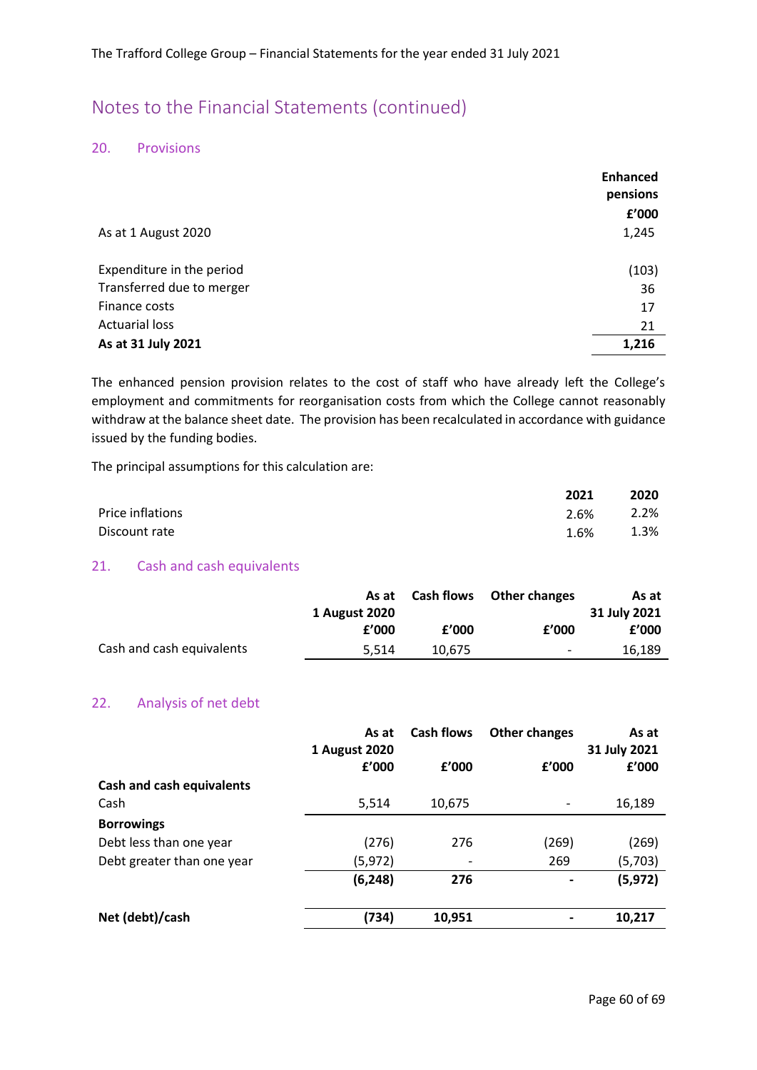## Notes to the Financial Statements (continued)

### 20. Provisions

| | Enhanced pensions £'000 |
|---|---|
| As at 1 August 2020 | 1,245 |
| | |
| Expenditure in the period | (103) |
| Transferred due to merger | 36 |
| Finance costs | 17 |
| Actuarial loss | 21 |
| **As at 31 July 2021** | **1,216** |

The enhanced pension provision relates to the cost of staff who have already left the College's employment and commitments for reorganisation costs from which the College cannot reasonably withdraw at the balance sheet date. The provision has been recalculated in accordance with guidance issued by the funding bodies.

The principal assumptions for this calculation are:

| | 2021 | 2020 |
|---|---|---|
| Price inflations | 2.6% | 2.2% |
| Discount rate | 1.6% | 1.3% |

### 21. Cash and cash equivalents

| | As at 1 August 2020 £'000 | Cash flows £'000 | Other changes £'000 | As at 31 July 2021 £'000 |
|---|---|---|---|---|
| Cash and cash equivalents | 5,514 | 10,675 | - | 16,189 |

### 22. Analysis of net debt

| | As at 1 August 2020 £'000 | Cash flows £'000 | Other changes £'000 | As at 31 July 2021 £'000 |
|---|---|---|---|---|
| **Cash and cash equivalents** | | | | |
| Cash | 5,514 | 10,675 | - | 16,189 |
| **Borrowings** | | | | |
| Debt less than one year | (276) | 276 | (269) | (269) |
| Debt greater than one year | (5,972) | - | 269 | (5,703) |
| | **(6,248)** | **276** | **-** | **(5,972)** |
| | | | | |
| **Net (debt)/cash** | **(734)** | **10,951** | **-** | **10,217** |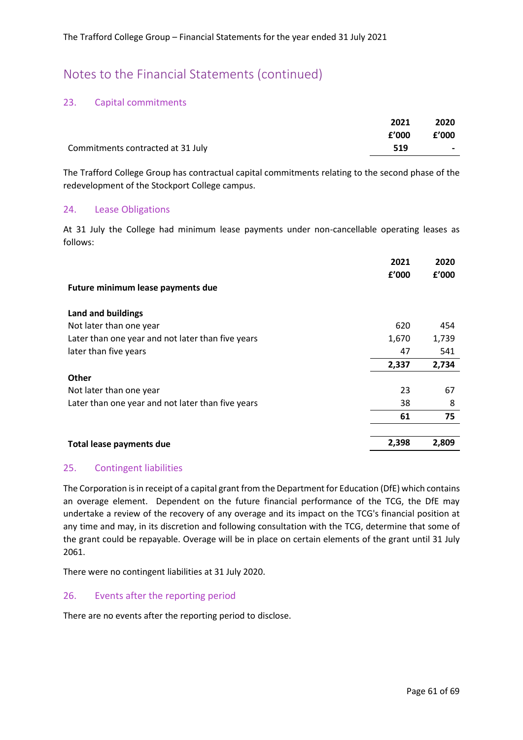## Notes to the Financial Statements (continued)

### 23. Capital commitments

| | 2021 £'000 | 2020 £'000 |
|---|---|---|
| Commitments contracted at 31 July | **519** | - |

The Trafford College Group has contractual capital commitments relating to the second phase of the redevelopment of the Stockport College campus.

### 24. Lease Obligations

At 31 July the College had minimum lease payments under non-cancellable operating leases as follows:

| | 2021 £'000 | 2020 £'000 |
|---|---|---|
| **Future minimum lease payments due** | | |
| | | |
| **Land and buildings** | | |
| Not later than one year | 620 | 454 |
| Later than one year and not later than five years | 1,670 | 1,739 |
| later than five years | 47 | 541 |
| | **2,337** | **2,734** |
| **Other** | | |
| Not later than one year | 23 | 67 |
| Later than one year and not later than five years | 38 | 8 |
| | **61** | **75** |
| | | |
| **Total lease payments due** | **2,398** | **2,809** |

### 25. Contingent liabilities

The Corporation is in receipt of a capital grant from the Department for Education (DfE) which contains an overage element. Dependent on the future financial performance of the TCG, the DfE may undertake a review of the recovery of any overage and its impact on the TCG's financial position at any time and may, in its discretion and following consultation with the TCG, determine that some of the grant could be repayable. Overage will be in place on certain elements of the grant until 31 July 2061.

There were no contingent liabilities at 31 July 2020.

### 26. Events after the reporting period

There are no events after the reporting period to disclose.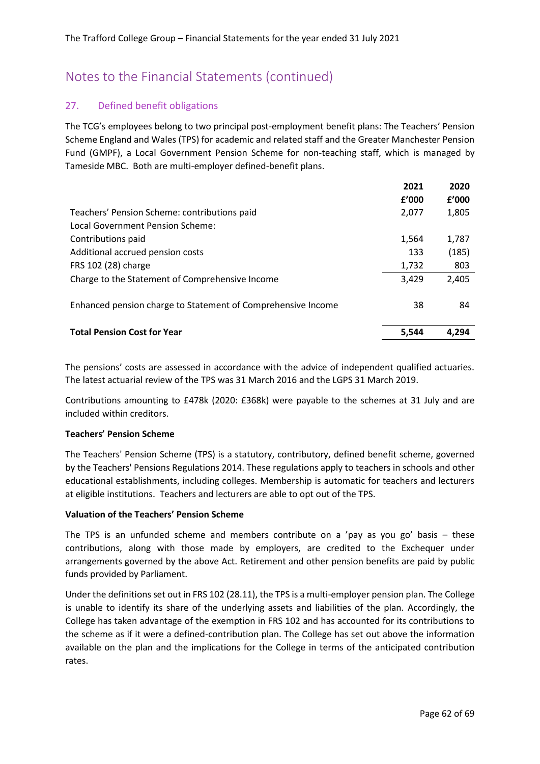## Notes to the Financial Statements (continued)

### 27. Defined benefit obligations

The TCG's employees belong to two principal post-employment benefit plans: The Teachers' Pension Scheme England and Wales (TPS) for academic and related staff and the Greater Manchester Pension Fund (GMPF), a Local Government Pension Scheme for non-teaching staff, which is managed by Tameside MBC. Both are multi-employer defined-benefit plans.

| | 2021 | 2020 |
|---|---|---|
| | £'000 | £'000 |
| Teachers' Pension Scheme: contributions paid | 2,077 | 1,805 |
| Local Government Pension Scheme: | | |
| Contributions paid | 1,564 | 1,787 |
| Additional accrued pension costs | 133 | (185) |
| FRS 102 (28) charge | 1,732 | 803 |
| Charge to the Statement of Comprehensive Income | 3,429 | 2,405 |
| Enhanced pension charge to Statement of Comprehensive Income | 38 | 84 |
| **Total Pension Cost for Year** | **5,544** | **4,294** |

The pensions' costs are assessed in accordance with the advice of independent qualified actuaries. The latest actuarial review of the TPS was 31 March 2016 and the LGPS 31 March 2019.

Contributions amounting to £478k (2020: £368k) were payable to the schemes at 31 July and are included within creditors.

**Teachers' Pension Scheme**

The Teachers' Pension Scheme (TPS) is a statutory, contributory, defined benefit scheme, governed by the Teachers' Pensions Regulations 2014. These regulations apply to teachers in schools and other educational establishments, including colleges. Membership is automatic for teachers and lecturers at eligible institutions. Teachers and lecturers are able to opt out of the TPS.

**Valuation of the Teachers' Pension Scheme**

The TPS is an unfunded scheme and members contribute on a 'pay as you go' basis – these contributions, along with those made by employers, are credited to the Exchequer under arrangements governed by the above Act. Retirement and other pension benefits are paid by public funds provided by Parliament.

Under the definitions set out in FRS 102 (28.11), the TPS is a multi-employer pension plan. The College is unable to identify its share of the underlying assets and liabilities of the plan. Accordingly, the College has taken advantage of the exemption in FRS 102 and has accounted for its contributions to the scheme as if it were a defined-contribution plan. The College has set out above the information available on the plan and the implications for the College in terms of the anticipated contribution rates.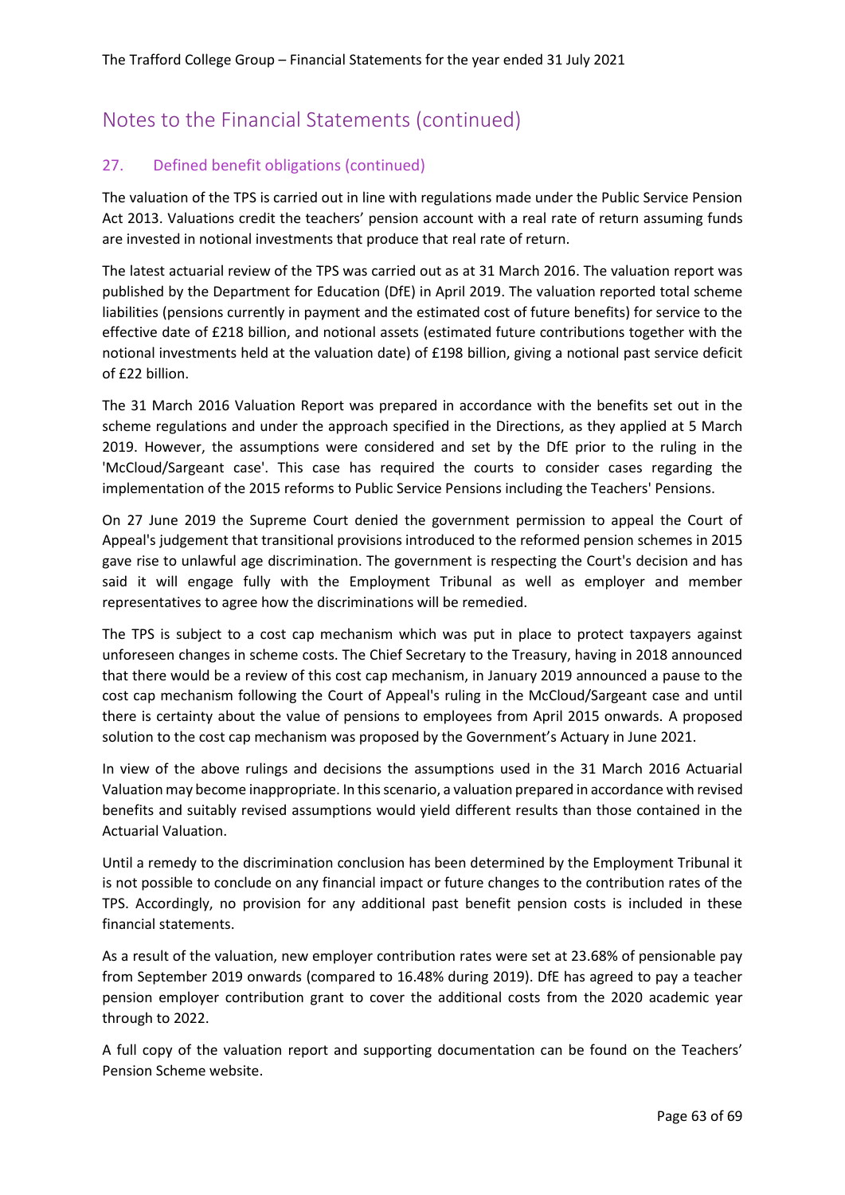## Notes to the Financial Statements (continued)

### 27. Defined benefit obligations (continued)

The valuation of the TPS is carried out in line with regulations made under the Public Service Pension Act 2013. Valuations credit the teachers' pension account with a real rate of return assuming funds are invested in notional investments that produce that real rate of return.

The latest actuarial review of the TPS was carried out as at 31 March 2016. The valuation report was published by the Department for Education (DfE) in April 2019. The valuation reported total scheme liabilities (pensions currently in payment and the estimated cost of future benefits) for service to the effective date of £218 billion, and notional assets (estimated future contributions together with the notional investments held at the valuation date) of £198 billion, giving a notional past service deficit of £22 billion.

The 31 March 2016 Valuation Report was prepared in accordance with the benefits set out in the scheme regulations and under the approach specified in the Directions, as they applied at 5 March 2019. However, the assumptions were considered and set by the DfE prior to the ruling in the 'McCloud/Sargeant case'. This case has required the courts to consider cases regarding the implementation of the 2015 reforms to Public Service Pensions including the Teachers' Pensions.

On 27 June 2019 the Supreme Court denied the government permission to appeal the Court of Appeal's judgement that transitional provisions introduced to the reformed pension schemes in 2015 gave rise to unlawful age discrimination. The government is respecting the Court's decision and has said it will engage fully with the Employment Tribunal as well as employer and member representatives to agree how the discriminations will be remedied.

The TPS is subject to a cost cap mechanism which was put in place to protect taxpayers against unforeseen changes in scheme costs. The Chief Secretary to the Treasury, having in 2018 announced that there would be a review of this cost cap mechanism, in January 2019 announced a pause to the cost cap mechanism following the Court of Appeal's ruling in the McCloud/Sargeant case and until there is certainty about the value of pensions to employees from April 2015 onwards. A proposed solution to the cost cap mechanism was proposed by the Government's Actuary in June 2021.

In view of the above rulings and decisions the assumptions used in the 31 March 2016 Actuarial Valuation may become inappropriate. In this scenario, a valuation prepared in accordance with revised benefits and suitably revised assumptions would yield different results than those contained in the Actuarial Valuation.

Until a remedy to the discrimination conclusion has been determined by the Employment Tribunal it is not possible to conclude on any financial impact or future changes to the contribution rates of the TPS. Accordingly, no provision for any additional past benefit pension costs is included in these financial statements.

As a result of the valuation, new employer contribution rates were set at 23.68% of pensionable pay from September 2019 onwards (compared to 16.48% during 2019). DfE has agreed to pay a teacher pension employer contribution grant to cover the additional costs from the 2020 academic year through to 2022.

A full copy of the valuation report and supporting documentation can be found on the Teachers' Pension Scheme website.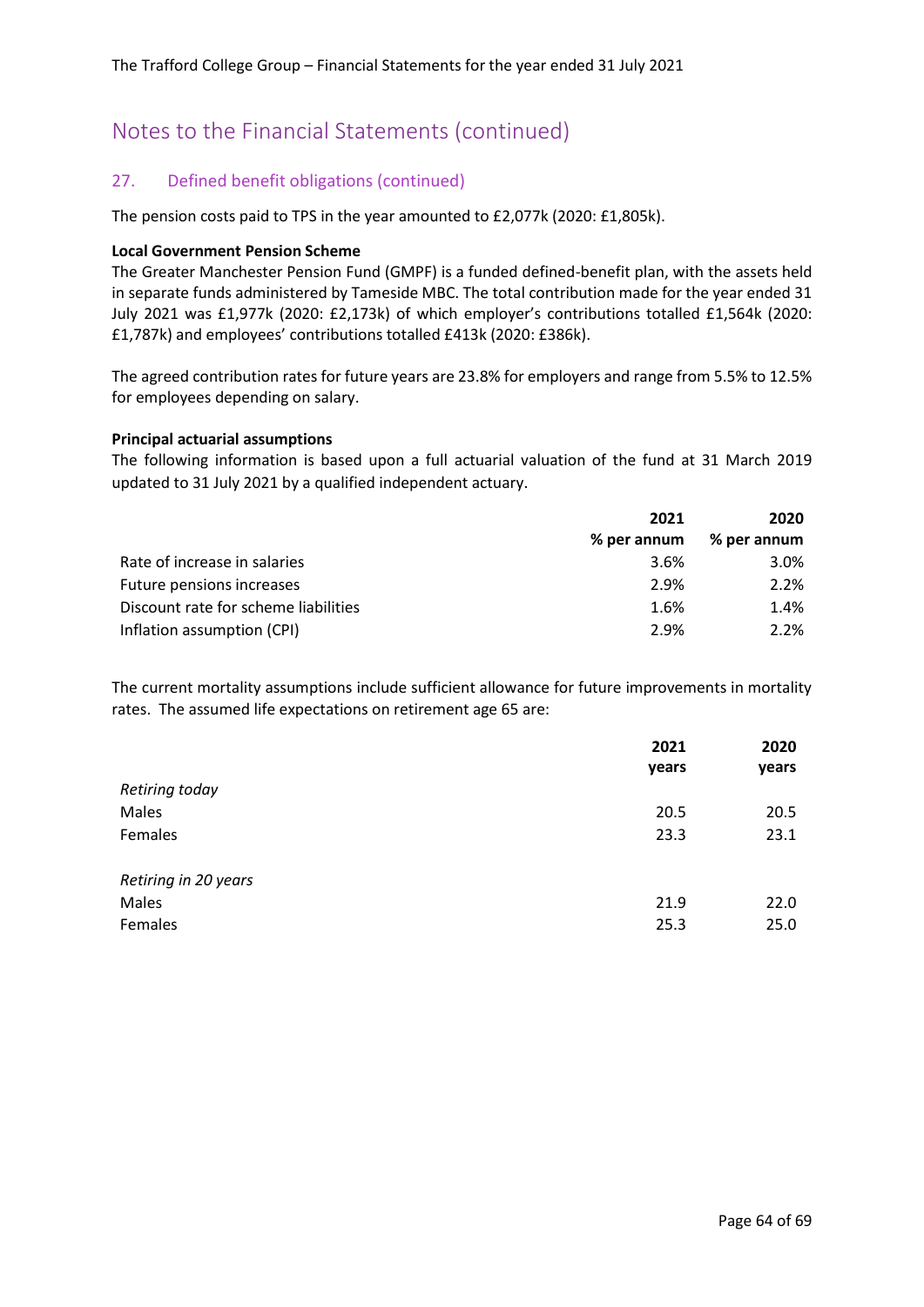# Notes to the Financial Statements (continued)

## 27. Defined benefit obligations (continued)

The pension costs paid to TPS in the year amounted to £2,077k (2020: £1,805k).

**Local Government Pension Scheme**

The Greater Manchester Pension Fund (GMPF) is a funded defined-benefit plan, with the assets held in separate funds administered by Tameside MBC. The total contribution made for the year ended 31 July 2021 was £1,977k (2020: £2,173k) of which employer's contributions totalled £1,564k (2020: £1,787k) and employees' contributions totalled £413k (2020: £386k).

The agreed contribution rates for future years are 23.8% for employers and range from 5.5% to 12.5% for employees depending on salary.

**Principal actuarial assumptions**

The following information is based upon a full actuarial valuation of the fund at 31 March 2019 updated to 31 July 2021 by a qualified independent actuary.

| | 2021 | 2020 |
|---|---|---|
| | % per annum | % per annum |
| Rate of increase in salaries | 3.6% | 3.0% |
| Future pensions increases | 2.9% | 2.2% |
| Discount rate for scheme liabilities | 1.6% | 1.4% |
| Inflation assumption (CPI) | 2.9% | 2.2% |

The current mortality assumptions include sufficient allowance for future improvements in mortality rates. The assumed life expectations on retirement age 65 are:

| | 2021 | 2020 |
|---|---|---|
| | years | years |
| *Retiring today* | | |
| Males | 20.5 | 20.5 |
| Females | 23.3 | 23.1 |
| | | |
| *Retiring in 20 years* | | |
| Males | 21.9 | 22.0 |
| Females | 25.3 | 25.0 |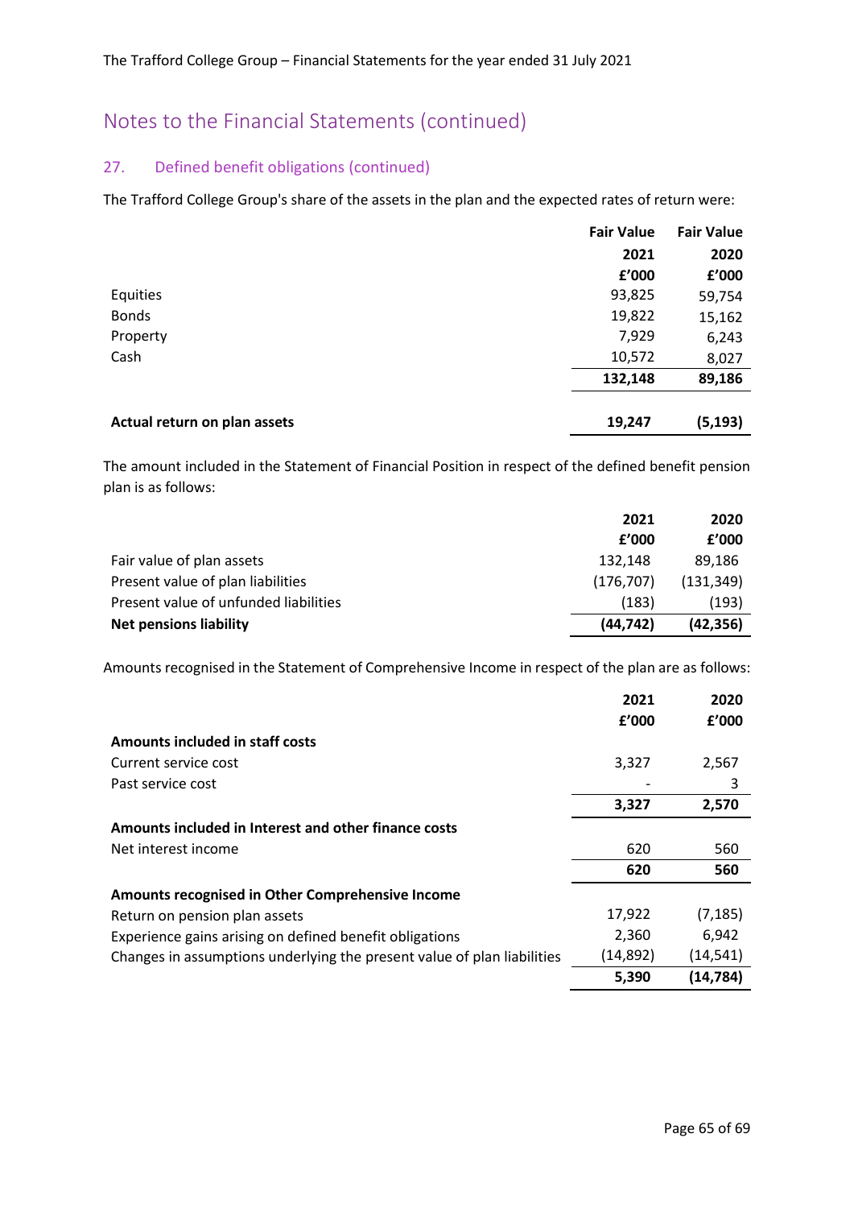# Notes to the Financial Statements (continued)

## 27. Defined benefit obligations (continued)

The Trafford College Group's share of the assets in the plan and the expected rates of return were:

| | Fair Value 2021 £'000 | Fair Value 2020 £'000 |
|---|---|---|
| Equities | 93,825 | 59,754 |
| Bonds | 19,822 | 15,162 |
| Property | 7,929 | 6,243 |
| Cash | 10,572 | 8,027 |
| | **132,148** | **89,186** |
| **Actual return on plan assets** | **19,247** | **(5,193)** |

The amount included in the Statement of Financial Position in respect of the defined benefit pension plan is as follows:

| | 2021 £'000 | 2020 £'000 |
|---|---|---|
| Fair value of plan assets | 132,148 | 89,186 |
| Present value of plan liabilities | (176,707) | (131,349) |
| Present value of unfunded liabilities | (183) | (193) |
| **Net pensions liability** | **(44,742)** | **(42,356)** |

Amounts recognised in the Statement of Comprehensive Income in respect of the plan are as follows:

| | 2021 £'000 | 2020 £'000 |
|---|---|---|
| **Amounts included in staff costs** | | |
| Current service cost | 3,327 | 2,567 |
| Past service cost | - | 3 |
| | **3,327** | **2,570** |
| **Amounts included in Interest and other finance costs** | | |
| Net interest income | 620 | 560 |
| | **620** | **560** |
| **Amounts recognised in Other Comprehensive Income** | | |
| Return on pension plan assets | 17,922 | (7,185) |
| Experience gains arising on defined benefit obligations | 2,360 | 6,942 |
| Changes in assumptions underlying the present value of plan liabilities | (14,892) | (14,541) |
| | **5,390** | **(14,784)** |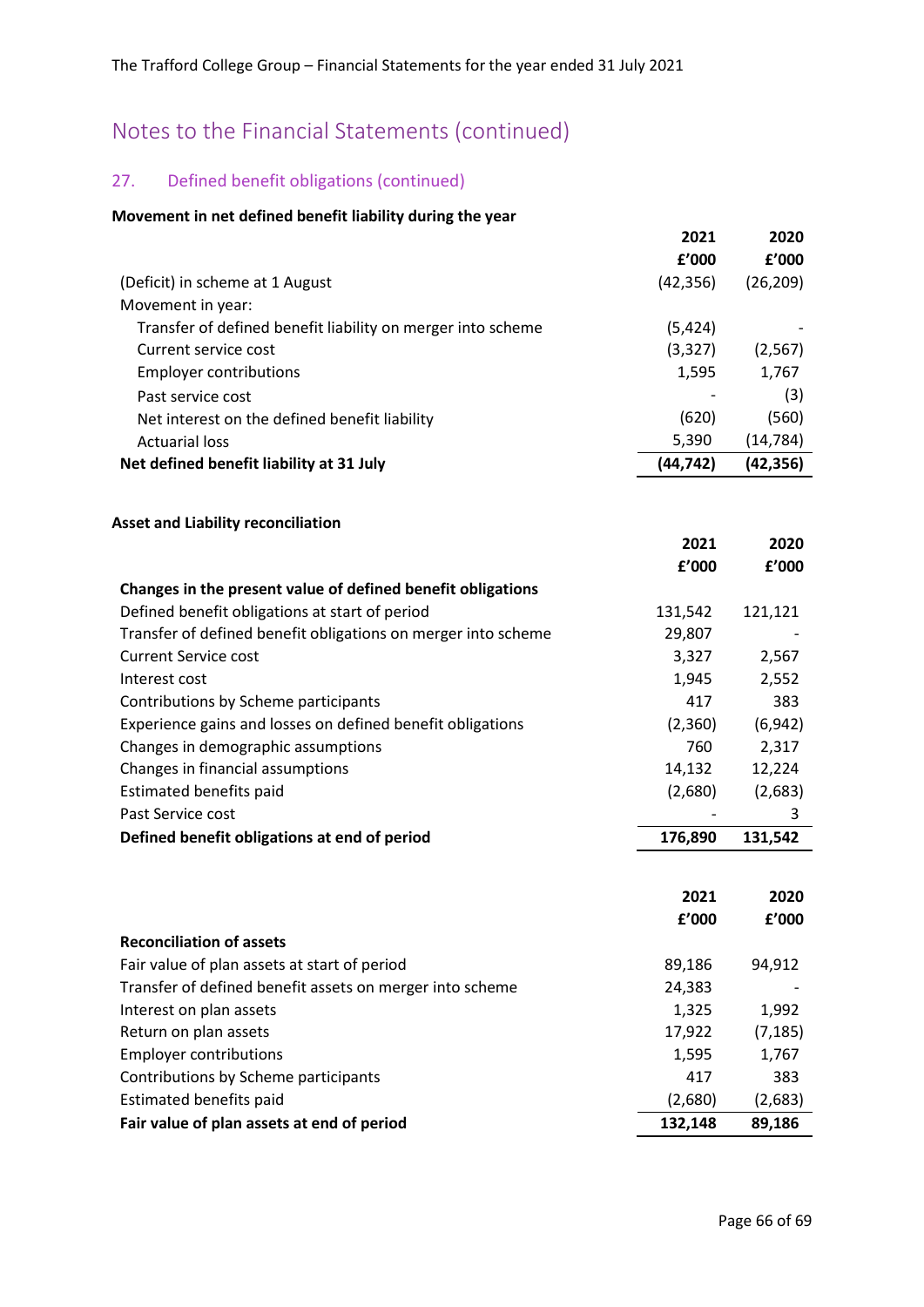# Notes to the Financial Statements (continued)

## 27. Defined benefit obligations (continued)

**Movement in net defined benefit liability during the year**

| | 2021 £'000 | 2020 £'000 |
|---|---|---|
| (Deficit) in scheme at 1 August | (42,356) | (26,209) |
| Movement in year: | | |
| Transfer of defined benefit liability on merger into scheme | (5,424) | - |
| Current service cost | (3,327) | (2,567) |
| Employer contributions | 1,595 | 1,767 |
| Past service cost | - | (3) |
| Net interest on the defined benefit liability | (620) | (560) |
| Actuarial loss | 5,390 | (14,784) |
| **Net defined benefit liability at 31 July** | **(44,742)** | **(42,356)** |

**Asset and Liability reconciliation**

| | 2021 £'000 | 2020 £'000 |
|---|---|---|
| **Changes in the present value of defined benefit obligations** | | |
| Defined benefit obligations at start of period | 131,542 | 121,121 |
| Transfer of defined benefit obligations on merger into scheme | 29,807 | - |
| Current Service cost | 3,327 | 2,567 |
| Interest cost | 1,945 | 2,552 |
| Contributions by Scheme participants | 417 | 383 |
| Experience gains and losses on defined benefit obligations | (2,360) | (6,942) |
| Changes in demographic assumptions | 760 | 2,317 |
| Changes in financial assumptions | 14,132 | 12,224 |
| Estimated benefits paid | (2,680) | (2,683) |
| Past Service cost | - | 3 |
| **Defined benefit obligations at end of period** | **176,890** | **131,542** |

| | 2021 £'000 | 2020 £'000 |
|---|---|---|
| **Reconciliation of assets** | | |
| Fair value of plan assets at start of period | 89,186 | 94,912 |
| Transfer of defined benefit assets on merger into scheme | 24,383 | - |
| Interest on plan assets | 1,325 | 1,992 |
| Return on plan assets | 17,922 | (7,185) |
| Employer contributions | 1,595 | 1,767 |
| Contributions by Scheme participants | 417 | 383 |
| Estimated benefits paid | (2,680) | (2,683) |
| **Fair value of plan assets at end of period** | **132,148** | **89,186** |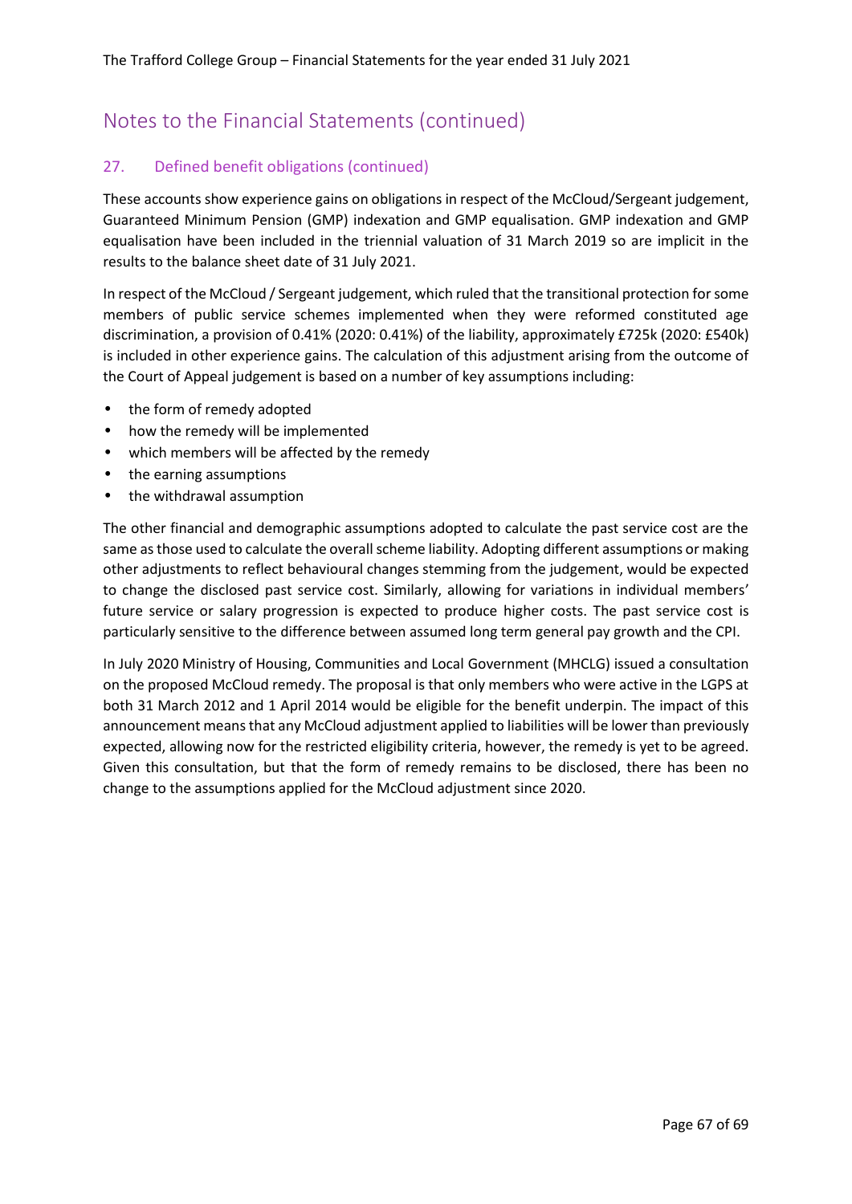# Notes to the Financial Statements (continued)

## 27. Defined benefit obligations (continued)

These accounts show experience gains on obligations in respect of the McCloud/Sergeant judgement, Guaranteed Minimum Pension (GMP) indexation and GMP equalisation. GMP indexation and GMP equalisation have been included in the triennial valuation of 31 March 2019 so are implicit in the results to the balance sheet date of 31 July 2021.

In respect of the McCloud / Sergeant judgement, which ruled that the transitional protection for some members of public service schemes implemented when they were reformed constituted age discrimination, a provision of 0.41% (2020: 0.41%) of the liability, approximately £725k (2020: £540k) is included in other experience gains. The calculation of this adjustment arising from the outcome of the Court of Appeal judgement is based on a number of key assumptions including:

- the form of remedy adopted
- how the remedy will be implemented
- which members will be affected by the remedy
- the earning assumptions
- the withdrawal assumption

The other financial and demographic assumptions adopted to calculate the past service cost are the same as those used to calculate the overall scheme liability. Adopting different assumptions or making other adjustments to reflect behavioural changes stemming from the judgement, would be expected to change the disclosed past service cost. Similarly, allowing for variations in individual members' future service or salary progression is expected to produce higher costs. The past service cost is particularly sensitive to the difference between assumed long term general pay growth and the CPI.

In July 2020 Ministry of Housing, Communities and Local Government (MHCLG) issued a consultation on the proposed McCloud remedy. The proposal is that only members who were active in the LGPS at both 31 March 2012 and 1 April 2014 would be eligible for the benefit underpin. The impact of this announcement means that any McCloud adjustment applied to liabilities will be lower than previously expected, allowing now for the restricted eligibility criteria, however, the remedy is yet to be agreed. Given this consultation, but that the form of remedy remains to be disclosed, there has been no change to the assumptions applied for the McCloud adjustment since 2020.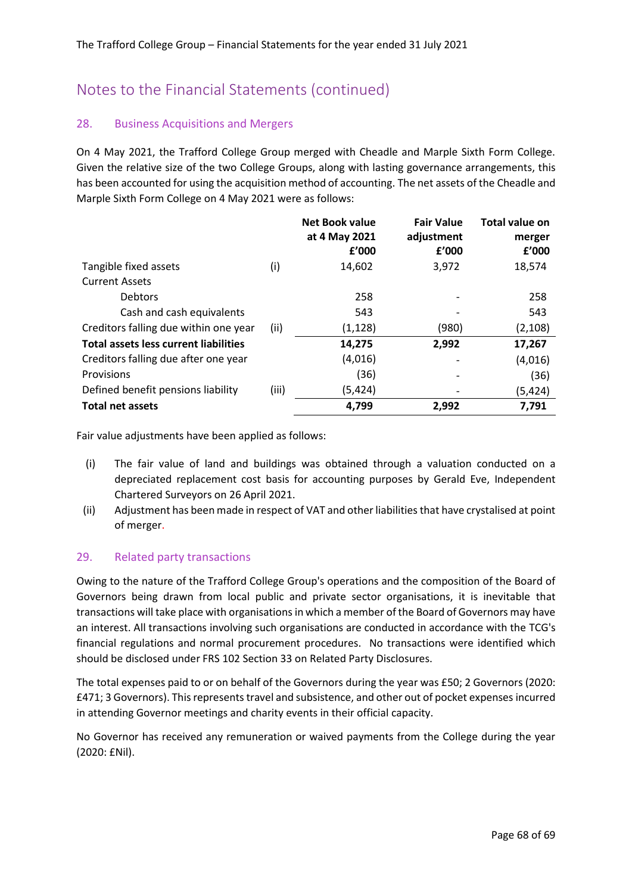# Notes to the Financial Statements (continued)

## 28. Business Acquisitions and Mergers

On 4 May 2021, the Trafford College Group merged with Cheadle and Marple Sixth Form College. Given the relative size of the two College Groups, along with lasting governance arrangements, this has been accounted for using the acquisition method of accounting. The net assets of the Cheadle and Marple Sixth Form College on 4 May 2021 were as follows:

| | | Net Book value at 4 May 2021 £'000 | Fair Value adjustment £'000 | Total value on merger £'000 |
|---|---|---|---|---|
| Tangible fixed assets | (i) | 14,602 | 3,972 | 18,574 |
| Current Assets | | | | |
| Debtors | | 258 | - | 258 |
| Cash and cash equivalents | | 543 | - | 543 |
| Creditors falling due within one year | (ii) | (1,128) | (980) | (2,108) |
| **Total assets less current liabilities** | | **14,275** | **2,992** | **17,267** |
| Creditors falling due after one year | | (4,016) | - | (4,016) |
| Provisions | | (36) | - | (36) |
| Defined benefit pensions liability | (iii) | (5,424) | - | (5,424) |
| **Total net assets** | | **4,799** | **2,992** | **7,791** |

Fair value adjustments have been applied as follows:

(i) The fair value of land and buildings was obtained through a valuation conducted on a depreciated replacement cost basis for accounting purposes by Gerald Eve, Independent Chartered Surveyors on 26 April 2021.

(ii) Adjustment has been made in respect of VAT and other liabilities that have crystalised at point of merger.

## 29. Related party transactions

Owing to the nature of the Trafford College Group's operations and the composition of the Board of Governors being drawn from local public and private sector organisations, it is inevitable that transactions will take place with organisations in which a member of the Board of Governors may have an interest. All transactions involving such organisations are conducted in accordance with the TCG's financial regulations and normal procurement procedures. No transactions were identified which should be disclosed under FRS 102 Section 33 on Related Party Disclosures.

The total expenses paid to or on behalf of the Governors during the year was £50; 2 Governors (2020: £471; 3 Governors). This represents travel and subsistence, and other out of pocket expenses incurred in attending Governor meetings and charity events in their official capacity.

No Governor has received any remuneration or waived payments from the College during the year (2020: £Nil).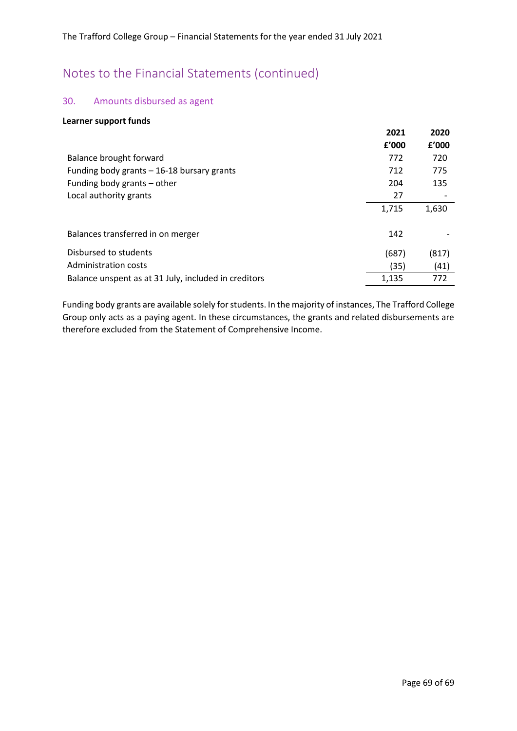# Notes to the Financial Statements (continued)

## 30. Amounts disbursed as agent

**Learner support funds**

| | 2021 | 2020 |
|---|---|---|
| | £'000 | £'000 |
| Balance brought forward | 772 | 720 |
| Funding body grants – 16-18 bursary grants | 712 | 775 |
| Funding body grants – other | 204 | 135 |
| Local authority grants | 27 | - |
| | 1,715 | 1,630 |
| Balances transferred in on merger | 142 | - |
| Disbursed to students | (687) | (817) |
| Administration costs | (35) | (41) |
| Balance unspent as at 31 July, included in creditors | 1,135 | 772 |

Funding body grants are available solely for students. In the majority of instances, The Trafford College Group only acts as a paying agent. In these circumstances, the grants and related disbursements are therefore excluded from the Statement of Comprehensive Income.